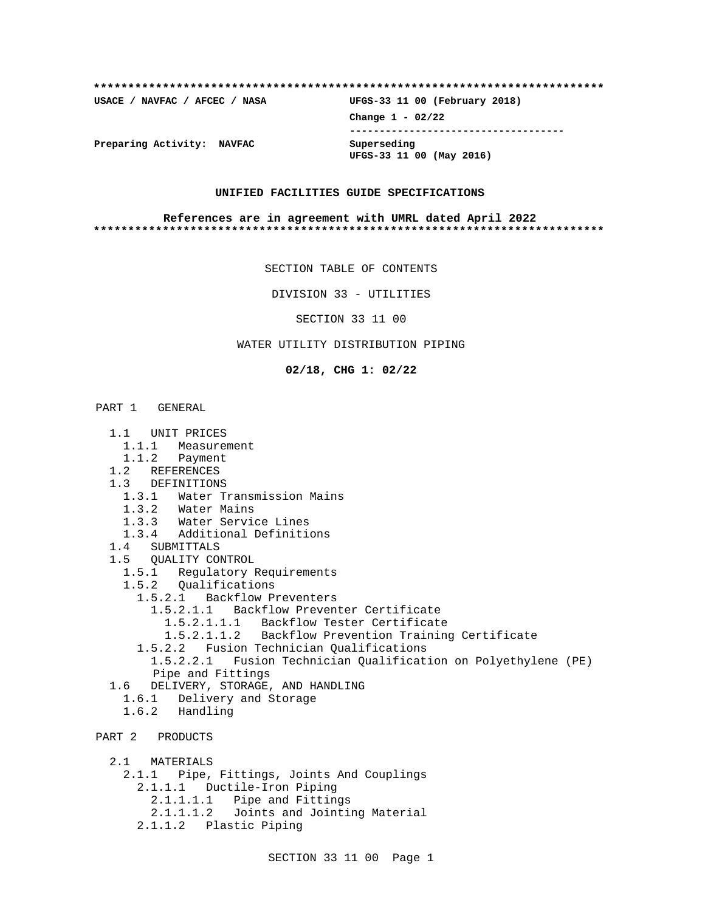```
**************************************************************************
USACE / NAVFAC / AFCEC / NASA            UFGS-33 11 00 (February 2018)
                                         Change 1 - 02/22
                                         -----------------------------------
Preparing Activity:  NAVFAC              Superseding
                                         UFGS-33 11 00 (May 2016)
```

**UNIFIED FACILITIES GUIDE SPECIFICATIONS**

**References are in agreement with UMRL dated April 2022**

```
**************************************************************************
```

SECTION TABLE OF CONTENTS

DIVISION 33 - UTILITIES

SECTION 33 11 00

WATER UTILITY DISTRIBUTION PIPING

**02/18, CHG 1: 02/22**

PART 1 GENERAL

- 1.1 UNIT PRICES
  - 1.1.1 Measurement
  - 1.1.2 Payment
- 1.2 REFERENCES
- 1.3 DEFINITIONS
  - 1.3.1 Water Transmission Mains
  - 1.3.2 Water Mains
  - 1.3.3 Water Service Lines
  - 1.3.4 Additional Definitions
- 1.4 SUBMITTALS
- 1.5 QUALITY CONTROL
  - 1.5.1 Regulatory Requirements
  - 1.5.2 Qualifications
    - 1.5.2.1 Backflow Preventers
      - 1.5.2.1.1 Backflow Preventer Certificate
        - 1.5.2.1.1.1 Backflow Tester Certificate
        - 1.5.2.1.1.2 Backflow Prevention Training Certificate
    - 1.5.2.2 Fusion Technician Qualifications
      - 1.5.2.2.1 Fusion Technician Qualification on Polyethylene (PE) Pipe and Fittings
- 1.6 DELIVERY, STORAGE, AND HANDLING
  - 1.6.1 Delivery and Storage
  - 1.6.2 Handling

PART 2 PRODUCTS

- 2.1 MATERIALS
  - 2.1.1 Pipe, Fittings, Joints And Couplings
    - 2.1.1.1 Ductile-Iron Piping
      - 2.1.1.1.1 Pipe and Fittings
      - 2.1.1.1.2 Joints and Jointing Material
    - 2.1.1.2 Plastic Piping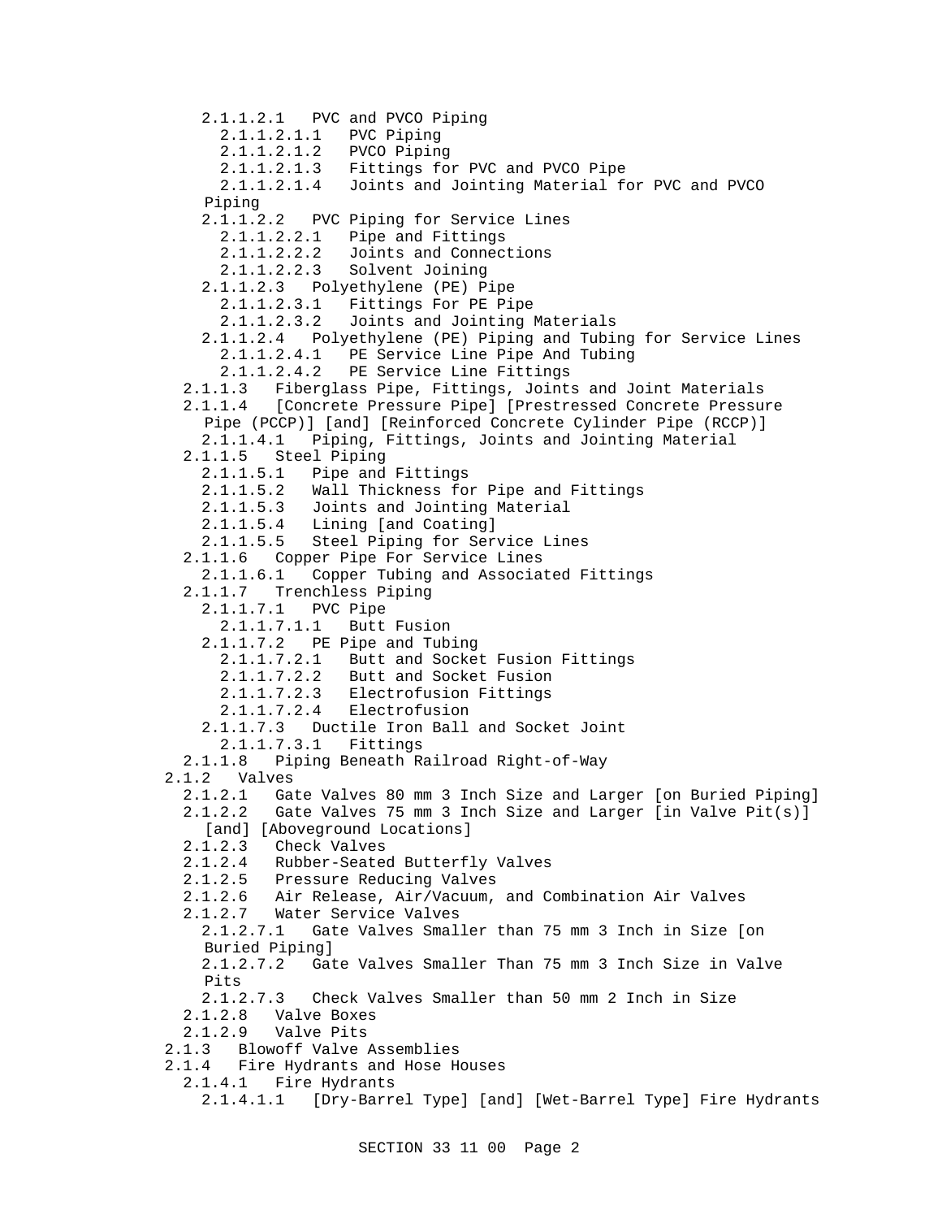2.1.1.2.1 PVC and PVCO Piping
2.1.1.2.1.1 PVC Piping
2.1.1.2.1.2 PVCO Piping
2.1.1.2.1.3 Fittings for PVC and PVCO Pipe
2.1.1.2.1.4 Joints and Jointing Material for PVC and PVCO Piping
2.1.1.2.2 PVC Piping for Service Lines
2.1.1.2.2.1 Pipe and Fittings
2.1.1.2.2.2 Joints and Connections
2.1.1.2.2.3 Solvent Joining
2.1.1.2.3 Polyethylene (PE) Pipe
2.1.1.2.3.1 Fittings For PE Pipe
2.1.1.2.3.2 Joints and Jointing Materials
2.1.1.2.4 Polyethylene (PE) Piping and Tubing for Service Lines
2.1.1.2.4.1 PE Service Line Pipe And Tubing
2.1.1.2.4.2 PE Service Line Fittings
2.1.1.3 Fiberglass Pipe, Fittings, Joints and Joint Materials
2.1.1.4 [Concrete Pressure Pipe] [Prestressed Concrete Pressure Pipe (PCCP)] [and] [Reinforced Concrete Cylinder Pipe (RCCP)]
2.1.1.4.1 Piping, Fittings, Joints and Jointing Material
2.1.1.5 Steel Piping
2.1.1.5.1 Pipe and Fittings
2.1.1.5.2 Wall Thickness for Pipe and Fittings
2.1.1.5.3 Joints and Jointing Material
2.1.1.5.4 Lining [and Coating]
2.1.1.5.5 Steel Piping for Service Lines
2.1.1.6 Copper Pipe For Service Lines
2.1.1.6.1 Copper Tubing and Associated Fittings
2.1.1.7 Trenchless Piping
2.1.1.7.1 PVC Pipe
2.1.1.7.1.1 Butt Fusion
2.1.1.7.2 PE Pipe and Tubing
2.1.1.7.2.1 Butt and Socket Fusion Fittings
2.1.1.7.2.2 Butt and Socket Fusion
2.1.1.7.2.3 Electrofusion Fittings
2.1.1.7.2.4 Electrofusion
2.1.1.7.3 Ductile Iron Ball and Socket Joint
2.1.1.7.3.1 Fittings
2.1.1.8 Piping Beneath Railroad Right-of-Way
2.1.2 Valves
2.1.2.1 Gate Valves 80 mm 3 Inch Size and Larger [on Buried Piping]
2.1.2.2 Gate Valves 75 mm 3 Inch Size and Larger [in Valve Pit(s)] [and] [Aboveground Locations]
2.1.2.3 Check Valves
2.1.2.4 Rubber-Seated Butterfly Valves
2.1.2.5 Pressure Reducing Valves
2.1.2.6 Air Release, Air/Vacuum, and Combination Air Valves
2.1.2.7 Water Service Valves
2.1.2.7.1 Gate Valves Smaller than 75 mm 3 Inch in Size [on Buried Piping]
2.1.2.7.2 Gate Valves Smaller Than 75 mm 3 Inch Size in Valve Pits
2.1.2.7.3 Check Valves Smaller than 50 mm 2 Inch in Size
2.1.2.8 Valve Boxes
2.1.2.9 Valve Pits
2.1.3 Blowoff Valve Assemblies
2.1.4 Fire Hydrants and Hose Houses
2.1.4.1 Fire Hydrants
2.1.4.1.1 [Dry-Barrel Type] [and] [Wet-Barrel Type] Fire Hydrants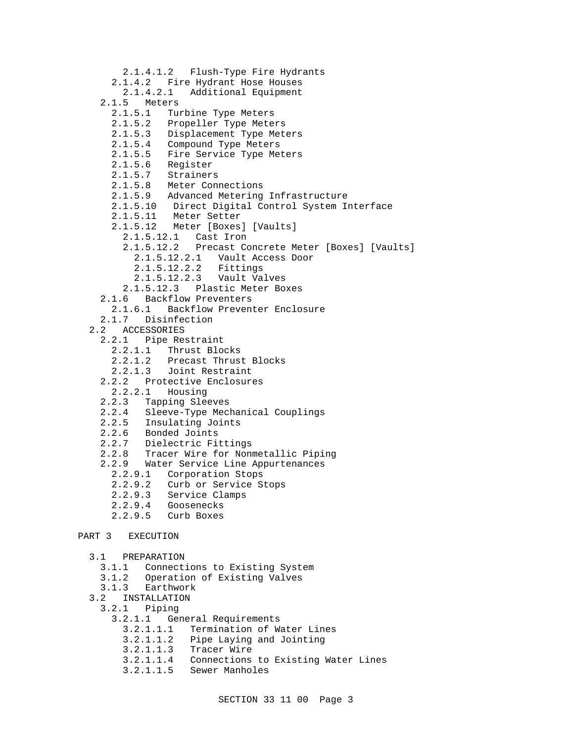2.1.4.1.2 Flush-Type Fire Hydrants
2.1.4.2 Fire Hydrant Hose Houses
2.1.4.2.1 Additional Equipment
2.1.5 Meters
2.1.5.1 Turbine Type Meters
2.1.5.2 Propeller Type Meters
2.1.5.3 Displacement Type Meters
2.1.5.4 Compound Type Meters
2.1.5.5 Fire Service Type Meters
2.1.5.6 Register
2.1.5.7 Strainers
2.1.5.8 Meter Connections
2.1.5.9 Advanced Metering Infrastructure
2.1.5.10 Direct Digital Control System Interface
2.1.5.11 Meter Setter
2.1.5.12 Meter [Boxes] [Vaults]
2.1.5.12.1 Cast Iron
2.1.5.12.2 Precast Concrete Meter [Boxes] [Vaults]
2.1.5.12.2.1 Vault Access Door
2.1.5.12.2.2 Fittings
2.1.5.12.2.3 Vault Valves
2.1.5.12.3 Plastic Meter Boxes
2.1.6 Backflow Preventers
2.1.6.1 Backflow Preventer Enclosure
2.1.7 Disinfection
2.2 ACCESSORIES
2.2.1 Pipe Restraint
2.2.1.1 Thrust Blocks
2.2.1.2 Precast Thrust Blocks
2.2.1.3 Joint Restraint
2.2.2 Protective Enclosures
2.2.2.1 Housing
2.2.3 Tapping Sleeves
2.2.4 Sleeve-Type Mechanical Couplings
2.2.5 Insulating Joints
2.2.6 Bonded Joints
2.2.7 Dielectric Fittings
2.2.8 Tracer Wire for Nonmetallic Piping
2.2.9 Water Service Line Appurtenances
2.2.9.1 Corporation Stops
2.2.9.2 Curb or Service Stops
2.2.9.3 Service Clamps
2.2.9.4 Goosenecks
2.2.9.5 Curb Boxes

PART 3 EXECUTION

3.1 PREPARATION
3.1.1 Connections to Existing System
3.1.2 Operation of Existing Valves
3.1.3 Earthwork
3.2 INSTALLATION
3.2.1 Piping
3.2.1.1 General Requirements
3.2.1.1.1 Termination of Water Lines
3.2.1.1.2 Pipe Laying and Jointing
3.2.1.1.3 Tracer Wire
3.2.1.1.4 Connections to Existing Water Lines
3.2.1.1.5 Sewer Manholes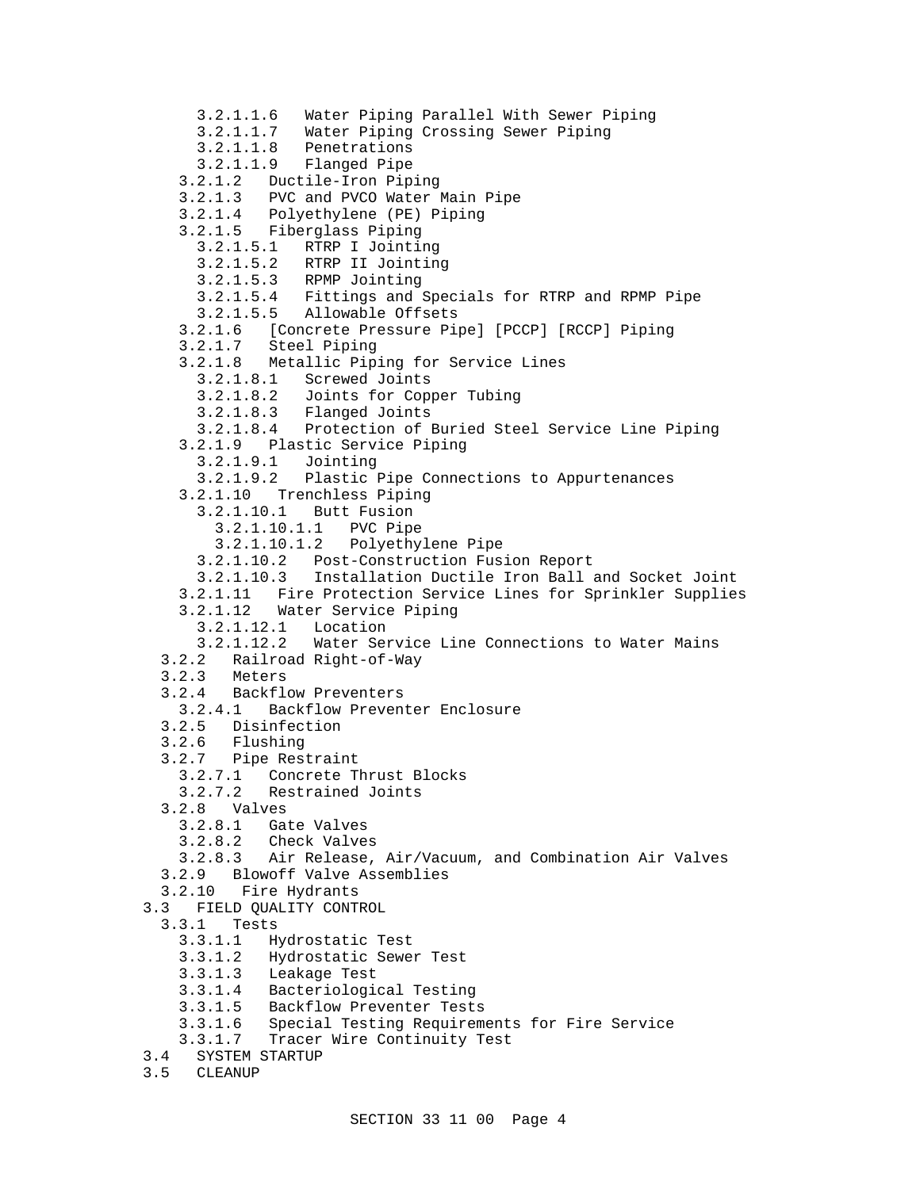```
        3.2.1.1.6   Water Piping Parallel With Sewer Piping
        3.2.1.1.7   Water Piping Crossing Sewer Piping
        3.2.1.1.8   Penetrations
        3.2.1.1.9   Flanged Pipe
      3.2.1.2   Ductile-Iron Piping
      3.2.1.3   PVC and PVCO Water Main Pipe
      3.2.1.4   Polyethylene (PE) Piping
      3.2.1.5   Fiberglass Piping
        3.2.1.5.1   RTRP I Jointing
        3.2.1.5.2   RTRP II Jointing
        3.2.1.5.3   RPMP Jointing
        3.2.1.5.4   Fittings and Specials for RTRP and RPMP Pipe
        3.2.1.5.5   Allowable Offsets
      3.2.1.6   [Concrete Pressure Pipe] [PCCP] [RCCP] Piping
      3.2.1.7   Steel Piping
      3.2.1.8   Metallic Piping for Service Lines
        3.2.1.8.1   Screwed Joints
        3.2.1.8.2   Joints for Copper Tubing
        3.2.1.8.3   Flanged Joints
        3.2.1.8.4   Protection of Buried Steel Service Line Piping
      3.2.1.9   Plastic Service Piping
        3.2.1.9.1   Jointing
        3.2.1.9.2   Plastic Pipe Connections to Appurtenances
      3.2.1.10   Trenchless Piping
        3.2.1.10.1   Butt Fusion
          3.2.1.10.1.1   PVC Pipe
          3.2.1.10.1.2   Polyethylene Pipe
        3.2.1.10.2   Post-Construction Fusion Report
        3.2.1.10.3   Installation Ductile Iron Ball and Socket Joint
      3.2.1.11   Fire Protection Service Lines for Sprinkler Supplies
      3.2.1.12   Water Service Piping
        3.2.1.12.1   Location
        3.2.1.12.2   Water Service Line Connections to Water Mains
    3.2.2   Railroad Right-of-Way
    3.2.3   Meters
    3.2.4   Backflow Preventers
      3.2.4.1   Backflow Preventer Enclosure
    3.2.5   Disinfection
    3.2.6   Flushing
    3.2.7   Pipe Restraint
      3.2.7.1   Concrete Thrust Blocks
      3.2.7.2   Restrained Joints
    3.2.8   Valves
      3.2.8.1   Gate Valves
      3.2.8.2   Check Valves
      3.2.8.3   Air Release, Air/Vacuum, and Combination Air Valves
    3.2.9   Blowoff Valve Assemblies
    3.2.10   Fire Hydrants
  3.3   FIELD QUALITY CONTROL
    3.3.1   Tests
      3.3.1.1   Hydrostatic Test
      3.3.1.2   Hydrostatic Sewer Test
      3.3.1.3   Leakage Test
      3.3.1.4   Bacteriological Testing
      3.3.1.5   Backflow Preventer Tests
      3.3.1.6   Special Testing Requirements for Fire Service
      3.3.1.7   Tracer Wire Continuity Test
  3.4   SYSTEM STARTUP
  3.5   CLEANUP
```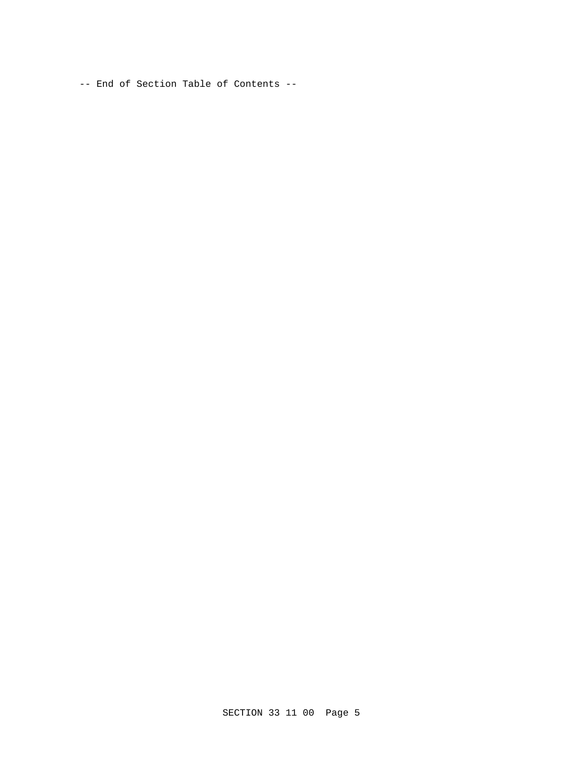-- End of Section Table of Contents --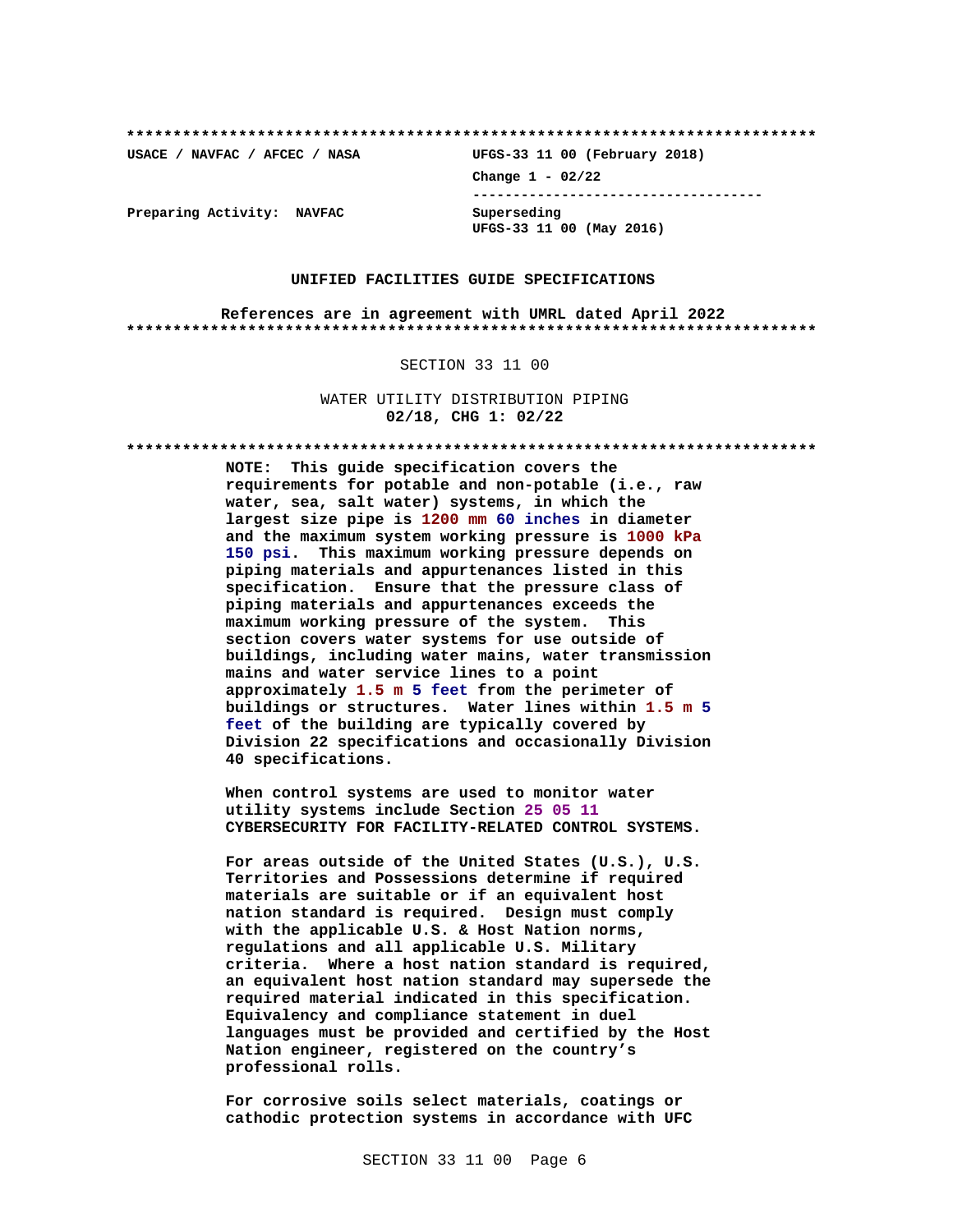**************************************************************************

**USACE / NAVFAC / AFCEC / NASA** | **UFGS-33 11 00 (February 2018)**
**Change 1 - 02/22**

**Preparing Activity: NAVFAC** | **Superseding UFGS-33 11 00 (May 2016)**

**UNIFIED FACILITIES GUIDE SPECIFICATIONS**

**References are in agreement with UMRL dated April 2022**

**************************************************************************

SECTION 33 11 00

WATER UTILITY DISTRIBUTION PIPING
**02/18, CHG 1: 02/22**

**************************************************************************

**NOTE: This guide specification covers the requirements for potable and non-potable (i.e., raw water, sea, salt water) systems, in which the largest size pipe is 1200 mm 60 inches in diameter and the maximum system working pressure is 1000 kPa 150 psi. This maximum working pressure depends on piping materials and appurtenances listed in this specification. Ensure that the pressure class of piping materials and appurtenances exceeds the maximum working pressure of the system. This section covers water systems for use outside of buildings, including water mains, water transmission mains and water service lines to a point approximately 1.5 m 5 feet from the perimeter of buildings or structures. Water lines within 1.5 m 5 feet of the building are typically covered by Division 22 specifications and occasionally Division 40 specifications.**

**When control systems are used to monitor water utility systems include Section 25 05 11 CYBERSECURITY FOR FACILITY-RELATED CONTROL SYSTEMS.**

**For areas outside of the United States (U.S.), U.S. Territories and Possessions determine if required materials are suitable or if an equivalent host nation standard is required. Design must comply with the applicable U.S. & Host Nation norms, regulations and all applicable U.S. Military criteria. Where a host nation standard is required, an equivalent host nation standard may supersede the required material indicated in this specification. Equivalency and compliance statement in duel languages must be provided and certified by the Host Nation engineer, registered on the country's professional rolls.**

**For corrosive soils select materials, coatings or cathodic protection systems in accordance with UFC**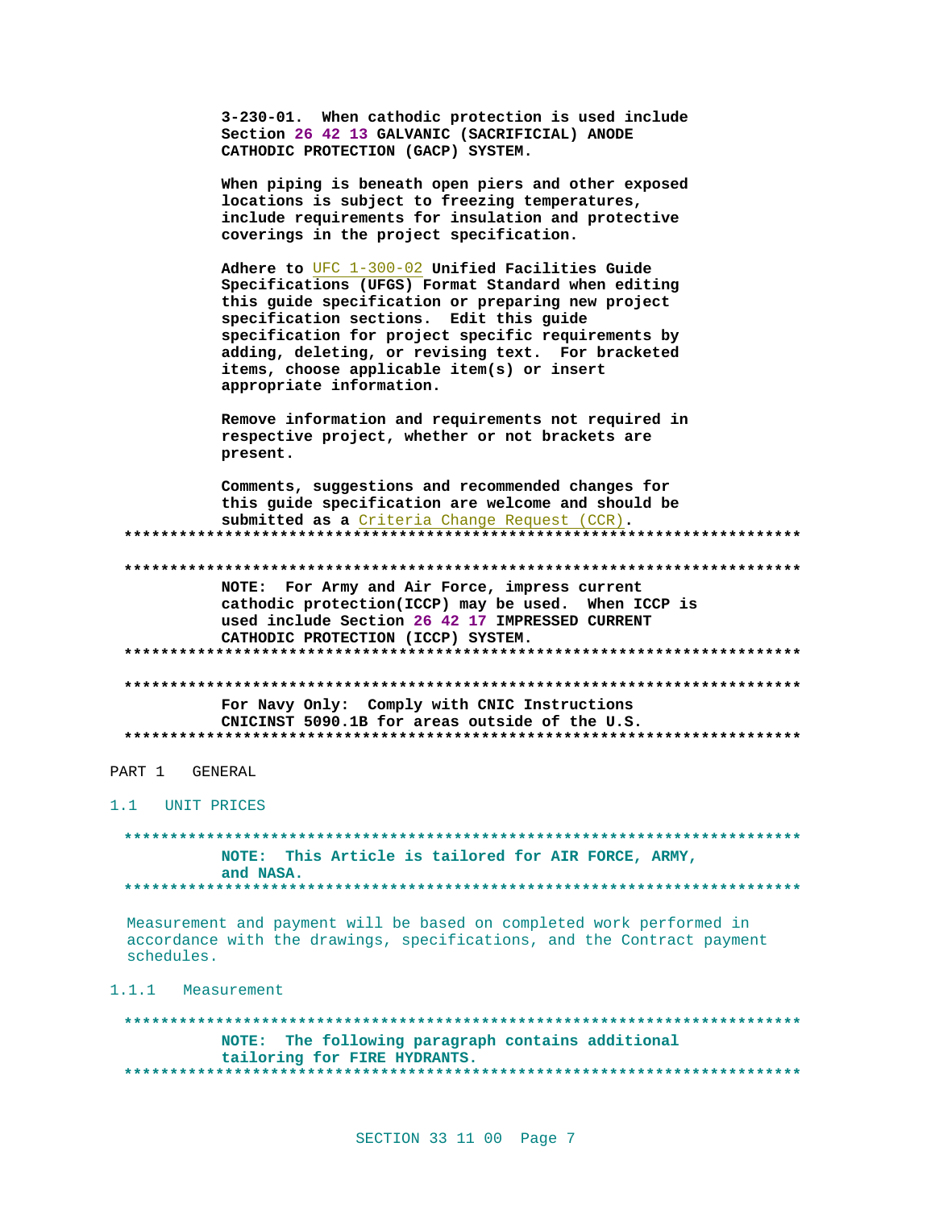3-230-01. When cathodic protection is used include Section 26 42 13 GALVANIC (SACRIFICIAL) ANODE CATHODIC PROTECTION (GACP) SYSTEM.

When piping is beneath open piers and other exposed locations is subject to freezing temperatures, include requirements for insulation and protective coverings in the project specification.

Adhere to UFC 1-300-02 Unified Facilities Guide Specifications (UFGS) Format Standard when editing this guide specification or preparing new project specification sections. Edit this guide specification for project specific requirements by adding, deleting, or revising text. For bracketed items, choose applicable item(s) or insert appropriate information.

Remove information and requirements not required in respective project, whether or not brackets are present.

Comments, suggestions and recommended changes for this guide specification are welcome and should be submitted as a Criteria Change Request (CCR).

**************************************************************************

**************************************************************************

NOTE: For Army and Air Force, impress current cathodic protection(ICCP) may be used. When ICCP is used include Section 26 42 17 IMPRESSED CURRENT CATHODIC PROTECTION (ICCP) SYSTEM.

**************************************************************************

**************************************************************************

For Navy Only: Comply with CNIC Instructions CNICINST 5090.1B for areas outside of the U.S.

**************************************************************************

# PART 1 GENERAL

## 1.1 UNIT PRICES

**************************************************************************

NOTE: This Article is tailored for AIR FORCE, ARMY, and NASA.

**************************************************************************

Measurement and payment will be based on completed work performed in accordance with the drawings, specifications, and the Contract payment schedules.

### 1.1.1 Measurement

**************************************************************************

NOTE: The following paragraph contains additional tailoring for FIRE HYDRANTS.

**************************************************************************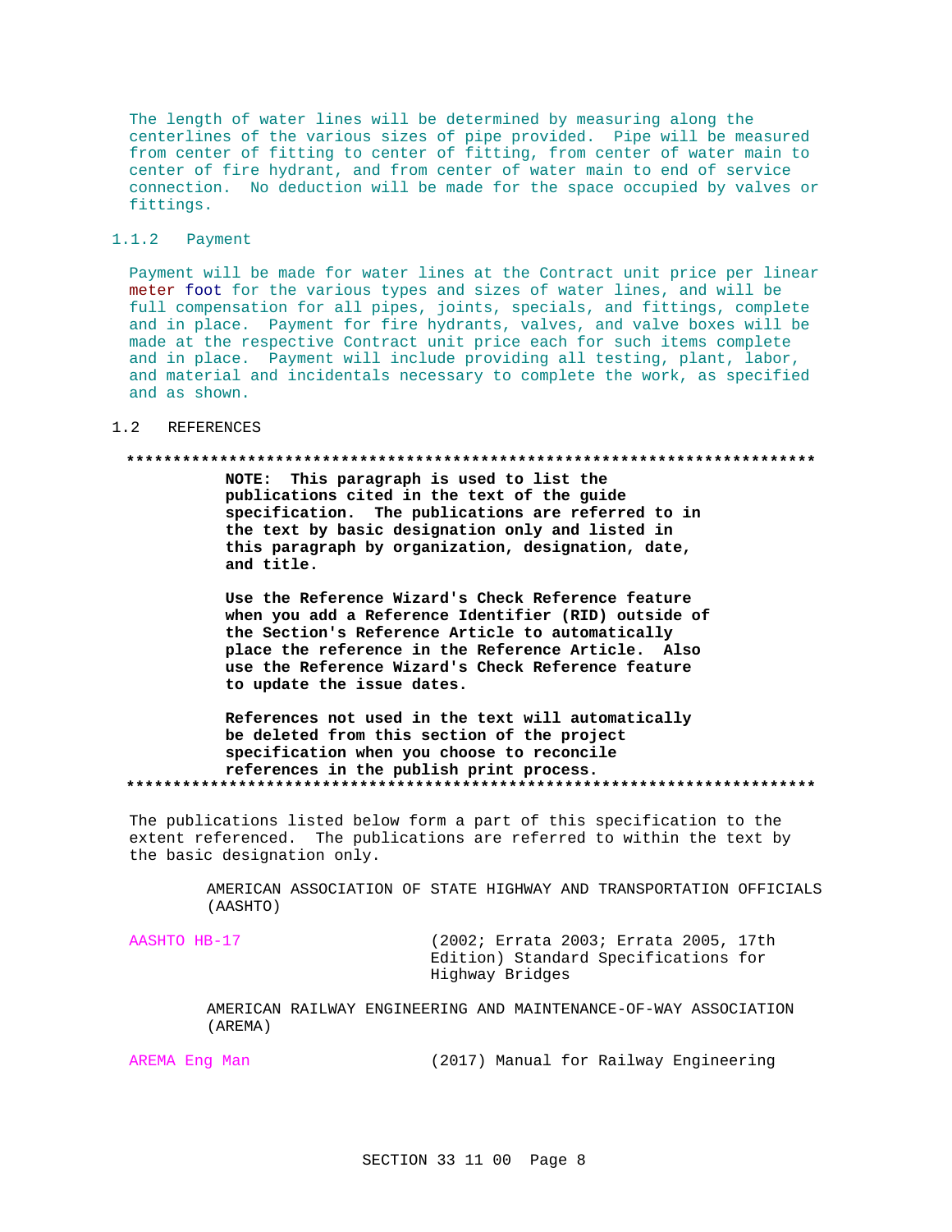The length of water lines will be determined by measuring along the centerlines of the various sizes of pipe provided. Pipe will be measured from center of fitting to center of fitting, from center of water main to center of fire hydrant, and from center of water main to end of service connection. No deduction will be made for the space occupied by valves or fittings.

### 1.1.2 Payment

Payment will be made for water lines at the Contract unit price per linear meter foot for the various types and sizes of water lines, and will be full compensation for all pipes, joints, specials, and fittings, complete and in place. Payment for fire hydrants, valves, and valve boxes will be made at the respective Contract unit price each for such items complete and in place. Payment will include providing all testing, plant, labor, and material and incidentals necessary to complete the work, as specified and as shown.

## 1.2 REFERENCES

**************************************************************************

**NOTE: This paragraph is used to list the publications cited in the text of the guide specification. The publications are referred to in the text by basic designation only and listed in this paragraph by organization, designation, date, and title.**

**Use the Reference Wizard's Check Reference feature when you add a Reference Identifier (RID) outside of the Section's Reference Article to automatically place the reference in the Reference Article. Also use the Reference Wizard's Check Reference feature to update the issue dates.**

**References not used in the text will automatically be deleted from this section of the project specification when you choose to reconcile references in the publish print process.**

**************************************************************************

The publications listed below form a part of this specification to the extent referenced. The publications are referred to within the text by the basic designation only.

AMERICAN ASSOCIATION OF STATE HIGHWAY AND TRANSPORTATION OFFICIALS (AASHTO)

| | |
|---|---|
| AASHTO HB-17 | (2002; Errata 2003; Errata 2005, 17th Edition) Standard Specifications for Highway Bridges |

AMERICAN RAILWAY ENGINEERING AND MAINTENANCE-OF-WAY ASSOCIATION (AREMA)

| | |
|---|---|
| AREMA Eng Man | (2017) Manual for Railway Engineering |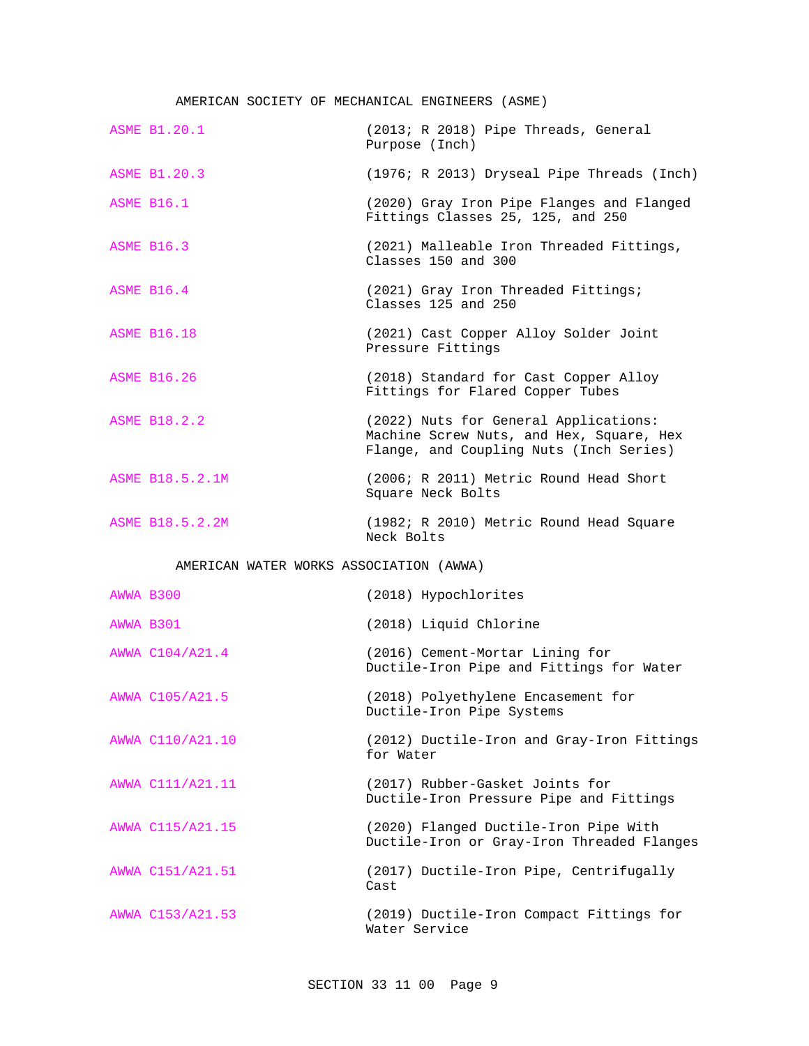AMERICAN SOCIETY OF MECHANICAL ENGINEERS (ASME)

| | |
|---|---|
| ASME B1.20.1 | (2013; R 2018) Pipe Threads, General Purpose (Inch) |
| ASME B1.20.3 | (1976; R 2013) Dryseal Pipe Threads (Inch) |
| ASME B16.1 | (2020) Gray Iron Pipe Flanges and Flanged Fittings Classes 25, 125, and 250 |
| ASME B16.3 | (2021) Malleable Iron Threaded Fittings, Classes 150 and 300 |
| ASME B16.4 | (2021) Gray Iron Threaded Fittings; Classes 125 and 250 |
| ASME B16.18 | (2021) Cast Copper Alloy Solder Joint Pressure Fittings |
| ASME B16.26 | (2018) Standard for Cast Copper Alloy Fittings for Flared Copper Tubes |
| ASME B18.2.2 | (2022) Nuts for General Applications: Machine Screw Nuts, and Hex, Square, Hex Flange, and Coupling Nuts (Inch Series) |
| ASME B18.5.2.1M | (2006; R 2011) Metric Round Head Short Square Neck Bolts |
| ASME B18.5.2.2M | (1982; R 2010) Metric Round Head Square Neck Bolts |

AMERICAN WATER WORKS ASSOCIATION (AWWA)

| | |
|---|---|
| AWWA B300 | (2018) Hypochlorites |
| AWWA B301 | (2018) Liquid Chlorine |
| AWWA C104/A21.4 | (2016) Cement-Mortar Lining for Ductile-Iron Pipe and Fittings for Water |
| AWWA C105/A21.5 | (2018) Polyethylene Encasement for Ductile-Iron Pipe Systems |
| AWWA C110/A21.10 | (2012) Ductile-Iron and Gray-Iron Fittings for Water |
| AWWA C111/A21.11 | (2017) Rubber-Gasket Joints for Ductile-Iron Pressure Pipe and Fittings |
| AWWA C115/A21.15 | (2020) Flanged Ductile-Iron Pipe With Ductile-Iron or Gray-Iron Threaded Flanges |
| AWWA C151/A21.51 | (2017) Ductile-Iron Pipe, Centrifugally Cast |
| AWWA C153/A21.53 | (2019) Ductile-Iron Compact Fittings for Water Service |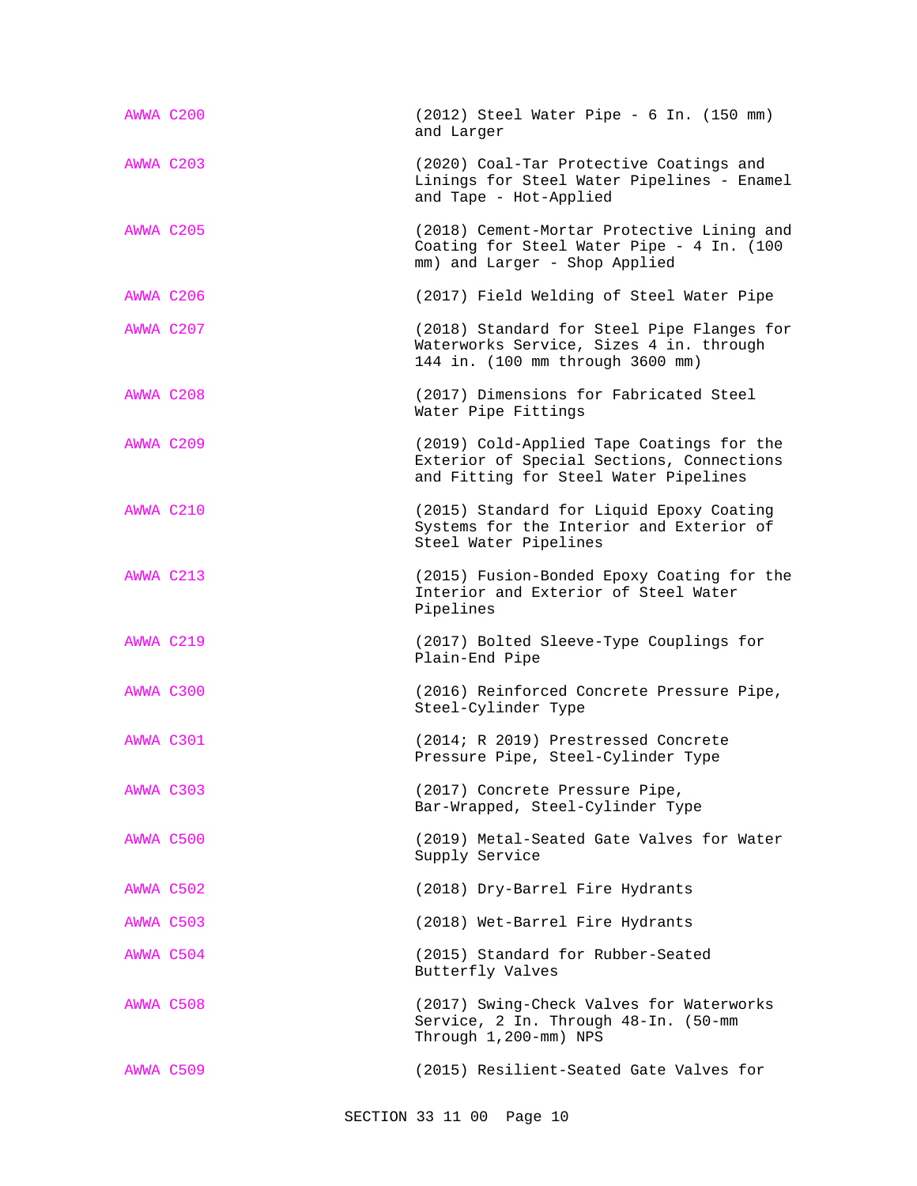AWWA C200 (2012) Steel Water Pipe - 6 In. (150 mm) and Larger

AWWA C203 (2020) Coal-Tar Protective Coatings and Linings for Steel Water Pipelines - Enamel and Tape - Hot-Applied

AWWA C205 (2018) Cement-Mortar Protective Lining and Coating for Steel Water Pipe - 4 In. (100 mm) and Larger - Shop Applied

AWWA C206 (2017) Field Welding of Steel Water Pipe

AWWA C207 (2018) Standard for Steel Pipe Flanges for Waterworks Service, Sizes 4 in. through 144 in. (100 mm through 3600 mm)

AWWA C208 (2017) Dimensions for Fabricated Steel Water Pipe Fittings

AWWA C209 (2019) Cold-Applied Tape Coatings for the Exterior of Special Sections, Connections and Fitting for Steel Water Pipelines

AWWA C210 (2015) Standard for Liquid Epoxy Coating Systems for the Interior and Exterior of Steel Water Pipelines

AWWA C213 (2015) Fusion-Bonded Epoxy Coating for the Interior and Exterior of Steel Water Pipelines

AWWA C219 (2017) Bolted Sleeve-Type Couplings for Plain-End Pipe

AWWA C300 (2016) Reinforced Concrete Pressure Pipe, Steel-Cylinder Type

AWWA C301 (2014; R 2019) Prestressed Concrete Pressure Pipe, Steel-Cylinder Type

AWWA C303 (2017) Concrete Pressure Pipe, Bar-Wrapped, Steel-Cylinder Type

AWWA C500 (2019) Metal-Seated Gate Valves for Water Supply Service

AWWA C502 (2018) Dry-Barrel Fire Hydrants

AWWA C503 (2018) Wet-Barrel Fire Hydrants

AWWA C504 (2015) Standard for Rubber-Seated Butterfly Valves

AWWA C508 (2017) Swing-Check Valves for Waterworks Service, 2 In. Through 48-In. (50-mm Through 1,200-mm) NPS

AWWA C509 (2015) Resilient-Seated Gate Valves for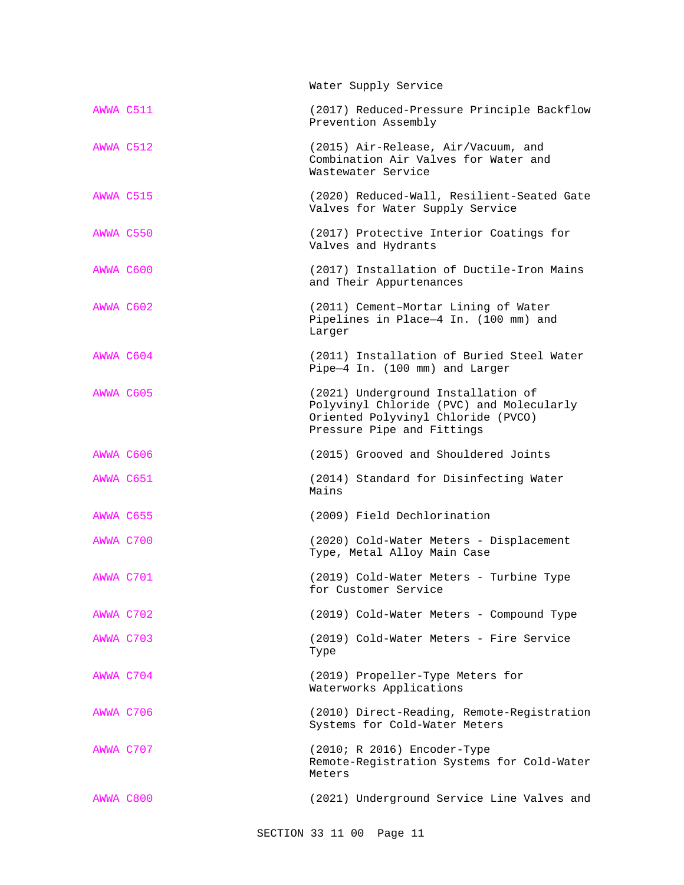Water Supply Service

AWWA C511 (2017) Reduced-Pressure Principle Backflow Prevention Assembly

AWWA C512 (2015) Air-Release, Air/Vacuum, and Combination Air Valves for Water and Wastewater Service

AWWA C515 (2020) Reduced-Wall, Resilient-Seated Gate Valves for Water Supply Service

AWWA C550 (2017) Protective Interior Coatings for Valves and Hydrants

AWWA C600 (2017) Installation of Ductile-Iron Mains and Their Appurtenances

AWWA C602 (2011) Cement–Mortar Lining of Water Pipelines in Place—4 In. (100 mm) and Larger

AWWA C604 (2011) Installation of Buried Steel Water Pipe—4 In. (100 mm) and Larger

AWWA C605 (2021) Underground Installation of Polyvinyl Chloride (PVC) and Molecularly Oriented Polyvinyl Chloride (PVCO) Pressure Pipe and Fittings

AWWA C606 (2015) Grooved and Shouldered Joints

AWWA C651 (2014) Standard for Disinfecting Water Mains

AWWA C655 (2009) Field Dechlorination

AWWA C700 (2020) Cold-Water Meters - Displacement Type, Metal Alloy Main Case

AWWA C701 (2019) Cold-Water Meters - Turbine Type for Customer Service

AWWA C702 (2019) Cold-Water Meters - Compound Type

AWWA C703 (2019) Cold-Water Meters - Fire Service Type

AWWA C704 (2019) Propeller-Type Meters for Waterworks Applications

AWWA C706 (2010) Direct-Reading, Remote-Registration Systems for Cold-Water Meters

AWWA C707 (2010; R 2016) Encoder-Type Remote-Registration Systems for Cold-Water Meters

AWWA C800 (2021) Underground Service Line Valves and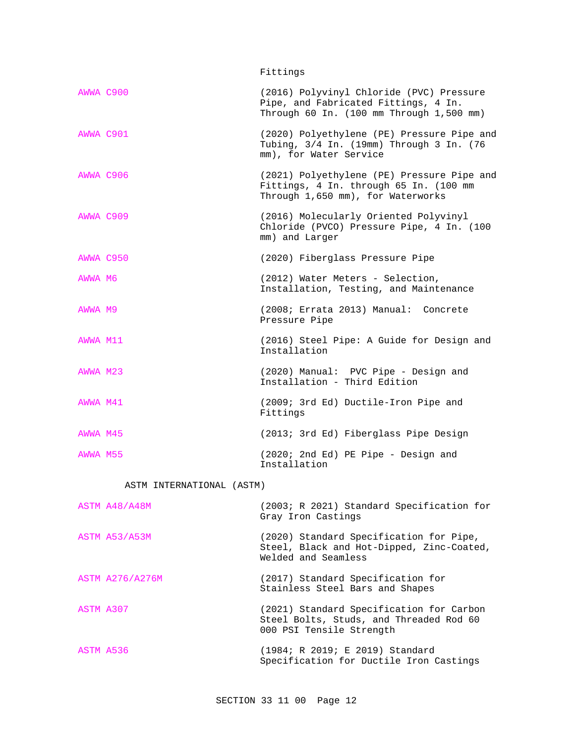Fittings

AWWA C900 (2016) Polyvinyl Chloride (PVC) Pressure Pipe, and Fabricated Fittings, 4 In. Through 60 In. (100 mm Through 1,500 mm)

AWWA C901 (2020) Polyethylene (PE) Pressure Pipe and Tubing, 3/4 In. (19mm) Through 3 In. (76 mm), for Water Service

AWWA C906 (2021) Polyethylene (PE) Pressure Pipe and Fittings, 4 In. through 65 In. (100 mm Through 1,650 mm), for Waterworks

AWWA C909 (2016) Molecularly Oriented Polyvinyl Chloride (PVCO) Pressure Pipe, 4 In. (100 mm) and Larger

AWWA C950 (2020) Fiberglass Pressure Pipe

AWWA M6 (2012) Water Meters - Selection, Installation, Testing, and Maintenance

AWWA M9 (2008; Errata 2013) Manual: Concrete Pressure Pipe

AWWA M11 (2016) Steel Pipe: A Guide for Design and Installation

AWWA M23 (2020) Manual: PVC Pipe - Design and Installation - Third Edition

AWWA M41 (2009; 3rd Ed) Ductile-Iron Pipe and Fittings

AWWA M45 (2013; 3rd Ed) Fiberglass Pipe Design

AWWA M55 (2020; 2nd Ed) PE Pipe - Design and Installation

ASTM INTERNATIONAL (ASTM)

ASTM A48/A48M (2003; R 2021) Standard Specification for Gray Iron Castings

ASTM A53/A53M (2020) Standard Specification for Pipe, Steel, Black and Hot-Dipped, Zinc-Coated, Welded and Seamless

ASTM A276/A276M (2017) Standard Specification for Stainless Steel Bars and Shapes

ASTM A307 (2021) Standard Specification for Carbon Steel Bolts, Studs, and Threaded Rod 60 000 PSI Tensile Strength

ASTM A536 (1984; R 2019; E 2019) Standard Specification for Ductile Iron Castings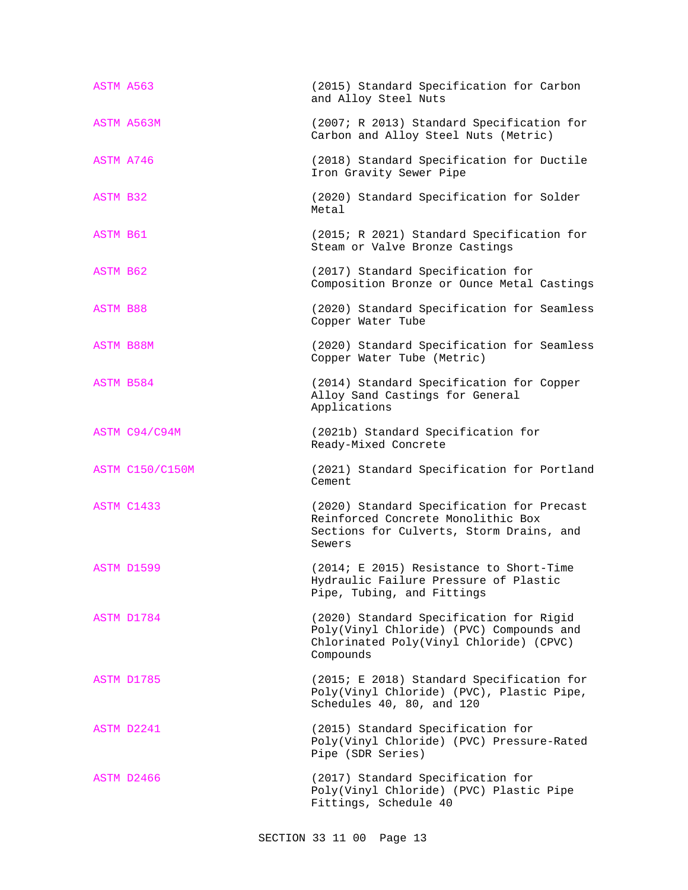ASTM A563 (2015) Standard Specification for Carbon and Alloy Steel Nuts

ASTM A563M (2007; R 2013) Standard Specification for Carbon and Alloy Steel Nuts (Metric)

ASTM A746 (2018) Standard Specification for Ductile Iron Gravity Sewer Pipe

ASTM B32 (2020) Standard Specification for Solder Metal

ASTM B61 (2015; R 2021) Standard Specification for Steam or Valve Bronze Castings

ASTM B62 (2017) Standard Specification for Composition Bronze or Ounce Metal Castings

ASTM B88 (2020) Standard Specification for Seamless Copper Water Tube

ASTM B88M (2020) Standard Specification for Seamless Copper Water Tube (Metric)

ASTM B584 (2014) Standard Specification for Copper Alloy Sand Castings for General Applications

ASTM C94/C94M (2021b) Standard Specification for Ready-Mixed Concrete

ASTM C150/C150M (2021) Standard Specification for Portland Cement

ASTM C1433 (2020) Standard Specification for Precast Reinforced Concrete Monolithic Box Sections for Culverts, Storm Drains, and Sewers

ASTM D1599 (2014; E 2015) Resistance to Short-Time Hydraulic Failure Pressure of Plastic Pipe, Tubing, and Fittings

ASTM D1784 (2020) Standard Specification for Rigid Poly(Vinyl Chloride) (PVC) Compounds and Chlorinated Poly(Vinyl Chloride) (CPVC) Compounds

ASTM D1785 (2015; E 2018) Standard Specification for Poly(Vinyl Chloride) (PVC), Plastic Pipe, Schedules 40, 80, and 120

ASTM D2241 (2015) Standard Specification for Poly(Vinyl Chloride) (PVC) Pressure-Rated Pipe (SDR Series)

ASTM D2466 (2017) Standard Specification for Poly(Vinyl Chloride) (PVC) Plastic Pipe Fittings, Schedule 40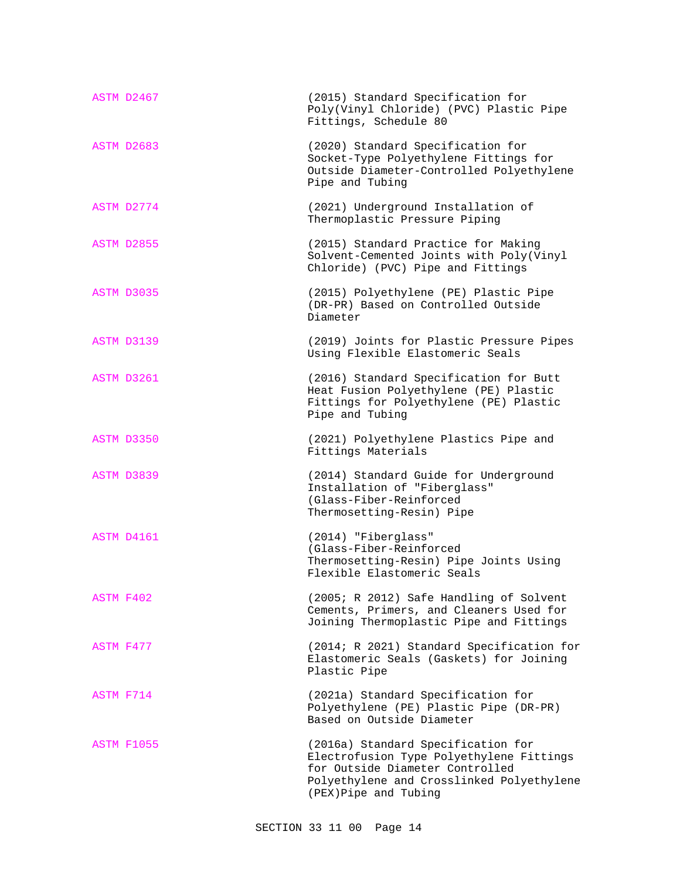ASTM D2467 (2015) Standard Specification for Poly(Vinyl Chloride) (PVC) Plastic Pipe Fittings, Schedule 80

ASTM D2683 (2020) Standard Specification for Socket-Type Polyethylene Fittings for Outside Diameter-Controlled Polyethylene Pipe and Tubing

ASTM D2774 (2021) Underground Installation of Thermoplastic Pressure Piping

ASTM D2855 (2015) Standard Practice for Making Solvent-Cemented Joints with Poly(Vinyl Chloride) (PVC) Pipe and Fittings

ASTM D3035 (2015) Polyethylene (PE) Plastic Pipe (DR-PR) Based on Controlled Outside Diameter

ASTM D3139 (2019) Joints for Plastic Pressure Pipes Using Flexible Elastomeric Seals

ASTM D3261 (2016) Standard Specification for Butt Heat Fusion Polyethylene (PE) Plastic Fittings for Polyethylene (PE) Plastic Pipe and Tubing

ASTM D3350 (2021) Polyethylene Plastics Pipe and Fittings Materials

ASTM D3839 (2014) Standard Guide for Underground Installation of "Fiberglass" (Glass-Fiber-Reinforced Thermosetting-Resin) Pipe

ASTM D4161 (2014) "Fiberglass" (Glass-Fiber-Reinforced Thermosetting-Resin) Pipe Joints Using Flexible Elastomeric Seals

ASTM F402 (2005; R 2012) Safe Handling of Solvent Cements, Primers, and Cleaners Used for Joining Thermoplastic Pipe and Fittings

ASTM F477 (2014; R 2021) Standard Specification for Elastomeric Seals (Gaskets) for Joining Plastic Pipe

ASTM F714 (2021a) Standard Specification for Polyethylene (PE) Plastic Pipe (DR-PR) Based on Outside Diameter

ASTM F1055 (2016a) Standard Specification for Electrofusion Type Polyethylene Fittings for Outside Diameter Controlled Polyethylene and Crosslinked Polyethylene (PEX)Pipe and Tubing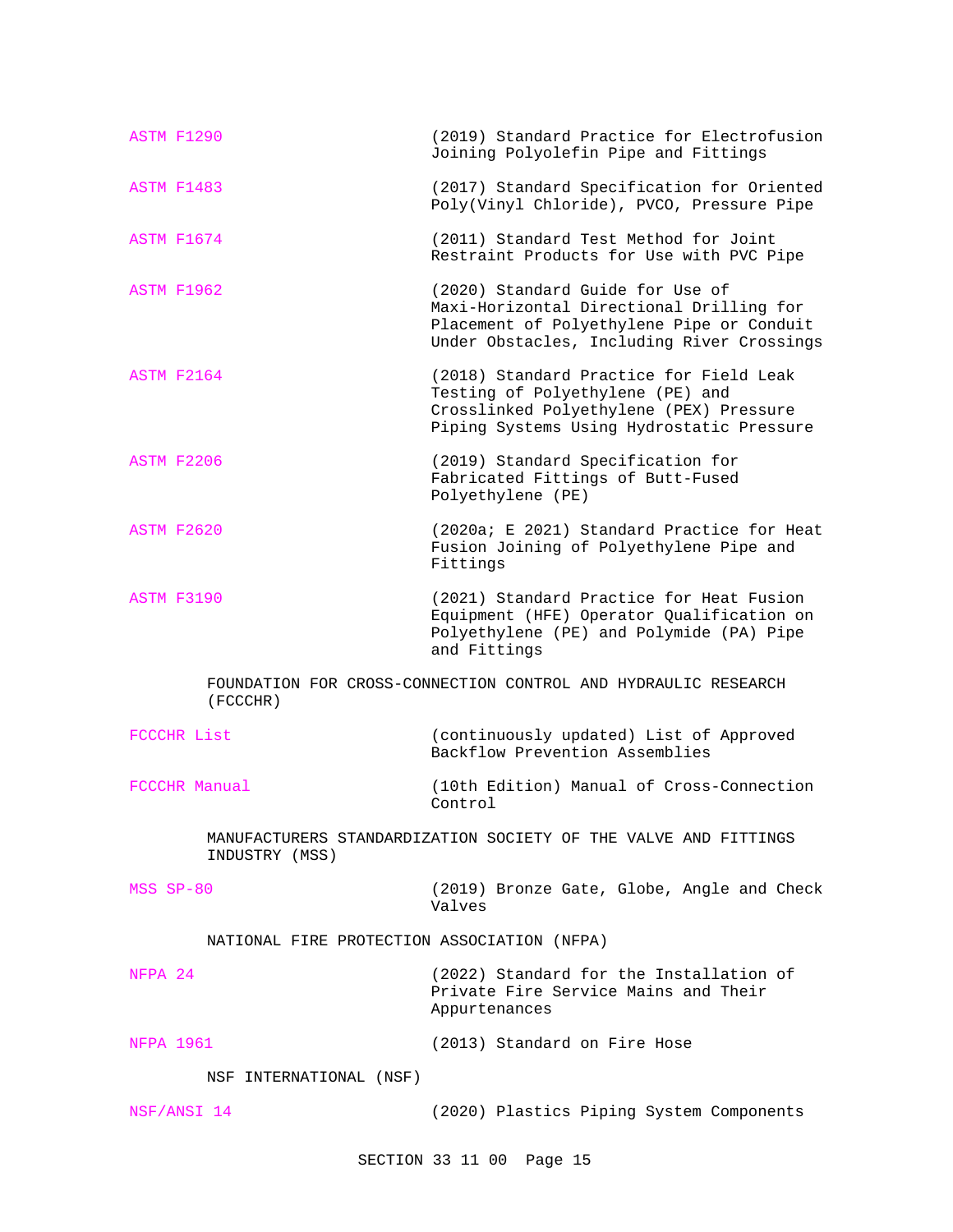ASTM F1290 (2019) Standard Practice for Electrofusion Joining Polyolefin Pipe and Fittings

ASTM F1483 (2017) Standard Specification for Oriented Poly(Vinyl Chloride), PVCO, Pressure Pipe

ASTM F1674 (2011) Standard Test Method for Joint Restraint Products for Use with PVC Pipe

ASTM F1962 (2020) Standard Guide for Use of Maxi-Horizontal Directional Drilling for Placement of Polyethylene Pipe or Conduit Under Obstacles, Including River Crossings

ASTM F2164 (2018) Standard Practice for Field Leak Testing of Polyethylene (PE) and Crosslinked Polyethylene (PEX) Pressure Piping Systems Using Hydrostatic Pressure

ASTM F2206 (2019) Standard Specification for Fabricated Fittings of Butt-Fused Polyethylene (PE)

ASTM F2620 (2020a; E 2021) Standard Practice for Heat Fusion Joining of Polyethylene Pipe and Fittings

ASTM F3190 (2021) Standard Practice for Heat Fusion Equipment (HFE) Operator Qualification on Polyethylene (PE) and Polymide (PA) Pipe and Fittings

FOUNDATION FOR CROSS-CONNECTION CONTROL AND HYDRAULIC RESEARCH (FCCCHR)

FCCCHR List (continuously updated) List of Approved Backflow Prevention Assemblies

FCCCHR Manual (10th Edition) Manual of Cross-Connection Control

MANUFACTURERS STANDARDIZATION SOCIETY OF THE VALVE AND FITTINGS INDUSTRY (MSS)

MSS SP-80 (2019) Bronze Gate, Globe, Angle and Check Valves

NATIONAL FIRE PROTECTION ASSOCIATION (NFPA)

NFPA 24 (2022) Standard for the Installation of Private Fire Service Mains and Their Appurtenances

NFPA 1961 (2013) Standard on Fire Hose

NSF INTERNATIONAL (NSF)

NSF/ANSI 14 (2020) Plastics Piping System Components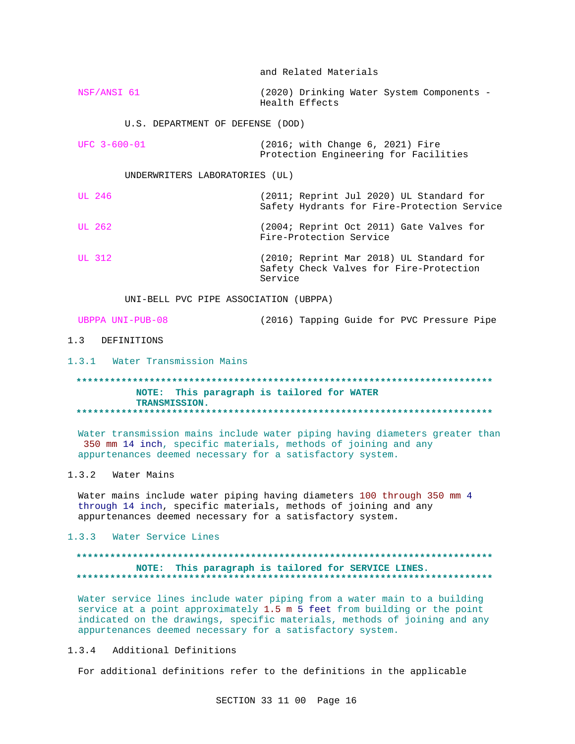and Related Materials

| | |
|---|---|
| NSF/ANSI 61 | (2020) Drinking Water System Components - Health Effects |

U.S. DEPARTMENT OF DEFENSE (DOD)

| | |
|---|---|
| UFC 3-600-01 | (2016; with Change 6, 2021) Fire Protection Engineering for Facilities |

UNDERWRITERS LABORATORIES (UL)

| | |
|---|---|
| UL 246 | (2011; Reprint Jul 2020) UL Standard for Safety Hydrants for Fire-Protection Service |
| UL 262 | (2004; Reprint Oct 2011) Gate Valves for Fire-Protection Service |
| UL 312 | (2010; Reprint Mar 2018) UL Standard for Safety Check Valves for Fire-Protection Service |

UNI-BELL PVC PIPE ASSOCIATION (UBPPA)

| | |
|---|---|
| UBPPA UNI-PUB-08 | (2016) Tapping Guide for PVC Pressure Pipe |

## 1.3 DEFINITIONS

### 1.3.1 Water Transmission Mains

**************************************************************************
**NOTE: This paragraph is tailored for WATER TRANSMISSION.**
**************************************************************************

Water transmission mains include water piping having diameters greater than 350 mm 14 inch, specific materials, methods of joining and any appurtenances deemed necessary for a satisfactory system.

### 1.3.2 Water Mains

Water mains include water piping having diameters 100 through 350 mm 4 through 14 inch, specific materials, methods of joining and any appurtenances deemed necessary for a satisfactory system.

### 1.3.3 Water Service Lines

**************************************************************************
**NOTE: This paragraph is tailored for SERVICE LINES.**
**************************************************************************

Water service lines include water piping from a water main to a building service at a point approximately 1.5 m 5 feet from building or the point indicated on the drawings, specific materials, methods of joining and any appurtenances deemed necessary for a satisfactory system.

### 1.3.4 Additional Definitions

For additional definitions refer to the definitions in the applicable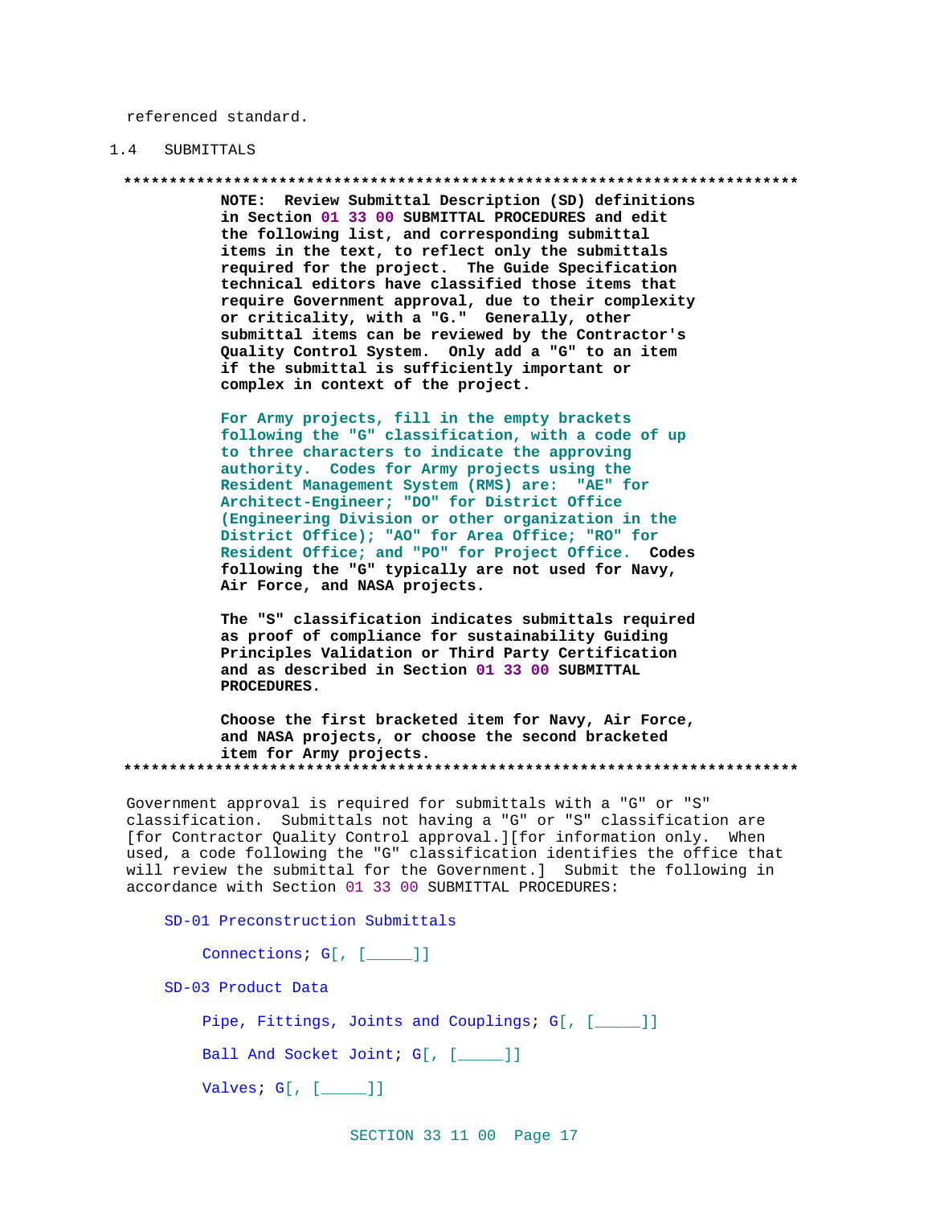referenced standard.

## 1.4 SUBMITTALS

**************************************************************************

**NOTE: Review Submittal Description (SD) definitions in Section 01 33 00 SUBMITTAL PROCEDURES and edit the following list, and corresponding submittal items in the text, to reflect only the submittals required for the project. The Guide Specification technical editors have classified those items that require Government approval, due to their complexity or criticality, with a "G." Generally, other submittal items can be reviewed by the Contractor's Quality Control System. Only add a "G" to an item if the submittal is sufficiently important or complex in context of the project.**

**For Army projects, fill in the empty brackets following the "G" classification, with a code of up to three characters to indicate the approving authority. Codes for Army projects using the Resident Management System (RMS) are: "AE" for Architect-Engineer; "DO" for District Office (Engineering Division or other organization in the District Office); "AO" for Area Office; "RO" for Resident Office; and "PO" for Project Office. Codes following the "G" typically are not used for Navy, Air Force, and NASA projects.**

**The "S" classification indicates submittals required as proof of compliance for sustainability Guiding Principles Validation or Third Party Certification and as described in Section 01 33 00 SUBMITTAL PROCEDURES.**

**Choose the first bracketed item for Navy, Air Force, and NASA projects, or choose the second bracketed item for Army projects.**

**************************************************************************

Government approval is required for submittals with a "G" or "S" classification. Submittals not having a "G" or "S" classification are [for Contractor Quality Control approval.][for information only. When used, a code following the "G" classification identifies the office that will review the submittal for the Government.] Submit the following in accordance with Section 01 33 00 SUBMITTAL PROCEDURES:

SD-01 Preconstruction Submittals

Connections; G[, [_____]]

SD-03 Product Data

Pipe, Fittings, Joints and Couplings; G[, [_____]]

Ball And Socket Joint; G[, [_____]]

Valves; G[, [_____]]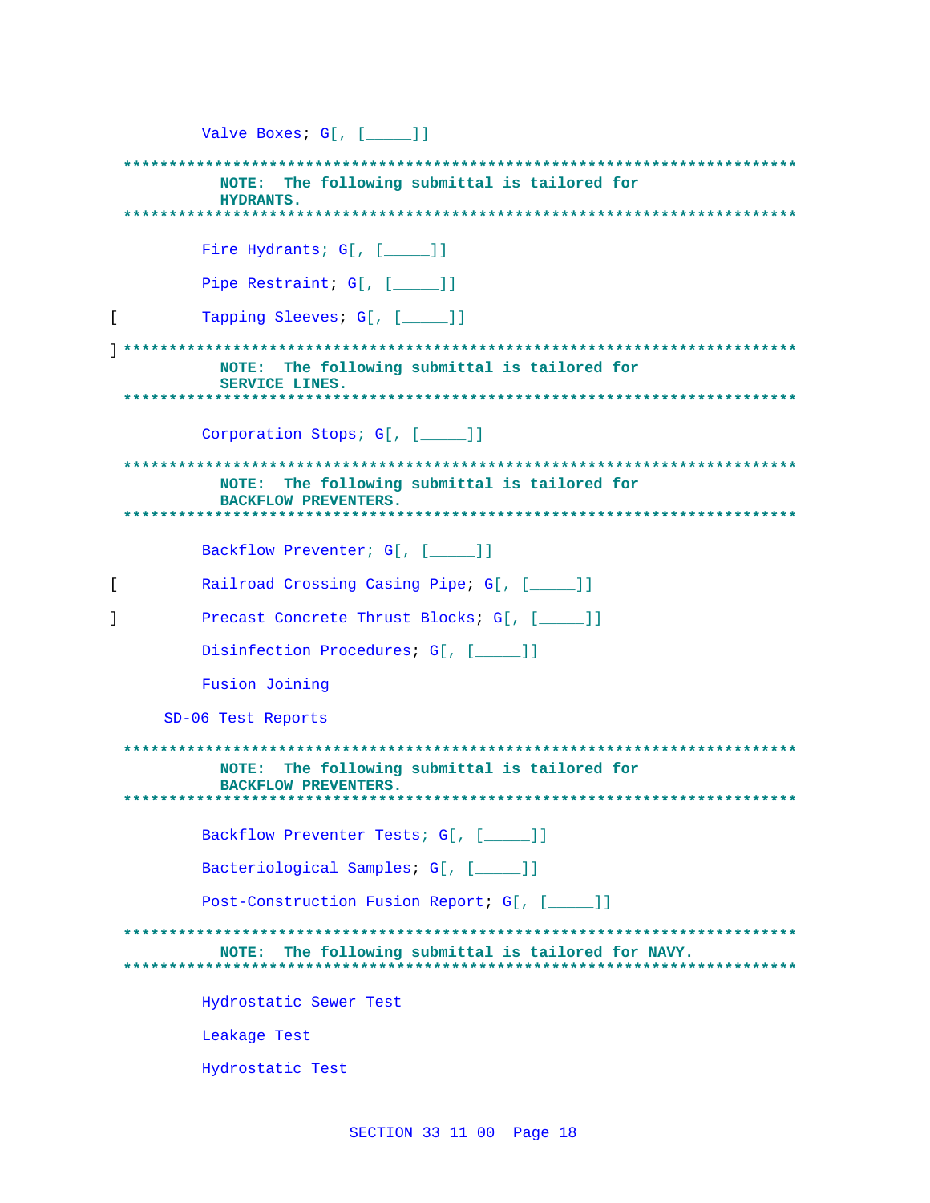Valve Boxes; G[, [_____]]

**************************************************************************
NOTE: The following submittal is tailored for HYDRANTS.
**************************************************************************

Fire Hydrants; G[, [_____]]

Pipe Restraint; G[, [_____]]

[ Tapping Sleeves; G[, [_____]]

]**************************************************************************
NOTE: The following submittal is tailored for SERVICE LINES.
**************************************************************************

Corporation Stops; G[, [_____]]

**************************************************************************
NOTE: The following submittal is tailored for BACKFLOW PREVENTERS.
**************************************************************************

Backflow Preventer; G[, [_____]]

[ Railroad Crossing Casing Pipe; G[, [_____]]

] Precast Concrete Thrust Blocks; G[, [_____]]

Disinfection Procedures; G[, [_____]]

Fusion Joining

SD-06 Test Reports

**************************************************************************
NOTE: The following submittal is tailored for BACKFLOW PREVENTERS.
**************************************************************************

Backflow Preventer Tests; G[, [_____]]

Bacteriological Samples; G[, [_____]]

Post-Construction Fusion Report; G[, [_____]]

**************************************************************************
NOTE: The following submittal is tailored for NAVY.
**************************************************************************

Hydrostatic Sewer Test

Leakage Test

Hydrostatic Test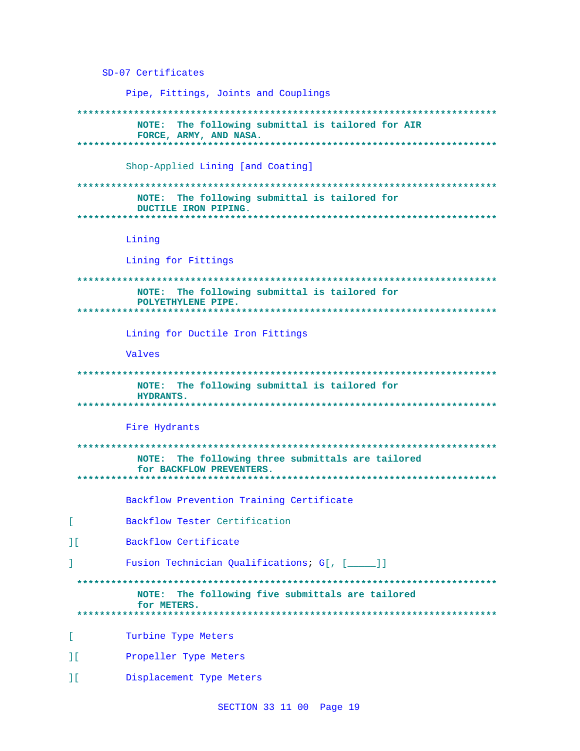SD-07 Certificates

Pipe, Fittings, Joints and Couplings

**************************************************************************
**NOTE: The following submittal is tailored for AIR FORCE, ARMY, AND NASA.**
**************************************************************************

Shop-Applied Lining [and Coating]

**************************************************************************
**NOTE: The following submittal is tailored for DUCTILE IRON PIPING.**
**************************************************************************

Lining

Lining for Fittings

**************************************************************************
**NOTE: The following submittal is tailored for POLYETHYLENE PIPE.**
**************************************************************************

Lining for Ductile Iron Fittings

Valves

**************************************************************************
**NOTE: The following submittal is tailored for HYDRANTS.**
**************************************************************************

Fire Hydrants

**************************************************************************
**NOTE: The following three submittals are tailored for BACKFLOW PREVENTERS.**
**************************************************************************

Backflow Prevention Training Certificate

[ Backflow Tester Certification

][ Backflow Certificate

] Fusion Technician Qualifications; G[, [_____]]

**************************************************************************
**NOTE: The following five submittals are tailored for METERS.**
**************************************************************************

[ Turbine Type Meters

][ Propeller Type Meters

][ Displacement Type Meters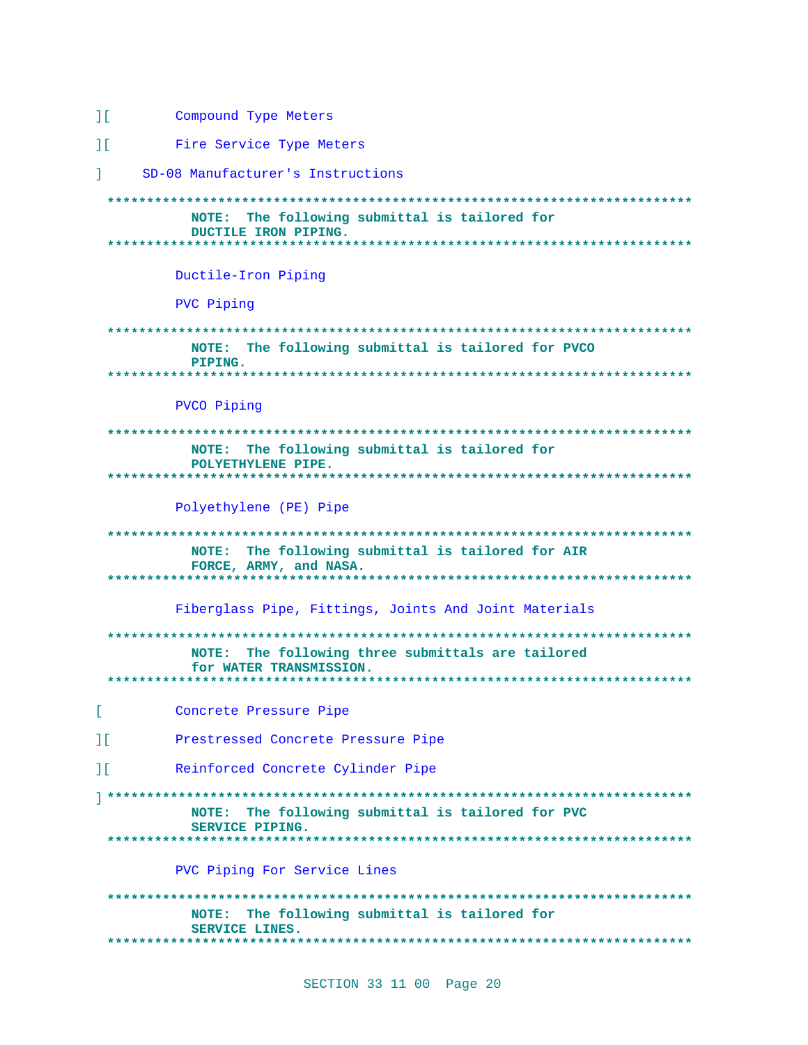][ Compound Type Meters

][ Fire Service Type Meters

] SD-08 Manufacturer's Instructions

**************************************************************************
**NOTE: The following submittal is tailored for DUCTILE IRON PIPING.**
**************************************************************************

Ductile-Iron Piping

PVC Piping

**************************************************************************
**NOTE: The following submittal is tailored for PVCO PIPING.**
**************************************************************************

PVCO Piping

**************************************************************************
**NOTE: The following submittal is tailored for POLYETHYLENE PIPE.**
**************************************************************************

Polyethylene (PE) Pipe

**************************************************************************
**NOTE: The following submittal is tailored for AIR FORCE, ARMY, and NASA.**
**************************************************************************

Fiberglass Pipe, Fittings, Joints And Joint Materials

**************************************************************************
**NOTE: The following three submittals are tailored for WATER TRANSMISSION.**
**************************************************************************

[ Concrete Pressure Pipe

][ Prestressed Concrete Pressure Pipe

][ Reinforced Concrete Cylinder Pipe

]**************************************************************************
**NOTE: The following submittal is tailored for PVC SERVICE PIPING.**
**************************************************************************

PVC Piping For Service Lines

**************************************************************************
**NOTE: The following submittal is tailored for SERVICE LINES.**
**************************************************************************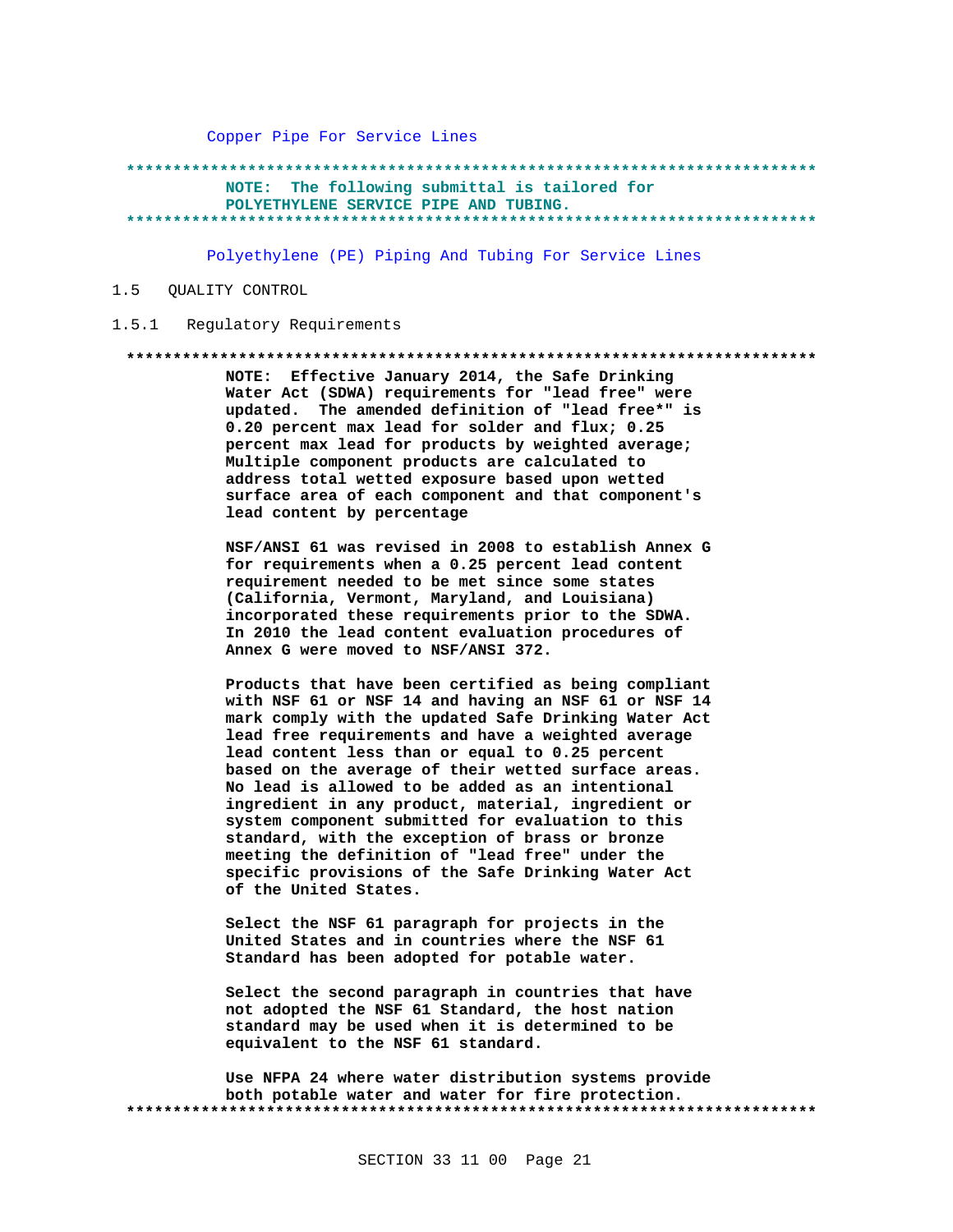Copper Pipe For Service Lines

**************************************************************************

**NOTE: The following submittal is tailored for POLYETHYLENE SERVICE PIPE AND TUBING.**

**************************************************************************

Polyethylene (PE) Piping And Tubing For Service Lines

## 1.5 QUALITY CONTROL

### 1.5.1 Regulatory Requirements

**************************************************************************

**NOTE: Effective January 2014, the Safe Drinking Water Act (SDWA) requirements for "lead free" were updated. The amended definition of "lead free*" is 0.20 percent max lead for solder and flux; 0.25 percent max lead for products by weighted average; Multiple component products are calculated to address total wetted exposure based upon wetted surface area of each component and that component's lead content by percentage**

**NSF/ANSI 61 was revised in 2008 to establish Annex G for requirements when a 0.25 percent lead content requirement needed to be met since some states (California, Vermont, Maryland, and Louisiana) incorporated these requirements prior to the SDWA. In 2010 the lead content evaluation procedures of Annex G were moved to NSF/ANSI 372.**

**Products that have been certified as being compliant with NSF 61 or NSF 14 and having an NSF 61 or NSF 14 mark comply with the updated Safe Drinking Water Act lead free requirements and have a weighted average lead content less than or equal to 0.25 percent based on the average of their wetted surface areas. No lead is allowed to be added as an intentional ingredient in any product, material, ingredient or system component submitted for evaluation to this standard, with the exception of brass or bronze meeting the definition of "lead free" under the specific provisions of the Safe Drinking Water Act of the United States.**

**Select the NSF 61 paragraph for projects in the United States and in countries where the NSF 61 Standard has been adopted for potable water.**

**Select the second paragraph in countries that have not adopted the NSF 61 Standard, the host nation standard may be used when it is determined to be equivalent to the NSF 61 standard.**

**Use NFPA 24 where water distribution systems provide both potable water and water for fire protection.**

**************************************************************************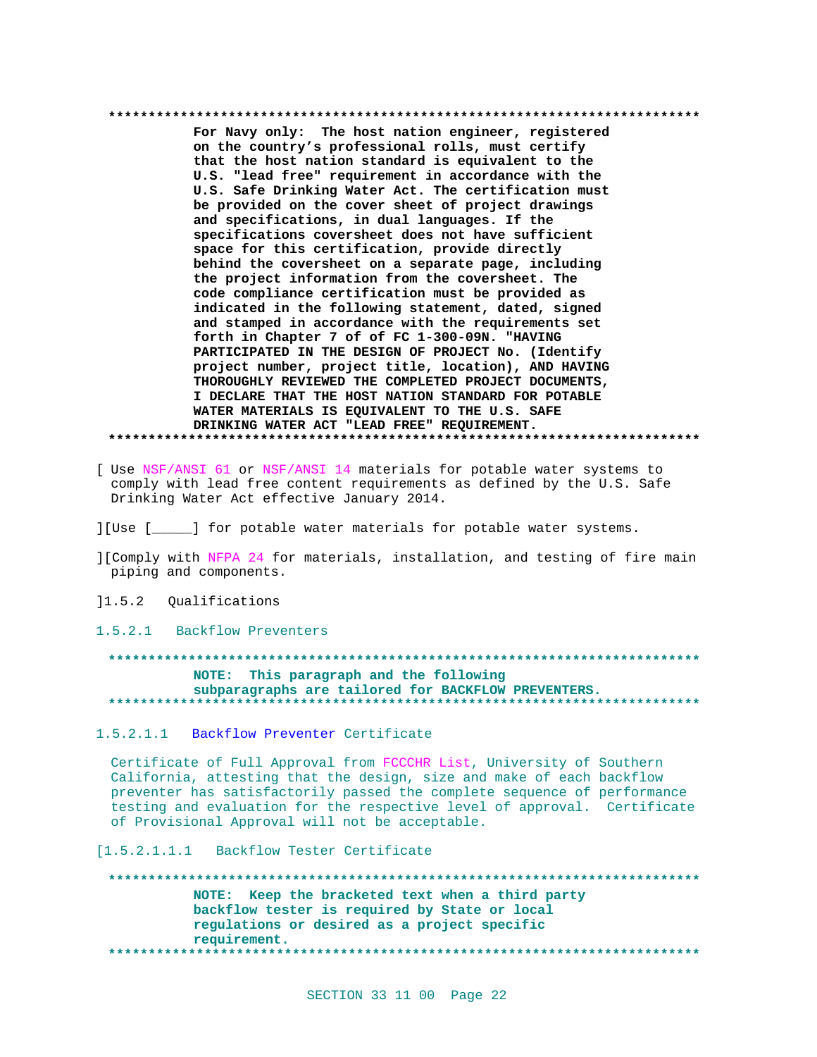**************************************************************************

**For Navy only: The host nation engineer, registered on the country's professional rolls, must certify that the host nation standard is equivalent to the U.S. "lead free" requirement in accordance with the U.S. Safe Drinking Water Act. The certification must be provided on the cover sheet of project drawings and specifications, in dual languages. If the specifications coversheet does not have sufficient space for this certification, provide directly behind the coversheet on a separate page, including the project information from the coversheet. The code compliance certification must be provided as indicated in the following statement, dated, signed and stamped in accordance with the requirements set forth in Chapter 7 of of FC 1-300-09N. "HAVING PARTICIPATED IN THE DESIGN OF PROJECT No. (Identify project number, project title, location), AND HAVING THOROUGHLY REVIEWED THE COMPLETED PROJECT DOCUMENTS, I DECLARE THAT THE HOST NATION STANDARD FOR POTABLE WATER MATERIALS IS EQUIVALENT TO THE U.S. SAFE DRINKING WATER ACT "LEAD FREE" REQUIREMENT.**

**************************************************************************

[ Use NSF/ANSI 61 or NSF/ANSI 14 materials for potable water systems to comply with lead free content requirements as defined by the U.S. Safe Drinking Water Act effective January 2014.

][Use [_____] for potable water materials for potable water systems.

][Comply with NFPA 24 for materials, installation, and testing of fire main piping and components.

]1.5.2 Qualifications

1.5.2.1 Backflow Preventers

**************************************************************************

**NOTE: This paragraph and the following subparagraphs are tailored for BACKFLOW PREVENTERS.**

**************************************************************************

1.5.2.1.1 Backflow Preventer Certificate

Certificate of Full Approval from FCCCHR List, University of Southern California, attesting that the design, size and make of each backflow preventer has satisfactorily passed the complete sequence of performance testing and evaluation for the respective level of approval. Certificate of Provisional Approval will not be acceptable.

[1.5.2.1.1.1 Backflow Tester Certificate

**************************************************************************

**NOTE: Keep the bracketed text when a third party backflow tester is required by State or local regulations or desired as a project specific requirement.**

**************************************************************************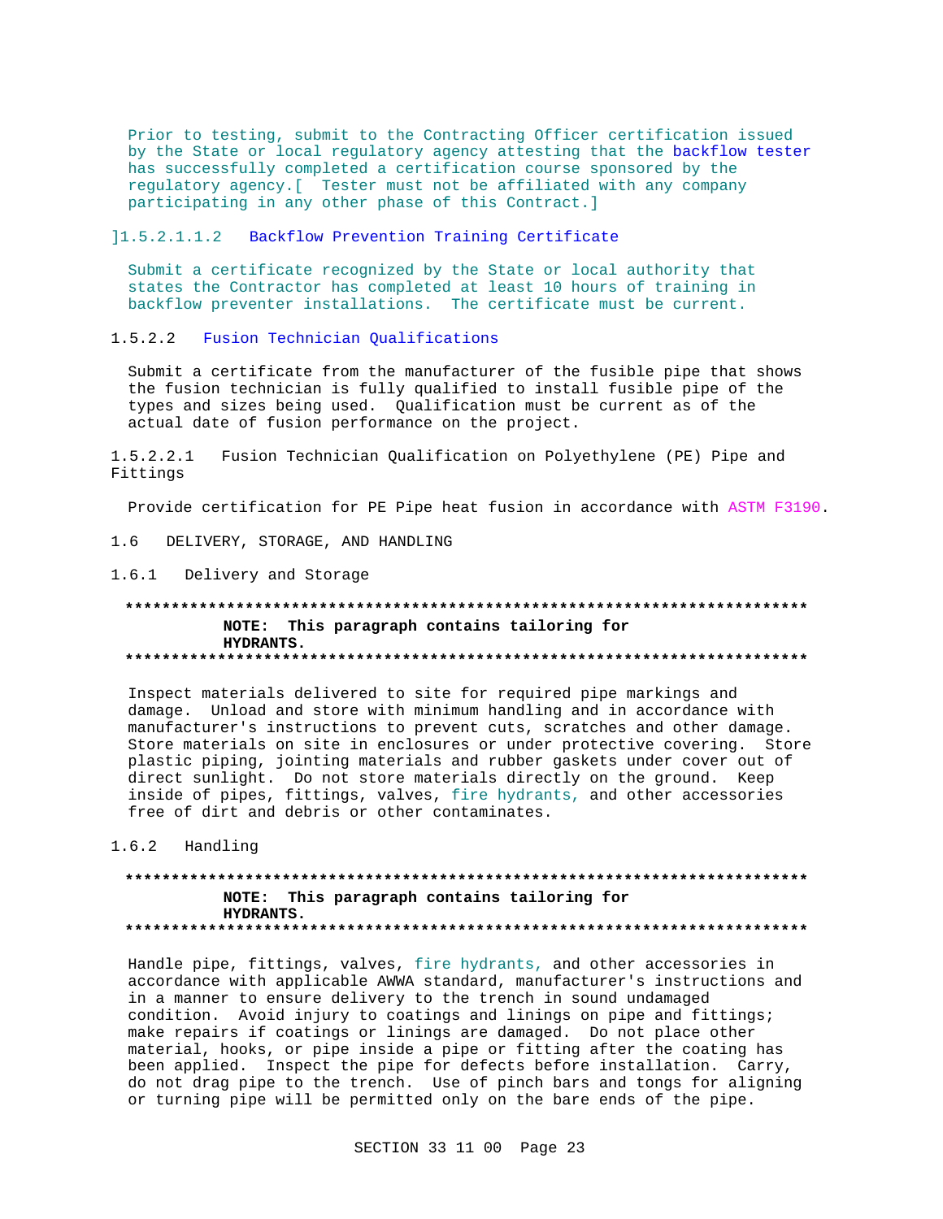Prior to testing, submit to the Contracting Officer certification issued by the State or local regulatory agency attesting that the backflow tester has successfully completed a certification course sponsored by the regulatory agency.[ Tester must not be affiliated with any company participating in any other phase of this Contract.]

]1.5.2.1.1.2 Backflow Prevention Training Certificate

Submit a certificate recognized by the State or local authority that states the Contractor has completed at least 10 hours of training in backflow preventer installations. The certificate must be current.

1.5.2.2 Fusion Technician Qualifications

Submit a certificate from the manufacturer of the fusible pipe that shows the fusion technician is fully qualified to install fusible pipe of the types and sizes being used. Qualification must be current as of the actual date of fusion performance on the project.

1.5.2.2.1 Fusion Technician Qualification on Polyethylene (PE) Pipe and Fittings

Provide certification for PE Pipe heat fusion in accordance with ASTM F3190.

## 1.6 DELIVERY, STORAGE, AND HANDLING

### 1.6.1 Delivery and Storage

**************************************************************************

**NOTE: This paragraph contains tailoring for HYDRANTS.**

**************************************************************************

Inspect materials delivered to site for required pipe markings and damage. Unload and store with minimum handling and in accordance with manufacturer's instructions to prevent cuts, scratches and other damage. Store materials on site in enclosures or under protective covering. Store plastic piping, jointing materials and rubber gaskets under cover out of direct sunlight. Do not store materials directly on the ground. Keep inside of pipes, fittings, valves, fire hydrants, and other accessories free of dirt and debris or other contaminates.

### 1.6.2 Handling

**************************************************************************

**NOTE: This paragraph contains tailoring for HYDRANTS.**

**************************************************************************

Handle pipe, fittings, valves, fire hydrants, and other accessories in accordance with applicable AWWA standard, manufacturer's instructions and in a manner to ensure delivery to the trench in sound undamaged condition. Avoid injury to coatings and linings on pipe and fittings; make repairs if coatings or linings are damaged. Do not place other material, hooks, or pipe inside a pipe or fitting after the coating has been applied. Inspect the pipe for defects before installation. Carry, do not drag pipe to the trench. Use of pinch bars and tongs for aligning or turning pipe will be permitted only on the bare ends of the pipe.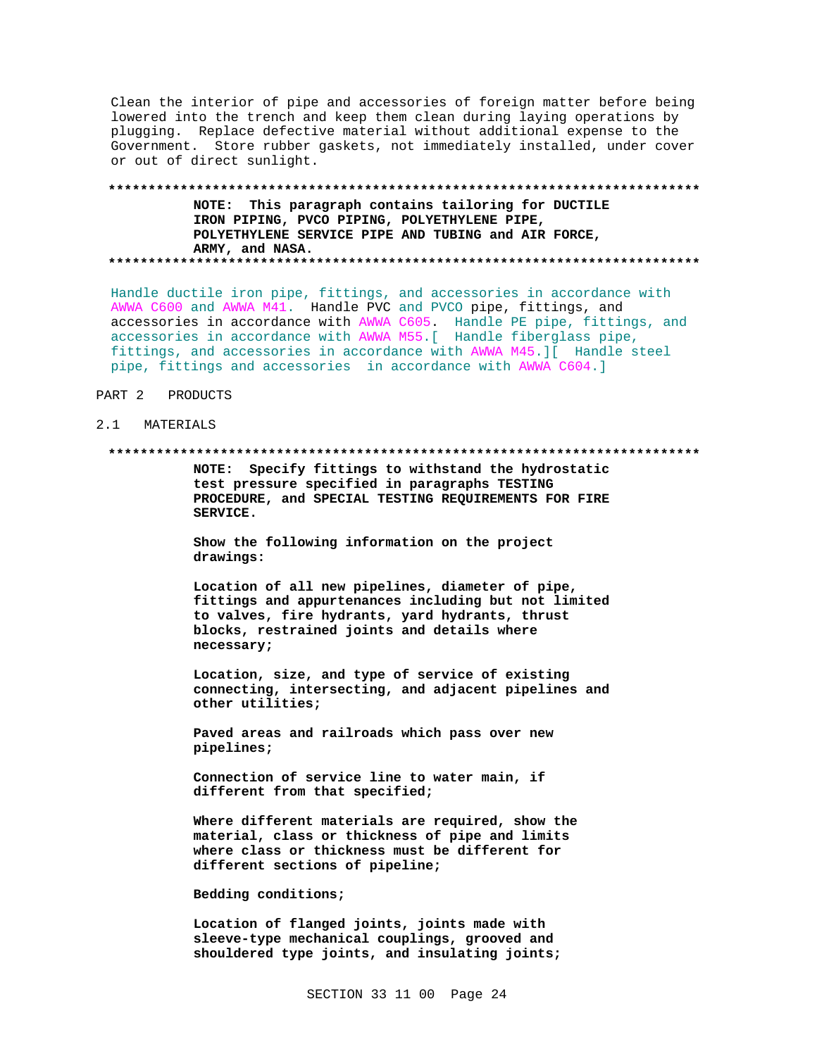Clean the interior of pipe and accessories of foreign matter before being lowered into the trench and keep them clean during laying operations by plugging. Replace defective material without additional expense to the Government. Store rubber gaskets, not immediately installed, under cover or out of direct sunlight.

**************************************************************************

**NOTE: This paragraph contains tailoring for DUCTILE IRON PIPING, PVCO PIPING, POLYETHYLENE PIPE, POLYETHYLENE SERVICE PIPE AND TUBING and AIR FORCE, ARMY, and NASA.**

**************************************************************************

Handle ductile iron pipe, fittings, and accessories in accordance with AWWA C600 and AWWA M41. Handle PVC and PVCO pipe, fittings, and accessories in accordance with AWWA C605. Handle PE pipe, fittings, and accessories in accordance with AWWA M55.[ Handle fiberglass pipe, fittings, and accessories in accordance with AWWA M45.][ Handle steel pipe, fittings and accessories in accordance with AWWA C604.]

# PART 2 PRODUCTS

## 2.1 MATERIALS

**************************************************************************

**NOTE: Specify fittings to withstand the hydrostatic test pressure specified in paragraphs TESTING PROCEDURE, and SPECIAL TESTING REQUIREMENTS FOR FIRE SERVICE.**

**Show the following information on the project drawings:**

**Location of all new pipelines, diameter of pipe, fittings and appurtenances including but not limited to valves, fire hydrants, yard hydrants, thrust blocks, restrained joints and details where necessary;**

**Location, size, and type of service of existing connecting, intersecting, and adjacent pipelines and other utilities;**

**Paved areas and railroads which pass over new pipelines;**

**Connection of service line to water main, if different from that specified;**

**Where different materials are required, show the material, class or thickness of pipe and limits where class or thickness must be different for different sections of pipeline;**

**Bedding conditions;**

**Location of flanged joints, joints made with sleeve-type mechanical couplings, grooved and shouldered type joints, and insulating joints;**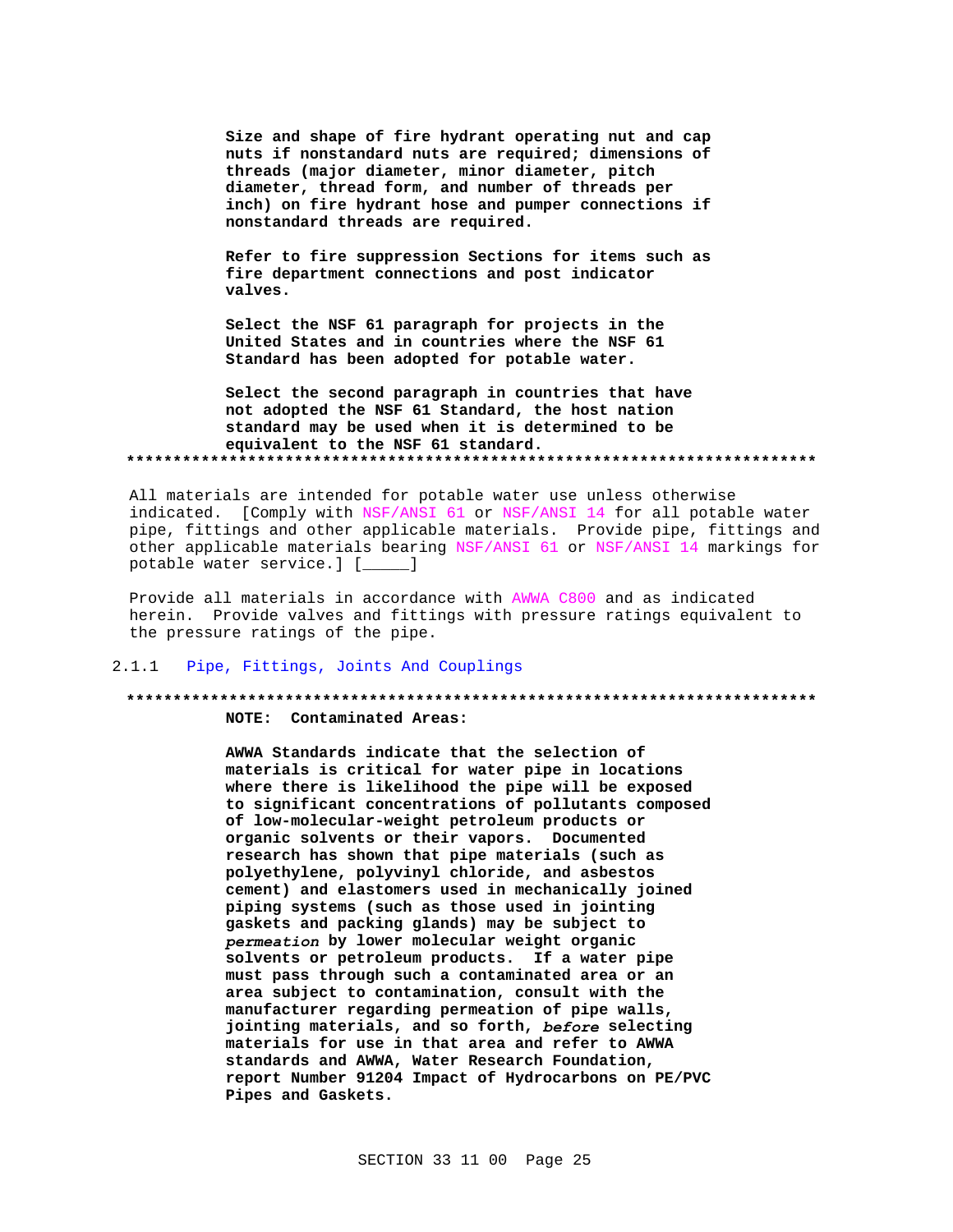**Size and shape of fire hydrant operating nut and cap nuts if nonstandard nuts are required; dimensions of threads (major diameter, minor diameter, pitch diameter, thread form, and number of threads per inch) on fire hydrant hose and pumper connections if nonstandard threads are required.**

**Refer to fire suppression Sections for items such as fire department connections and post indicator valves.**

**Select the NSF 61 paragraph for projects in the United States and in countries where the NSF 61 Standard has been adopted for potable water.**

**Select the second paragraph in countries that have not adopted the NSF 61 Standard, the host nation standard may be used when it is determined to be equivalent to the NSF 61 standard.**

**************************************************************************

All materials are intended for potable water use unless otherwise indicated. [Comply with NSF/ANSI 61 or NSF/ANSI 14 for all potable water pipe, fittings and other applicable materials. Provide pipe, fittings and other applicable materials bearing NSF/ANSI 61 or NSF/ANSI 14 markings for potable water service.] [_____]

Provide all materials in accordance with AWWA C800 and as indicated herein. Provide valves and fittings with pressure ratings equivalent to the pressure ratings of the pipe.

### 2.1.1 Pipe, Fittings, Joints And Couplings

**************************************************************************

**NOTE: Contaminated Areas:**

**AWWA Standards indicate that the selection of materials is critical for water pipe in locations where there is likelihood the pipe will be exposed to significant concentrations of pollutants composed of low-molecular-weight petroleum products or organic solvents or their vapors. Documented research has shown that pipe materials (such as polyethylene, polyvinyl chloride, and asbestos cement) and elastomers used in mechanically joined piping systems (such as those used in jointing gaskets and packing glands) may be subject to *permeation* by lower molecular weight organic solvents or petroleum products. If a water pipe must pass through such a contaminated area or an area subject to contamination, consult with the manufacturer regarding permeation of pipe walls, jointing materials, and so forth, *before* selecting materials for use in that area and refer to AWWA standards and AWWA, Water Research Foundation, report Number 91204 Impact of Hydrocarbons on PE/PVC Pipes and Gaskets.**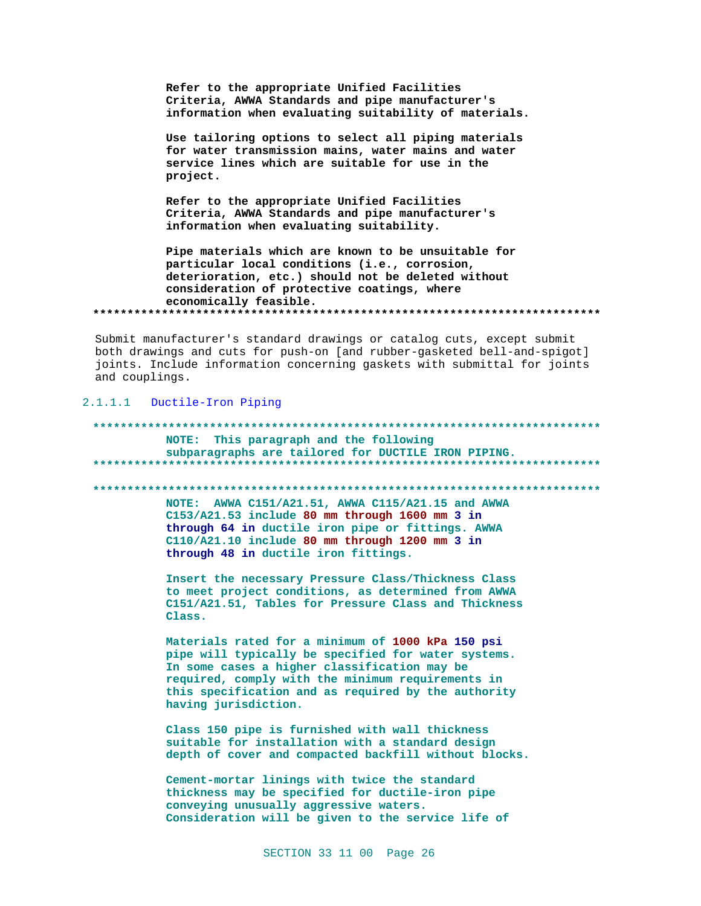Refer to the appropriate Unified Facilities Criteria, AWWA Standards and pipe manufacturer's information when evaluating suitability of materials.

Use tailoring options to select all piping materials for water transmission mains, water mains and water service lines which are suitable for use in the project.

Refer to the appropriate Unified Facilities Criteria, AWWA Standards and pipe manufacturer's information when evaluating suitability.

Pipe materials which are known to be unsuitable for particular local conditions (i.e., corrosion, deterioration, etc.) should not be deleted without consideration of protective coatings, where economically feasible.

**************************************************************************

Submit manufacturer's standard drawings or catalog cuts, except submit both drawings and cuts for push-on [and rubber-gasketed bell-and-spigot] joints. Include information concerning gaskets with submittal for joints and couplings.

#### 2.1.1.1 Ductile-Iron Piping

**************************************************************************

NOTE: This paragraph and the following subparagraphs are tailored for DUCTILE IRON PIPING.

**************************************************************************

**************************************************************************

NOTE: AWWA C151/A21.51, AWWA C115/A21.15 and AWWA C153/A21.53 include 80 mm through 1600 mm 3 in through 64 in ductile iron pipe or fittings. AWWA C110/A21.10 include 80 mm through 1200 mm 3 in through 48 in ductile iron fittings.

Insert the necessary Pressure Class/Thickness Class to meet project conditions, as determined from AWWA C151/A21.51, Tables for Pressure Class and Thickness Class.

Materials rated for a minimum of 1000 kPa 150 psi pipe will typically be specified for water systems. In some cases a higher classification may be required, comply with the minimum requirements in this specification and as required by the authority having jurisdiction.

Class 150 pipe is furnished with wall thickness suitable for installation with a standard design depth of cover and compacted backfill without blocks.

Cement-mortar linings with twice the standard thickness may be specified for ductile-iron pipe conveying unusually aggressive waters. Consideration will be given to the service life of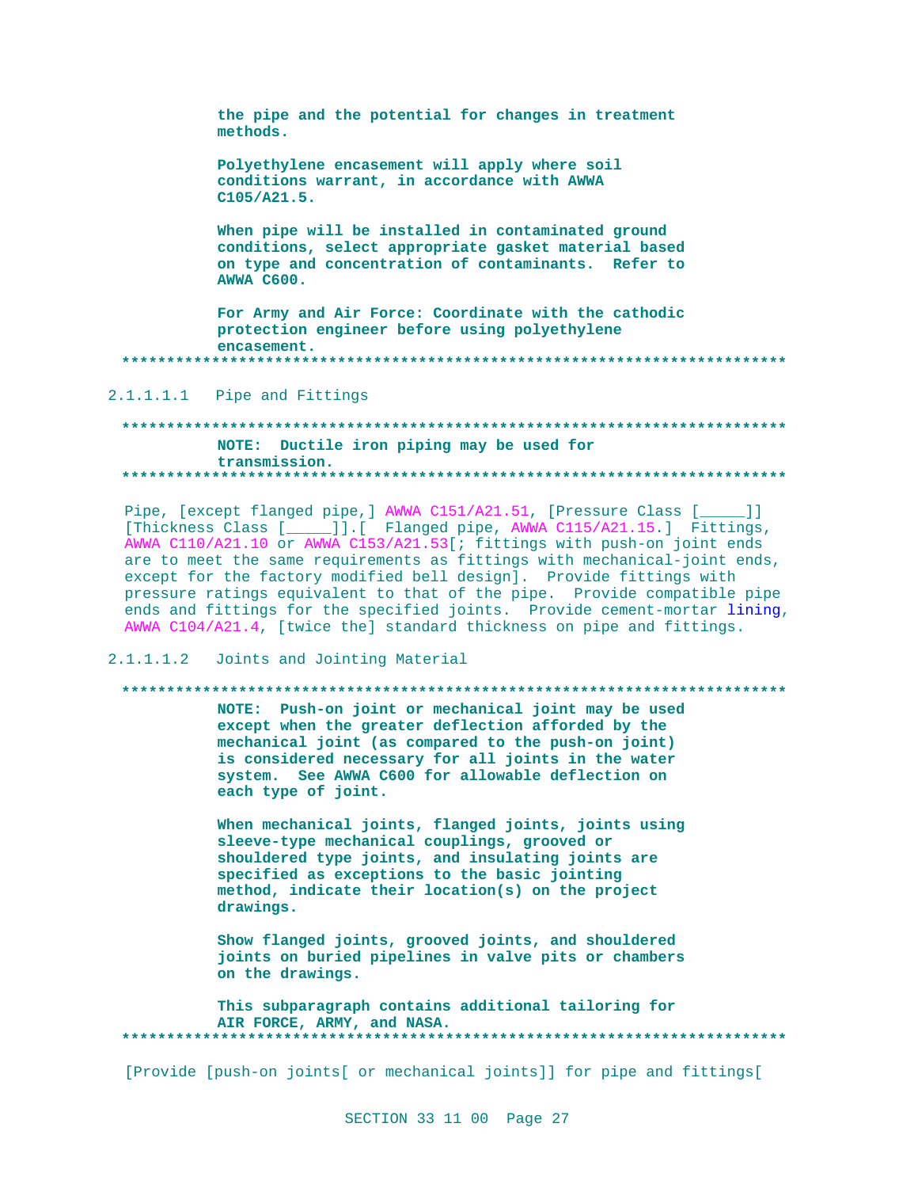**the pipe and the potential for changes in treatment methods.**

**Polyethylene encasement will apply where soil conditions warrant, in accordance with AWWA C105/A21.5.**

**When pipe will be installed in contaminated ground conditions, select appropriate gasket material based on type and concentration of contaminants. Refer to AWWA C600.**

**For Army and Air Force: Coordinate with the cathodic protection engineer before using polyethylene encasement.**

**************************************************************************

2.1.1.1.1 Pipe and Fittings

**************************************************************************

**NOTE: Ductile iron piping may be used for transmission.**

**************************************************************************

Pipe, [except flanged pipe,] AWWA C151/A21.51, [Pressure Class [_____]] [Thickness Class [_____]].[ Flanged pipe, AWWA C115/A21.15.] Fittings, AWWA C110/A21.10 or AWWA C153/A21.53[; fittings with push-on joint ends are to meet the same requirements as fittings with mechanical-joint ends, except for the factory modified bell design]. Provide fittings with pressure ratings equivalent to that of the pipe. Provide compatible pipe ends and fittings for the specified joints. Provide cement-mortar lining, AWWA C104/A21.4, [twice the] standard thickness on pipe and fittings.

2.1.1.1.2 Joints and Jointing Material

**************************************************************************

**NOTE: Push-on joint or mechanical joint may be used except when the greater deflection afforded by the mechanical joint (as compared to the push-on joint) is considered necessary for all joints in the water system. See AWWA C600 for allowable deflection on each type of joint.**

**When mechanical joints, flanged joints, joints using sleeve-type mechanical couplings, grooved or shouldered type joints, and insulating joints are specified as exceptions to the basic jointing method, indicate their location(s) on the project drawings.**

**Show flanged joints, grooved joints, and shouldered joints on buried pipelines in valve pits or chambers on the drawings.**

**This subparagraph contains additional tailoring for AIR FORCE, ARMY, and NASA.**

**************************************************************************

[Provide [push-on joints[ or mechanical joints]] for pipe and fittings[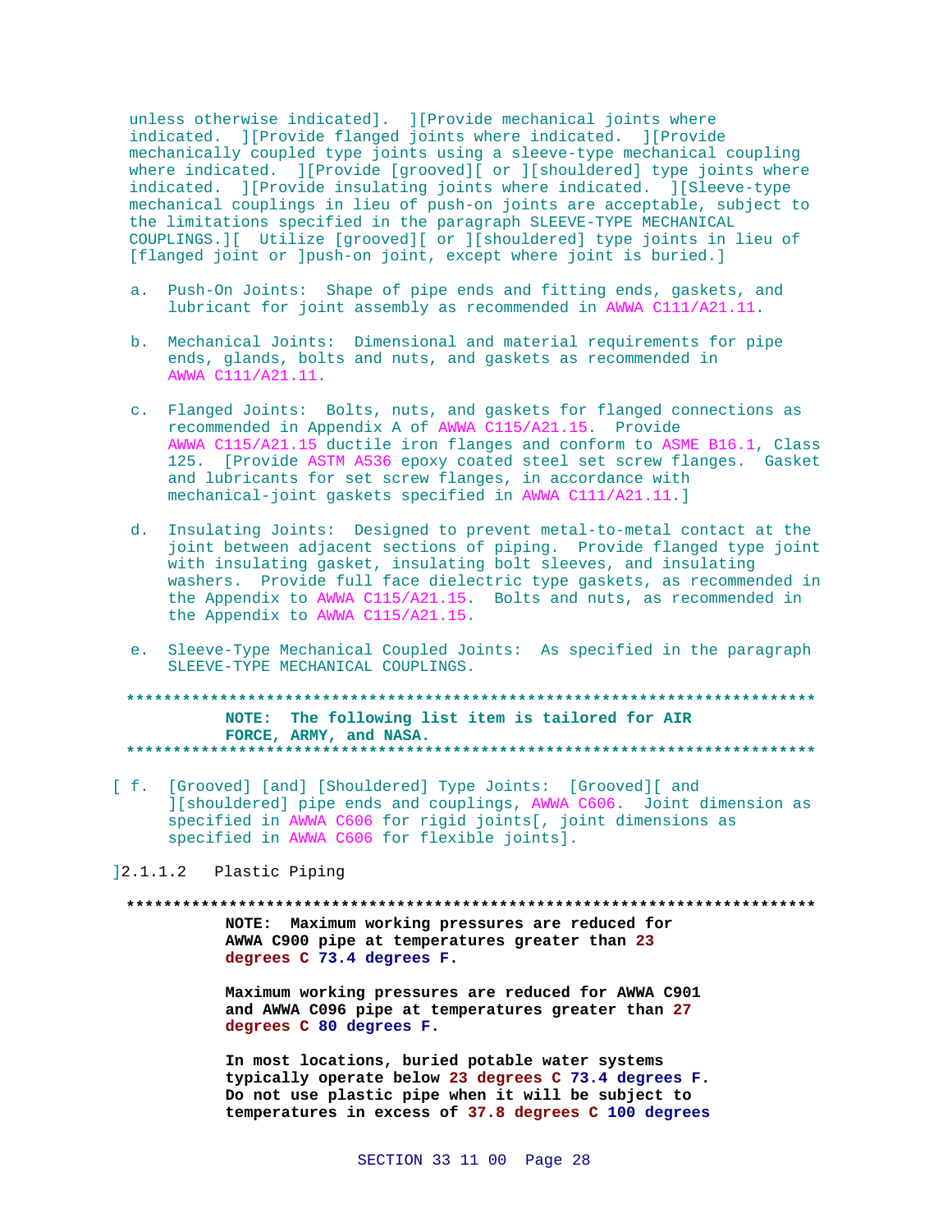unless otherwise indicated]. ][Provide mechanical joints where indicated. ][Provide flanged joints where indicated. ][Provide mechanically coupled type joints using a sleeve-type mechanical coupling where indicated. ][Provide [grooved][ or ][shouldered] type joints where indicated. ][Provide insulating joints where indicated. ][Sleeve-type mechanical couplings in lieu of push-on joints are acceptable, subject to the limitations specified in the paragraph SLEEVE-TYPE MECHANICAL COUPLINGS.][ Utilize [grooved][ or ][shouldered] type joints in lieu of [flanged joint or ]push-on joint, except where joint is buried.]

a. Push-On Joints: Shape of pipe ends and fitting ends, gaskets, and lubricant for joint assembly as recommended in AWWA C111/A21.11.

b. Mechanical Joints: Dimensional and material requirements for pipe ends, glands, bolts and nuts, and gaskets as recommended in AWWA C111/A21.11.

c. Flanged Joints: Bolts, nuts, and gaskets for flanged connections as recommended in Appendix A of AWWA C115/A21.15. Provide AWWA C115/A21.15 ductile iron flanges and conform to ASME B16.1, Class 125. [Provide ASTM A536 epoxy coated steel set screw flanges. Gasket and lubricants for set screw flanges, in accordance with mechanical-joint gaskets specified in AWWA C111/A21.11.]

d. Insulating Joints: Designed to prevent metal-to-metal contact at the joint between adjacent sections of piping. Provide flanged type joint with insulating gasket, insulating bolt sleeves, and insulating washers. Provide full face dielectric type gaskets, as recommended in the Appendix to AWWA C115/A21.15. Bolts and nuts, as recommended in the Appendix to AWWA C115/A21.15.

e. Sleeve-Type Mechanical Coupled Joints: As specified in the paragraph SLEEVE-TYPE MECHANICAL COUPLINGS.

**************************************************************************

**NOTE: The following list item is tailored for AIR FORCE, ARMY, and NASA.**

**************************************************************************

[ f. [Grooved] [and] [Shouldered] Type Joints: [Grooved][ and ][shouldered] pipe ends and couplings, AWWA C606. Joint dimension as specified in AWWA C606 for rigid joints[, joint dimensions as specified in AWWA C606 for flexible joints].

]2.1.1.2 Plastic Piping

**************************************************************************

**NOTE: Maximum working pressures are reduced for AWWA C900 pipe at temperatures greater than 23 degrees C 73.4 degrees F.**

**Maximum working pressures are reduced for AWWA C901 and AWWA C096 pipe at temperatures greater than 27 degrees C 80 degrees F.**

**In most locations, buried potable water systems typically operate below 23 degrees C 73.4 degrees F. Do not use plastic pipe when it will be subject to temperatures in excess of 37.8 degrees C 100 degrees**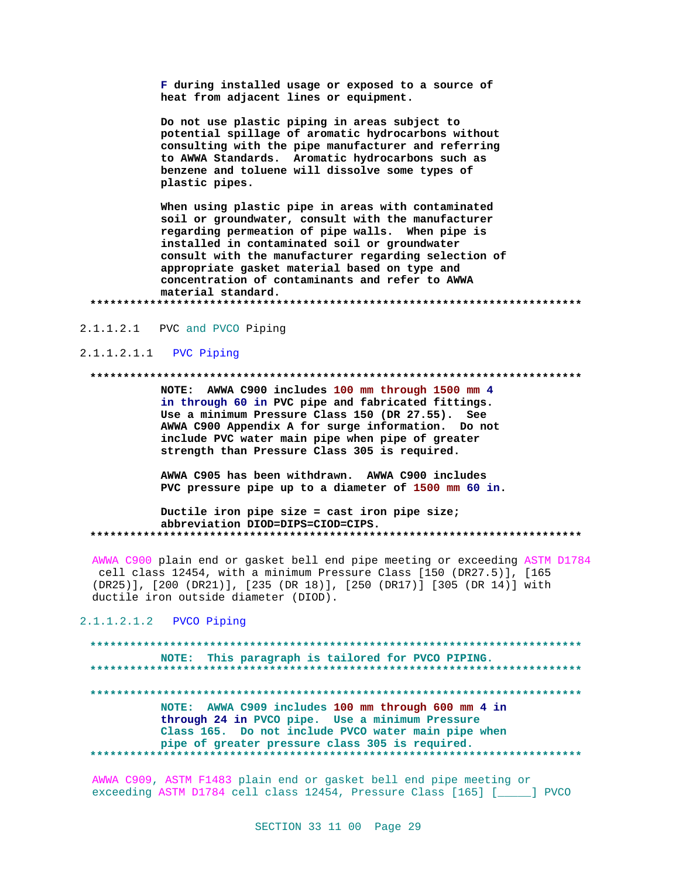**F during installed usage or exposed to a source of heat from adjacent lines or equipment.**

**Do not use plastic piping in areas subject to potential spillage of aromatic hydrocarbons without consulting with the pipe manufacturer and referring to AWWA Standards. Aromatic hydrocarbons such as benzene and toluene will dissolve some types of plastic pipes.**

**When using plastic pipe in areas with contaminated soil or groundwater, consult with the manufacturer regarding permeation of pipe walls. When pipe is installed in contaminated soil or groundwater consult with the manufacturer regarding selection of appropriate gasket material based on type and concentration of contaminants and refer to AWWA material standard.**

**************************************************************************

2.1.1.2.1 PVC and PVCO Piping

2.1.1.2.1.1 PVC Piping

**************************************************************************

**NOTE: AWWA C900 includes 100 mm through 1500 mm 4 in through 60 in PVC pipe and fabricated fittings. Use a minimum Pressure Class 150 (DR 27.55). See AWWA C900 Appendix A for surge information. Do not include PVC water main pipe when pipe of greater strength than Pressure Class 305 is required.**

**AWWA C905 has been withdrawn. AWWA C900 includes PVC pressure pipe up to a diameter of 1500 mm 60 in.**

**Ductile iron pipe size = cast iron pipe size; abbreviation DIOD=DIPS=CIOD=CIPS.**

**************************************************************************

AWWA C900 plain end or gasket bell end pipe meeting or exceeding ASTM D1784 cell class 12454, with a minimum Pressure Class [150 (DR27.5)], [165 (DR25)], [200 (DR21)], [235 (DR 18)], [250 (DR17)] [305 (DR 14)] with ductile iron outside diameter (DIOD).

2.1.1.2.1.2 PVCO Piping

**************************************************************************

**NOTE: This paragraph is tailored for PVCO PIPING.**

**************************************************************************

**************************************************************************

**NOTE: AWWA C909 includes 100 mm through 600 mm 4 in through 24 in PVCO pipe. Use a minimum Pressure Class 165. Do not include PVCO water main pipe when pipe of greater pressure class 305 is required.**

**************************************************************************

AWWA C909, ASTM F1483 plain end or gasket bell end pipe meeting or exceeding ASTM D1784 cell class 12454, Pressure Class [165] [_____] PVCO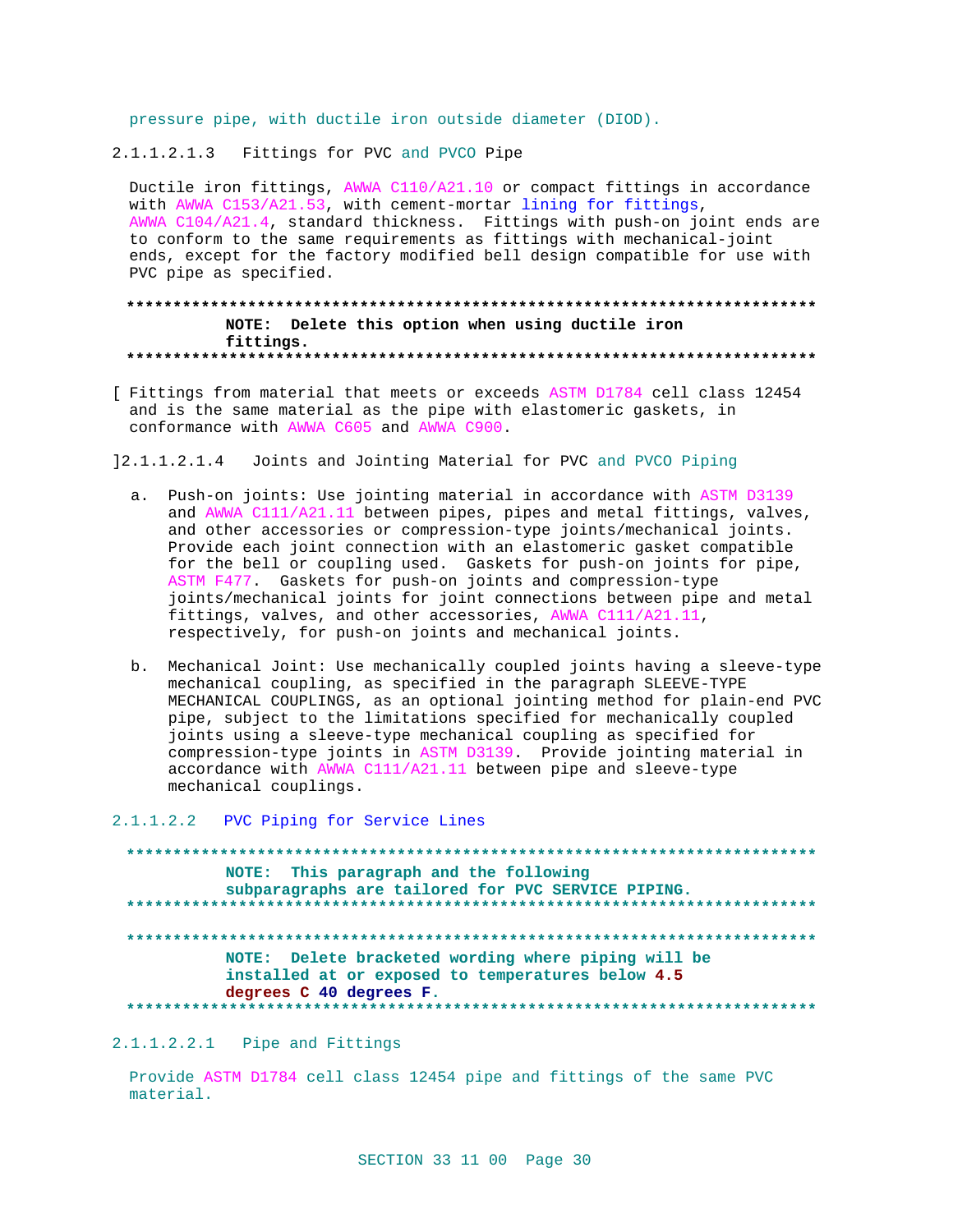pressure pipe, with ductile iron outside diameter (DIOD).

2.1.1.2.1.3   Fittings for PVC and PVCO Pipe

Ductile iron fittings, AWWA C110/A21.10 or compact fittings in accordance with AWWA C153/A21.53, with cement-mortar lining for fittings, AWWA C104/A21.4, standard thickness. Fittings with push-on joint ends are to conform to the same requirements as fittings with mechanical-joint ends, except for the factory modified bell design compatible for use with PVC pipe as specified.

**************************************************************************

**NOTE: Delete this option when using ductile iron fittings.**

**************************************************************************

[ Fittings from material that meets or exceeds ASTM D1784 cell class 12454 and is the same material as the pipe with elastomeric gaskets, in conformance with AWWA C605 and AWWA C900.

]2.1.1.2.1.4   Joints and Jointing Material for PVC and PVCO Piping

a. Push-on joints: Use jointing material in accordance with ASTM D3139 and AWWA C111/A21.11 between pipes, pipes and metal fittings, valves, and other accessories or compression-type joints/mechanical joints. Provide each joint connection with an elastomeric gasket compatible for the bell or coupling used. Gaskets for push-on joints for pipe, ASTM F477. Gaskets for push-on joints and compression-type joints/mechanical joints for joint connections between pipe and metal fittings, valves, and other accessories, AWWA C111/A21.11, respectively, for push-on joints and mechanical joints.

b. Mechanical Joint: Use mechanically coupled joints having a sleeve-type mechanical coupling, as specified in the paragraph SLEEVE-TYPE MECHANICAL COUPLINGS, as an optional jointing method for plain-end PVC pipe, subject to the limitations specified for mechanically coupled joints using a sleeve-type mechanical coupling as specified for compression-type joints in ASTM D3139. Provide jointing material in accordance with AWWA C111/A21.11 between pipe and sleeve-type mechanical couplings.

2.1.1.2.2   PVC Piping for Service Lines

**************************************************************************

**NOTE: This paragraph and the following subparagraphs are tailored for PVC SERVICE PIPING.**

**************************************************************************

**************************************************************************

**NOTE: Delete bracketed wording where piping will be installed at or exposed to temperatures below 4.5 degrees C 40 degrees F.**

**************************************************************************

2.1.1.2.2.1   Pipe and Fittings

Provide ASTM D1784 cell class 12454 pipe and fittings of the same PVC material.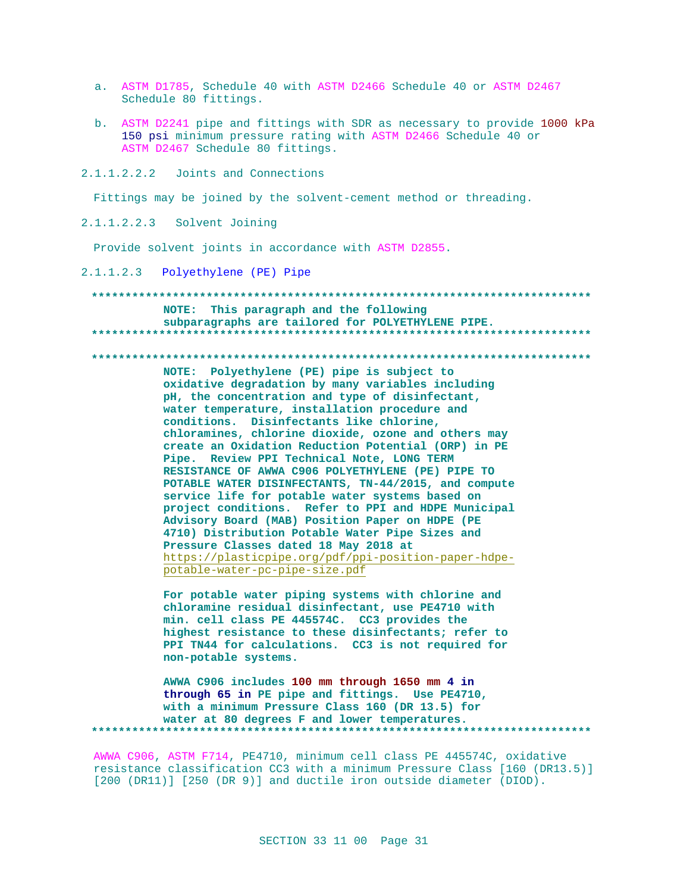a. ASTM D1785, Schedule 40 with ASTM D2466 Schedule 40 or ASTM D2467 Schedule 80 fittings.

b. ASTM D2241 pipe and fittings with SDR as necessary to provide 1000 kPa 150 psi minimum pressure rating with ASTM D2466 Schedule 40 or ASTM D2467 Schedule 80 fittings.

2.1.1.2.2.2 Joints and Connections

Fittings may be joined by the solvent-cement method or threading.

2.1.1.2.2.3 Solvent Joining

Provide solvent joints in accordance with ASTM D2855.

2.1.1.2.3 Polyethylene (PE) Pipe

**************************************************************************

**NOTE: This paragraph and the following subparagraphs are tailored for POLYETHYLENE PIPE.**

**************************************************************************

**************************************************************************

**NOTE: Polyethylene (PE) pipe is subject to oxidative degradation by many variables including pH, the concentration and type of disinfectant, water temperature, installation procedure and conditions. Disinfectants like chlorine, chloramines, chlorine dioxide, ozone and others may create an Oxidation Reduction Potential (ORP) in PE Pipe. Review PPI Technical Note, LONG TERM RESISTANCE OF AWWA C906 POLYETHYLENE (PE) PIPE TO POTABLE WATER DISINFECTANTS, TN-44/2015, and compute service life for potable water systems based on project conditions. Refer to PPI and HDPE Municipal Advisory Board (MAB) Position Paper on HDPE (PE 4710) Distribution Potable Water Pipe Sizes and Pressure Classes dated 18 May 2018 at https://plasticpipe.org/pdf/ppi-position-paper-hdpe-potable-water-pc-pipe-size.pdf**

**For potable water piping systems with chlorine and chloramine residual disinfectant, use PE4710 with min. cell class PE 445574C. CC3 provides the highest resistance to these disinfectants; refer to PPI TN44 for calculations. CC3 is not required for non-potable systems.**

**AWWA C906 includes 100 mm through 1650 mm 4 in through 65 in PE pipe and fittings. Use PE4710, with a minimum Pressure Class 160 (DR 13.5) for water at 80 degrees F and lower temperatures.**

**************************************************************************

AWWA C906, ASTM F714, PE4710, minimum cell class PE 445574C, oxidative resistance classification CC3 with a minimum Pressure Class [160 (DR13.5)] [200 (DR11)] [250 (DR 9)] and ductile iron outside diameter (DIOD).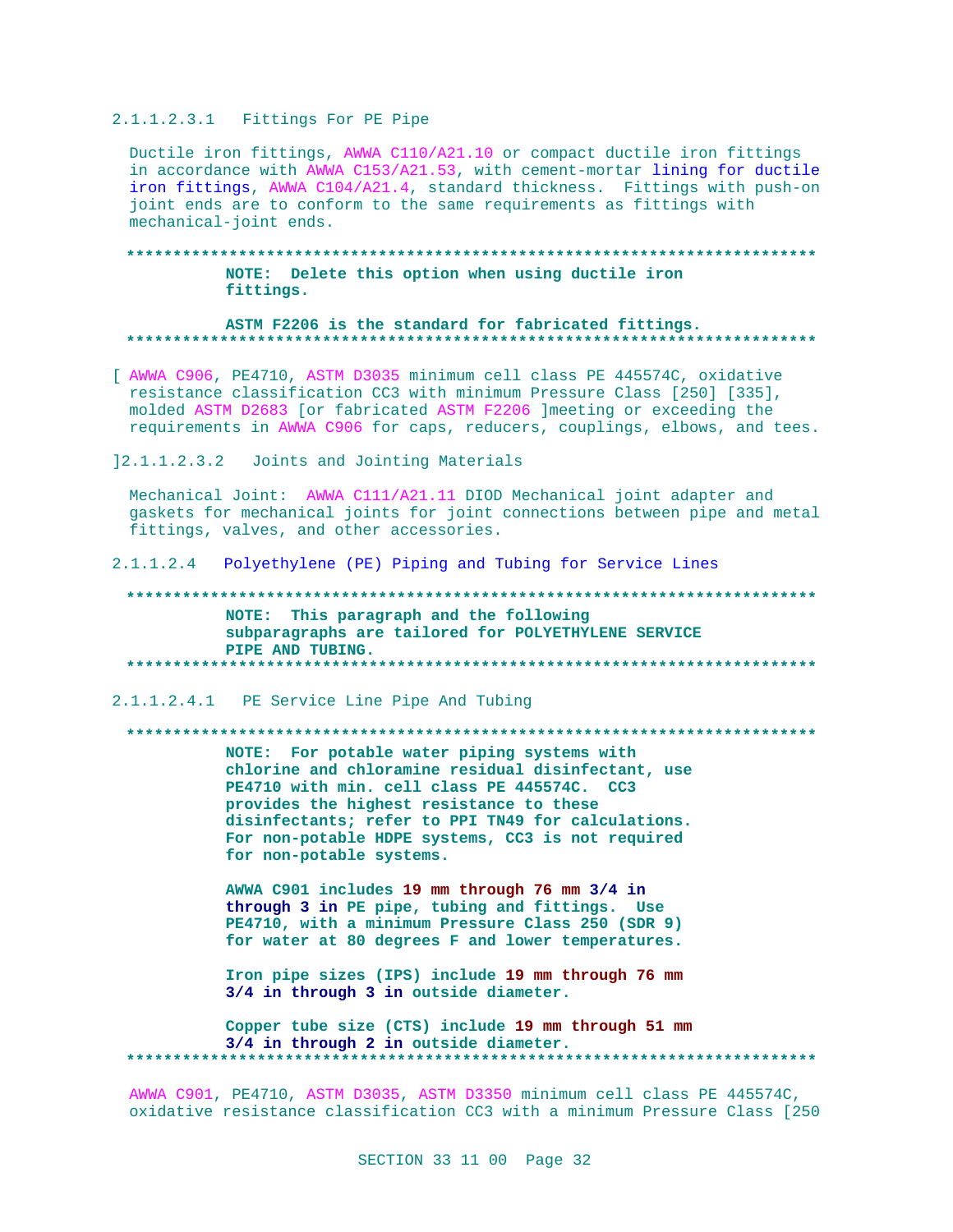#### 2.1.1.2.3.1 Fittings For PE Pipe

Ductile iron fittings, AWWA C110/A21.10 or compact ductile iron fittings in accordance with AWWA C153/A21.53, with cement-mortar lining for ductile iron fittings, AWWA C104/A21.4, standard thickness. Fittings with push-on joint ends are to conform to the same requirements as fittings with mechanical-joint ends.

**************************************************************************
**NOTE: Delete this option when using ductile iron fittings.**

**ASTM F2206 is the standard for fabricated fittings.**
**************************************************************************

[ AWWA C906, PE4710, ASTM D3035 minimum cell class PE 445574C, oxidative resistance classification CC3 with minimum Pressure Class [250] [335], molded ASTM D2683 [or fabricated ASTM F2206 ]meeting or exceeding the requirements in AWWA C906 for caps, reducers, couplings, elbows, and tees.

]2.1.1.2.3.2 Joints and Jointing Materials

Mechanical Joint: AWWA C111/A21.11 DIOD Mechanical joint adapter and gaskets for mechanical joints for joint connections between pipe and metal fittings, valves, and other accessories.

### 2.1.1.2.4 Polyethylene (PE) Piping and Tubing for Service Lines

**************************************************************************
**NOTE: This paragraph and the following subparagraphs are tailored for POLYETHYLENE SERVICE PIPE AND TUBING.**
**************************************************************************

#### 2.1.1.2.4.1 PE Service Line Pipe And Tubing

**************************************************************************
**NOTE: For potable water piping systems with chlorine and chloramine residual disinfectant, use PE4710 with min. cell class PE 445574C. CC3 provides the highest resistance to these disinfectants; refer to PPI TN49 for calculations. For non-potable HDPE systems, CC3 is not required for non-potable systems.**

**AWWA C901 includes 19 mm through 76 mm 3/4 in through 3 in PE pipe, tubing and fittings. Use PE4710, with a minimum Pressure Class 250 (SDR 9) for water at 80 degrees F and lower temperatures.**

**Iron pipe sizes (IPS) include 19 mm through 76 mm 3/4 in through 3 in outside diameter.**

**Copper tube size (CTS) include 19 mm through 51 mm 3/4 in through 2 in outside diameter.**
**************************************************************************

AWWA C901, PE4710, ASTM D3035, ASTM D3350 minimum cell class PE 445574C, oxidative resistance classification CC3 with a minimum Pressure Class [250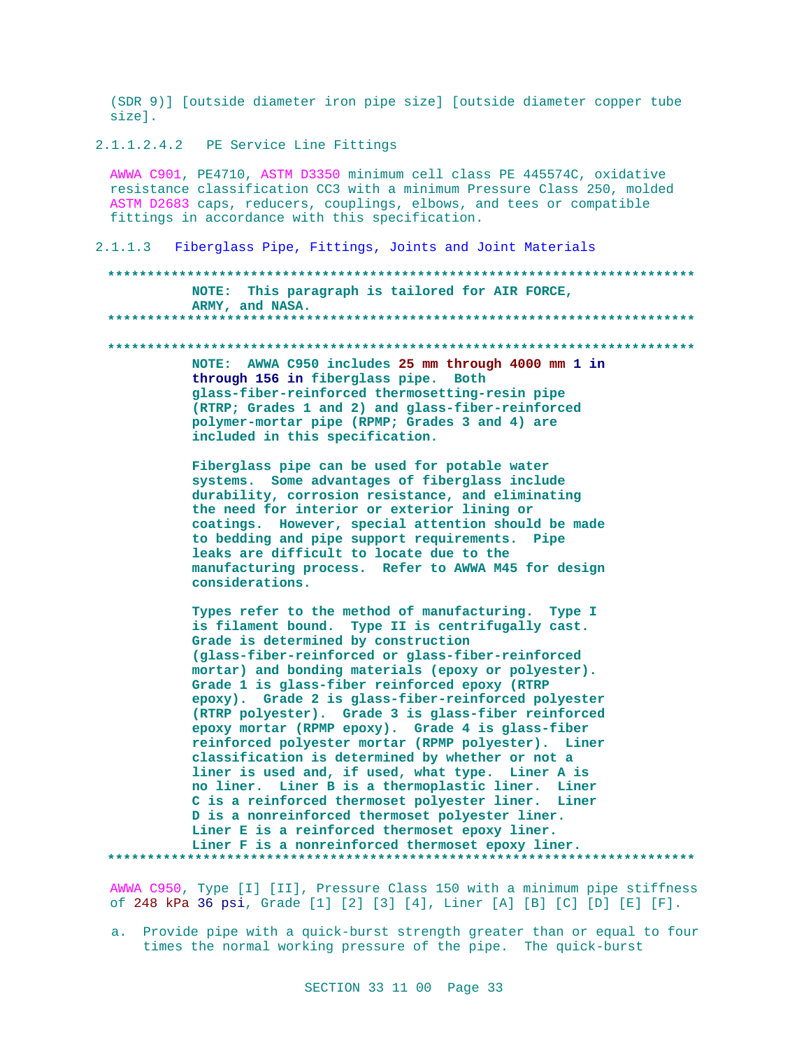(SDR 9)] [outside diameter iron pipe size] [outside diameter copper tube size].

2.1.1.2.4.2 PE Service Line Fittings

AWWA C901, PE4710, ASTM D3350 minimum cell class PE 445574C, oxidative resistance classification CC3 with a minimum Pressure Class 250, molded ASTM D2683 caps, reducers, couplings, elbows, and tees or compatible fittings in accordance with this specification.

2.1.1.3 Fiberglass Pipe, Fittings, Joints and Joint Materials

**************************************************************************

**NOTE: This paragraph is tailored for AIR FORCE, ARMY, and NASA.**

**************************************************************************

**************************************************************************

**NOTE: AWWA C950 includes 25 mm through 4000 mm 1 in through 156 in fiberglass pipe. Both glass-fiber-reinforced thermosetting-resin pipe (RTRP; Grades 1 and 2) and glass-fiber-reinforced polymer-mortar pipe (RPMP; Grades 3 and 4) are included in this specification.**

**Fiberglass pipe can be used for potable water systems. Some advantages of fiberglass include durability, corrosion resistance, and eliminating the need for interior or exterior lining or coatings. However, special attention should be made to bedding and pipe support requirements. Pipe leaks are difficult to locate due to the manufacturing process. Refer to AWWA M45 for design considerations.**

**Types refer to the method of manufacturing. Type I is filament bound. Type II is centrifugally cast. Grade is determined by construction (glass-fiber-reinforced or glass-fiber-reinforced mortar) and bonding materials (epoxy or polyester). Grade 1 is glass-fiber reinforced epoxy (RTRP epoxy). Grade 2 is glass-fiber-reinforced polyester (RTRP polyester). Grade 3 is glass-fiber reinforced epoxy mortar (RPMP epoxy). Grade 4 is glass-fiber reinforced polyester mortar (RPMP polyester). Liner classification is determined by whether or not a liner is used and, if used, what type. Liner A is no liner. Liner B is a thermoplastic liner. Liner C is a reinforced thermoset polyester liner. Liner D is a nonreinforced thermoset polyester liner. Liner E is a reinforced thermoset epoxy liner. Liner F is a nonreinforced thermoset epoxy liner.**

**************************************************************************

AWWA C950, Type [I] [II], Pressure Class 150 with a minimum pipe stiffness of 248 kPa 36 psi, Grade [1] [2] [3] [4], Liner [A] [B] [C] [D] [E] [F].

a. Provide pipe with a quick-burst strength greater than or equal to four times the normal working pressure of the pipe. The quick-burst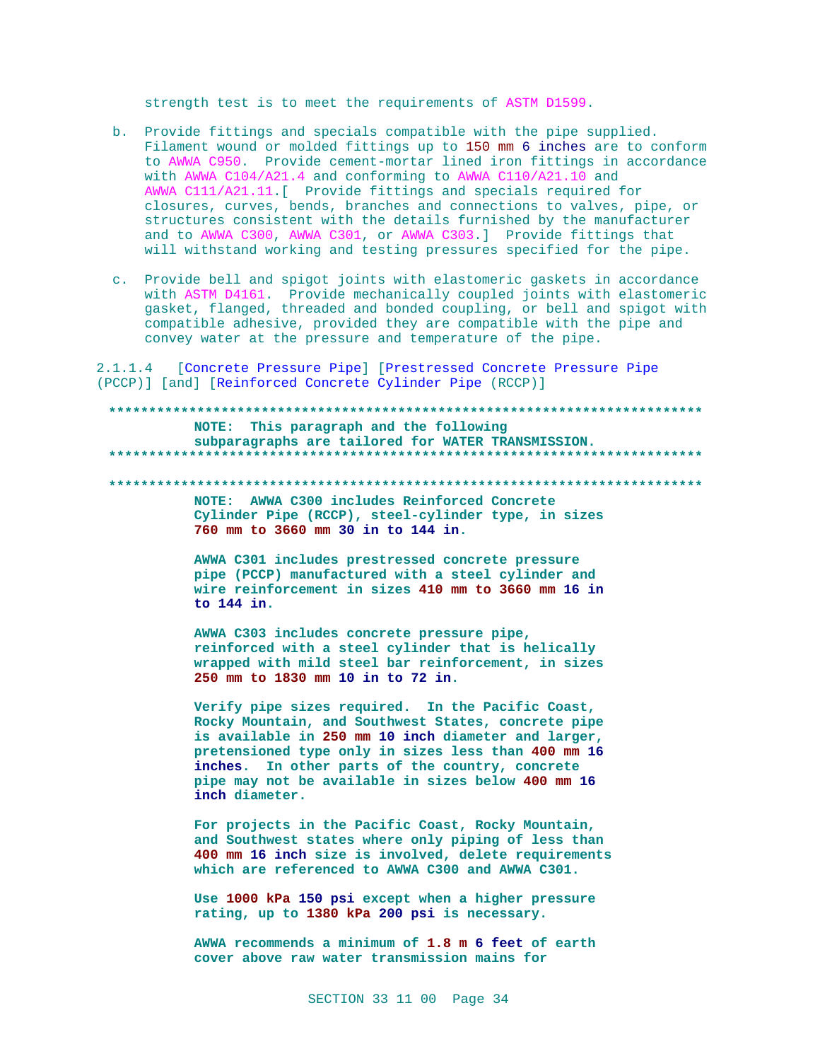strength test is to meet the requirements of ASTM D1599.

b. Provide fittings and specials compatible with the pipe supplied. Filament wound or molded fittings up to 150 mm 6 inches are to conform to AWWA C950. Provide cement-mortar lined iron fittings in accordance with AWWA C104/A21.4 and conforming to AWWA C110/A21.10 and AWWA C111/A21.11.[ Provide fittings and specials required for closures, curves, bends, branches and connections to valves, pipe, or structures consistent with the details furnished by the manufacturer and to AWWA C300, AWWA C301, or AWWA C303.] Provide fittings that will withstand working and testing pressures specified for the pipe.

c. Provide bell and spigot joints with elastomeric gaskets in accordance with ASTM D4161. Provide mechanically coupled joints with elastomeric gasket, flanged, threaded and bonded coupling, or bell and spigot with compatible adhesive, provided they are compatible with the pipe and convey water at the pressure and temperature of the pipe.

2.1.1.4 [Concrete Pressure Pipe] [Prestressed Concrete Pressure Pipe (PCCP)] [and] [Reinforced Concrete Cylinder Pipe (RCCP)]

**************************************************************************

**NOTE: This paragraph and the following subparagraphs are tailored for WATER TRANSMISSION.**

**************************************************************************

**************************************************************************

**NOTE: AWWA C300 includes Reinforced Concrete Cylinder Pipe (RCCP), steel-cylinder type, in sizes 760 mm to 3660 mm 30 in to 144 in.**

**AWWA C301 includes prestressed concrete pressure pipe (PCCP) manufactured with a steel cylinder and wire reinforcement in sizes 410 mm to 3660 mm 16 in to 144 in.**

**AWWA C303 includes concrete pressure pipe, reinforced with a steel cylinder that is helically wrapped with mild steel bar reinforcement, in sizes 250 mm to 1830 mm 10 in to 72 in.**

**Verify pipe sizes required. In the Pacific Coast, Rocky Mountain, and Southwest States, concrete pipe is available in 250 mm 10 inch diameter and larger, pretensioned type only in sizes less than 400 mm 16 inches. In other parts of the country, concrete pipe may not be available in sizes below 400 mm 16 inch diameter.**

**For projects in the Pacific Coast, Rocky Mountain, and Southwest states where only piping of less than 400 mm 16 inch size is involved, delete requirements which are referenced to AWWA C300 and AWWA C301.**

**Use 1000 kPa 150 psi except when a higher pressure rating, up to 1380 kPa 200 psi is necessary.**

**AWWA recommends a minimum of 1.8 m 6 feet of earth cover above raw water transmission mains for**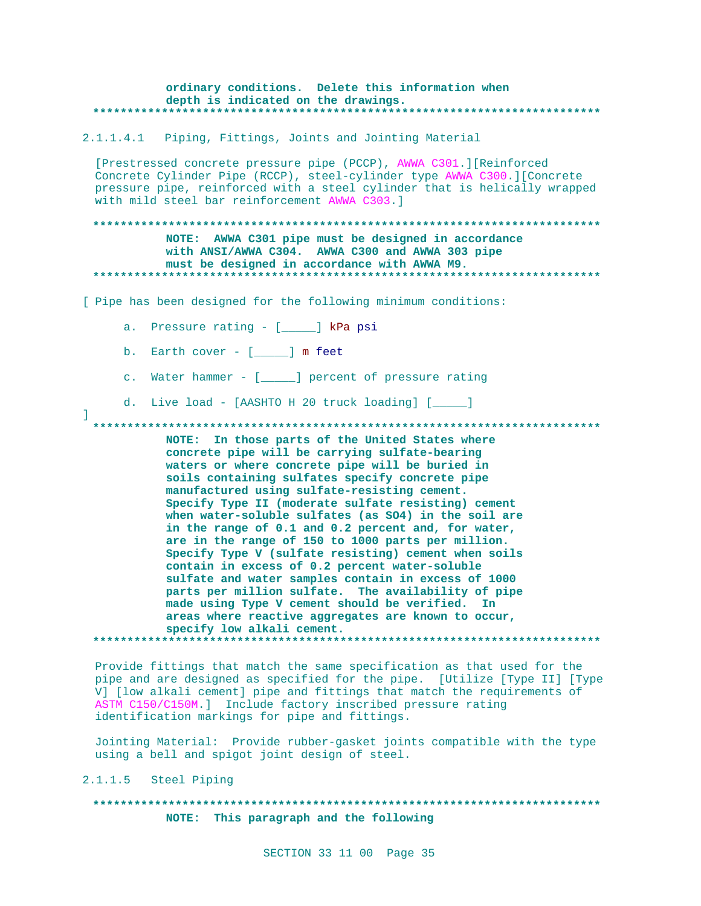**ordinary conditions. Delete this information when depth is indicated on the drawings.**

**************************************************************************

2.1.1.4.1 Piping, Fittings, Joints and Jointing Material

[Prestressed concrete pressure pipe (PCCP), AWWA C301.][Reinforced Concrete Cylinder Pipe (RCCP), steel-cylinder type AWWA C300.][Concrete pressure pipe, reinforced with a steel cylinder that is helically wrapped with mild steel bar reinforcement AWWA C303.]

**************************************************************************

**NOTE: AWWA C301 pipe must be designed in accordance with ANSI/AWWA C304. AWWA C300 and AWWA 303 pipe must be designed in accordance with AWWA M9.**

**************************************************************************

[ Pipe has been designed for the following minimum conditions:

a. Pressure rating - [_____] kPa psi

b. Earth cover - [_____] m feet

c. Water hammer - [_____] percent of pressure rating

d. Live load - [AASHTO H 20 truck loading] [_____]

]

**************************************************************************

**NOTE: In those parts of the United States where concrete pipe will be carrying sulfate-bearing waters or where concrete pipe will be buried in soils containing sulfates specify concrete pipe manufactured using sulfate-resisting cement. Specify Type II (moderate sulfate resisting) cement when water-soluble sulfates (as SO4) in the soil are in the range of 0.1 and 0.2 percent and, for water, are in the range of 150 to 1000 parts per million. Specify Type V (sulfate resisting) cement when soils contain in excess of 0.2 percent water-soluble sulfate and water samples contain in excess of 1000 parts per million sulfate. The availability of pipe made using Type V cement should be verified. In areas where reactive aggregates are known to occur, specify low alkali cement.**

**************************************************************************

Provide fittings that match the same specification as that used for the pipe and are designed as specified for the pipe. [Utilize [Type II] [Type V] [low alkali cement] pipe and fittings that match the requirements of ASTM C150/C150M.] Include factory inscribed pressure rating identification markings for pipe and fittings.

Jointing Material: Provide rubber-gasket joints compatible with the type using a bell and spigot joint design of steel.

2.1.1.5 Steel Piping

**************************************************************************

**NOTE: This paragraph and the following**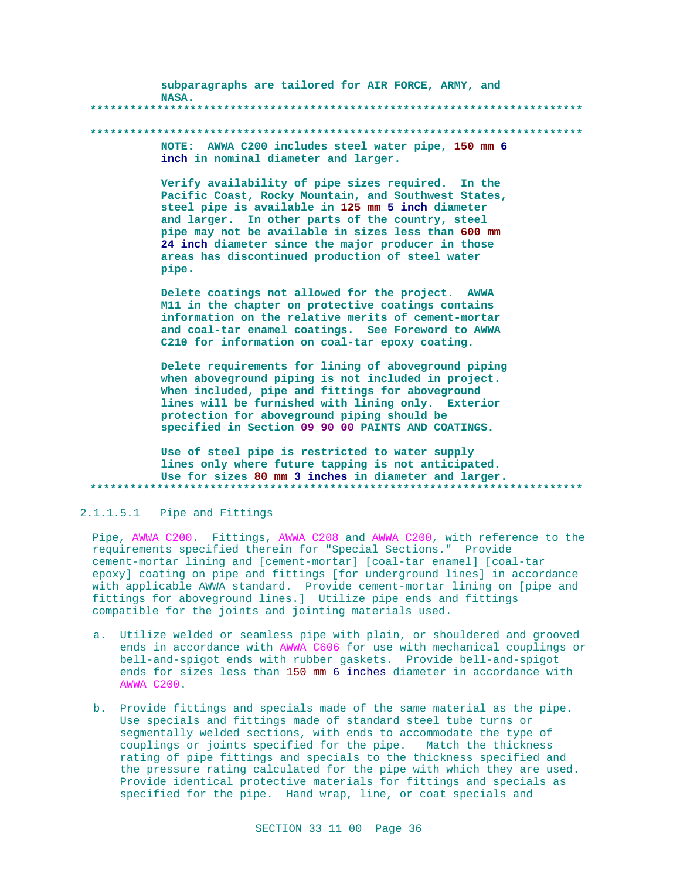subparagraphs are tailored for AIR FORCE, ARMY, and NASA.

**************************************************************************

**************************************************************************

NOTE: AWWA C200 includes steel water pipe, 150 mm 6 inch in nominal diameter and larger.

Verify availability of pipe sizes required. In the Pacific Coast, Rocky Mountain, and Southwest States, steel pipe is available in 125 mm 5 inch diameter and larger. In other parts of the country, steel pipe may not be available in sizes less than 600 mm 24 inch diameter since the major producer in those areas has discontinued production of steel water pipe.

Delete coatings not allowed for the project. AWWA M11 in the chapter on protective coatings contains information on the relative merits of cement-mortar and coal-tar enamel coatings. See Foreword to AWWA C210 for information on coal-tar epoxy coating.

Delete requirements for lining of aboveground piping when aboveground piping is not included in project. When included, pipe and fittings for aboveground lines will be furnished with lining only. Exterior protection for aboveground piping should be specified in Section 09 90 00 PAINTS AND COATINGS.

Use of steel pipe is restricted to water supply lines only where future tapping is not anticipated. Use for sizes 80 mm 3 inches in diameter and larger.

**************************************************************************

2.1.1.5.1 Pipe and Fittings

Pipe, AWWA C200. Fittings, AWWA C208 and AWWA C200, with reference to the requirements specified therein for "Special Sections." Provide cement-mortar lining and [cement-mortar] [coal-tar enamel] [coal-tar epoxy] coating on pipe and fittings [for underground lines] in accordance with applicable AWWA standard. Provide cement-mortar lining on [pipe and fittings for aboveground lines.] Utilize pipe ends and fittings compatible for the joints and jointing materials used.

a. Utilize welded or seamless pipe with plain, or shouldered and grooved ends in accordance with AWWA C606 for use with mechanical couplings or bell-and-spigot ends with rubber gaskets. Provide bell-and-spigot ends for sizes less than 150 mm 6 inches diameter in accordance with AWWA C200.

b. Provide fittings and specials made of the same material as the pipe. Use specials and fittings made of standard steel tube turns or segmentally welded sections, with ends to accommodate the type of couplings or joints specified for the pipe. Match the thickness rating of pipe fittings and specials to the thickness specified and the pressure rating calculated for the pipe with which they are used. Provide identical protective materials for fittings and specials as specified for the pipe. Hand wrap, line, or coat specials and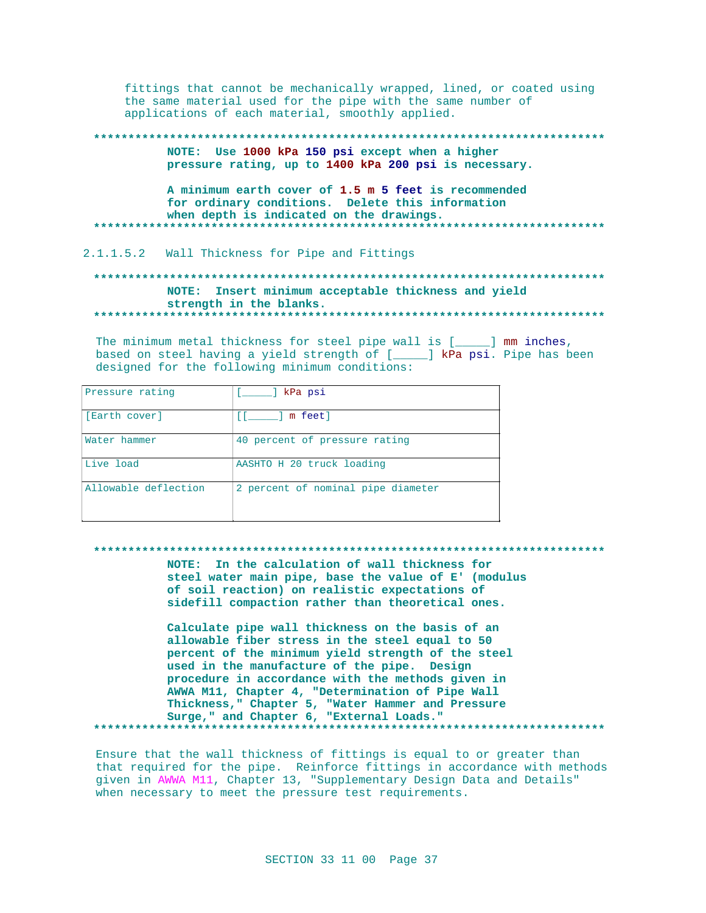fittings that cannot be mechanically wrapped, lined, or coated using the same material used for the pipe with the same number of applications of each material, smoothly applied.

**************************************************************************

**NOTE: Use 1000 kPa 150 psi except when a higher pressure rating, up to 1400 kPa 200 psi is necessary.**

**A minimum earth cover of 1.5 m 5 feet is recommended for ordinary conditions. Delete this information when depth is indicated on the drawings.**

**************************************************************************

2.1.1.5.2 Wall Thickness for Pipe and Fittings

**************************************************************************

**NOTE: Insert minimum acceptable thickness and yield strength in the blanks.**

**************************************************************************

The minimum metal thickness for steel pipe wall is [_____] mm inches, based on steel having a yield strength of [_____] kPa psi. Pipe has been designed for the following minimum conditions:

| | |
|---|---|
| Pressure rating | [_____] kPa psi |
| [Earth cover] | [[_____] m feet] |
| Water hammer | 40 percent of pressure rating |
| Live load | AASHTO H 20 truck loading |
| Allowable deflection | 2 percent of nominal pipe diameter |

**************************************************************************

**NOTE: In the calculation of wall thickness for steel water main pipe, base the value of E' (modulus of soil reaction) on realistic expectations of sidefill compaction rather than theoretical ones.**

**Calculate pipe wall thickness on the basis of an allowable fiber stress in the steel equal to 50 percent of the minimum yield strength of the steel used in the manufacture of the pipe. Design procedure in accordance with the methods given in AWWA M11, Chapter 4, "Determination of Pipe Wall Thickness," Chapter 5, "Water Hammer and Pressure Surge," and Chapter 6, "External Loads."**

**************************************************************************

Ensure that the wall thickness of fittings is equal to or greater than that required for the pipe. Reinforce fittings in accordance with methods given in AWWA M11, Chapter 13, "Supplementary Design Data and Details" when necessary to meet the pressure test requirements.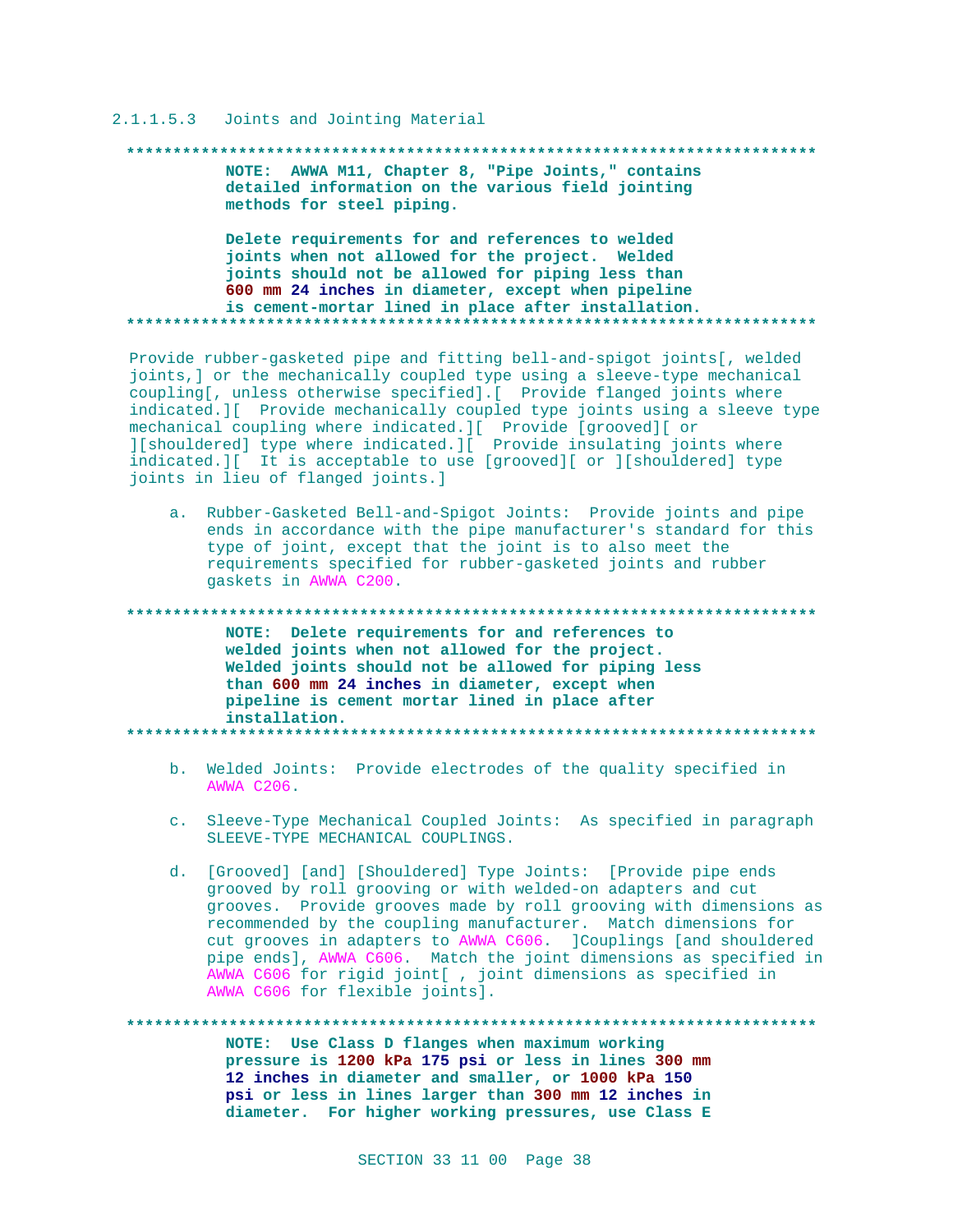#### 2.1.1.5.3 Joints and Jointing Material

**************************************************************************

**NOTE: AWWA M11, Chapter 8, "Pipe Joints," contains detailed information on the various field jointing methods for steel piping.**

**Delete requirements for and references to welded joints when not allowed for the project. Welded joints should not be allowed for piping less than 600 mm 24 inches in diameter, except when pipeline is cement-mortar lined in place after installation.**

**************************************************************************

Provide rubber-gasketed pipe and fitting bell-and-spigot joints[, welded joints,] or the mechanically coupled type using a sleeve-type mechanical coupling[, unless otherwise specified].[ Provide flanged joints where indicated.][ Provide mechanically coupled type joints using a sleeve type mechanical coupling where indicated.][ Provide [grooved][ or ][shouldered] type where indicated.][ Provide insulating joints where indicated.][ It is acceptable to use [grooved][ or ][shouldered] type joints in lieu of flanged joints.]

a. Rubber-Gasketed Bell-and-Spigot Joints: Provide joints and pipe ends in accordance with the pipe manufacturer's standard for this type of joint, except that the joint is to also meet the requirements specified for rubber-gasketed joints and rubber gaskets in AWWA C200.

**************************************************************************

**NOTE: Delete requirements for and references to welded joints when not allowed for the project. Welded joints should not be allowed for piping less than 600 mm 24 inches in diameter, except when pipeline is cement mortar lined in place after installation.**

**************************************************************************

b. Welded Joints: Provide electrodes of the quality specified in AWWA C206.

c. Sleeve-Type Mechanical Coupled Joints: As specified in paragraph SLEEVE-TYPE MECHANICAL COUPLINGS.

d. [Grooved] [and] [Shouldered] Type Joints: [Provide pipe ends grooved by roll grooving or with welded-on adapters and cut grooves. Provide grooves made by roll grooving with dimensions as recommended by the coupling manufacturer. Match dimensions for cut grooves in adapters to AWWA C606. ]Couplings [and shouldered pipe ends], AWWA C606. Match the joint dimensions as specified in AWWA C606 for rigid joint[ , joint dimensions as specified in AWWA C606 for flexible joints].

**************************************************************************

**NOTE: Use Class D flanges when maximum working pressure is 1200 kPa 175 psi or less in lines 300 mm 12 inches in diameter and smaller, or 1000 kPa 150 psi or less in lines larger than 300 mm 12 inches in diameter. For higher working pressures, use Class E**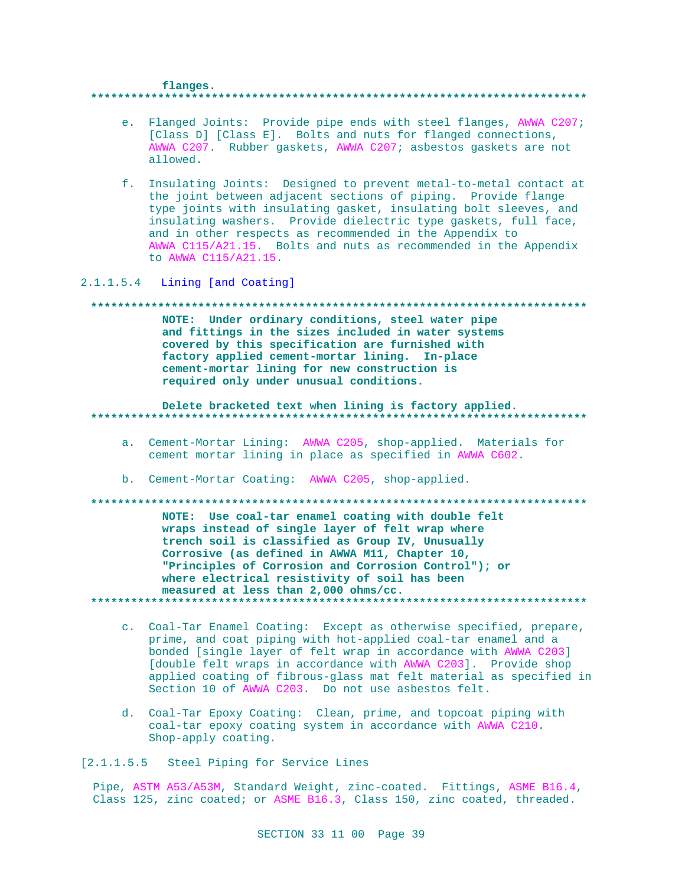flanges.
**************************************************************************

e. Flanged Joints: Provide pipe ends with steel flanges, AWWA C207; [Class D] [Class E]. Bolts and nuts for flanged connections, AWWA C207. Rubber gaskets, AWWA C207; asbestos gaskets are not allowed.

f. Insulating Joints: Designed to prevent metal-to-metal contact at the joint between adjacent sections of piping. Provide flange type joints with insulating gasket, insulating bolt sleeves, and insulating washers. Provide dielectric type gaskets, full face, and in other respects as recommended in the Appendix to AWWA C115/A21.15. Bolts and nuts as recommended in the Appendix to AWWA C115/A21.15.

2.1.1.5.4 Lining [and Coating]

**************************************************************************
**NOTE: Under ordinary conditions, steel water pipe and fittings in the sizes included in water systems covered by this specification are furnished with factory applied cement-mortar lining. In-place cement-mortar lining for new construction is required only under unusual conditions.**

**Delete bracketed text when lining is factory applied.**
**************************************************************************

a. Cement-Mortar Lining: AWWA C205, shop-applied. Materials for cement mortar lining in place as specified in AWWA C602.

b. Cement-Mortar Coating: AWWA C205, shop-applied.

**************************************************************************
**NOTE: Use coal-tar enamel coating with double felt wraps instead of single layer of felt wrap where trench soil is classified as Group IV, Unusually Corrosive (as defined in AWWA M11, Chapter 10, "Principles of Corrosion and Corrosion Control"); or where electrical resistivity of soil has been measured at less than 2,000 ohms/cc.**
**************************************************************************

c. Coal-Tar Enamel Coating: Except as otherwise specified, prepare, prime, and coat piping with hot-applied coal-tar enamel and a bonded [single layer of felt wrap in accordance with AWWA C203] [double felt wraps in accordance with AWWA C203]. Provide shop applied coating of fibrous-glass mat felt material as specified in Section 10 of AWWA C203. Do not use asbestos felt.

d. Coal-Tar Epoxy Coating: Clean, prime, and topcoat piping with coal-tar epoxy coating system in accordance with AWWA C210. Shop-apply coating.

[2.1.1.5.5 Steel Piping for Service Lines

Pipe, ASTM A53/A53M, Standard Weight, zinc-coated. Fittings, ASME B16.4, Class 125, zinc coated; or ASME B16.3, Class 150, zinc coated, threaded.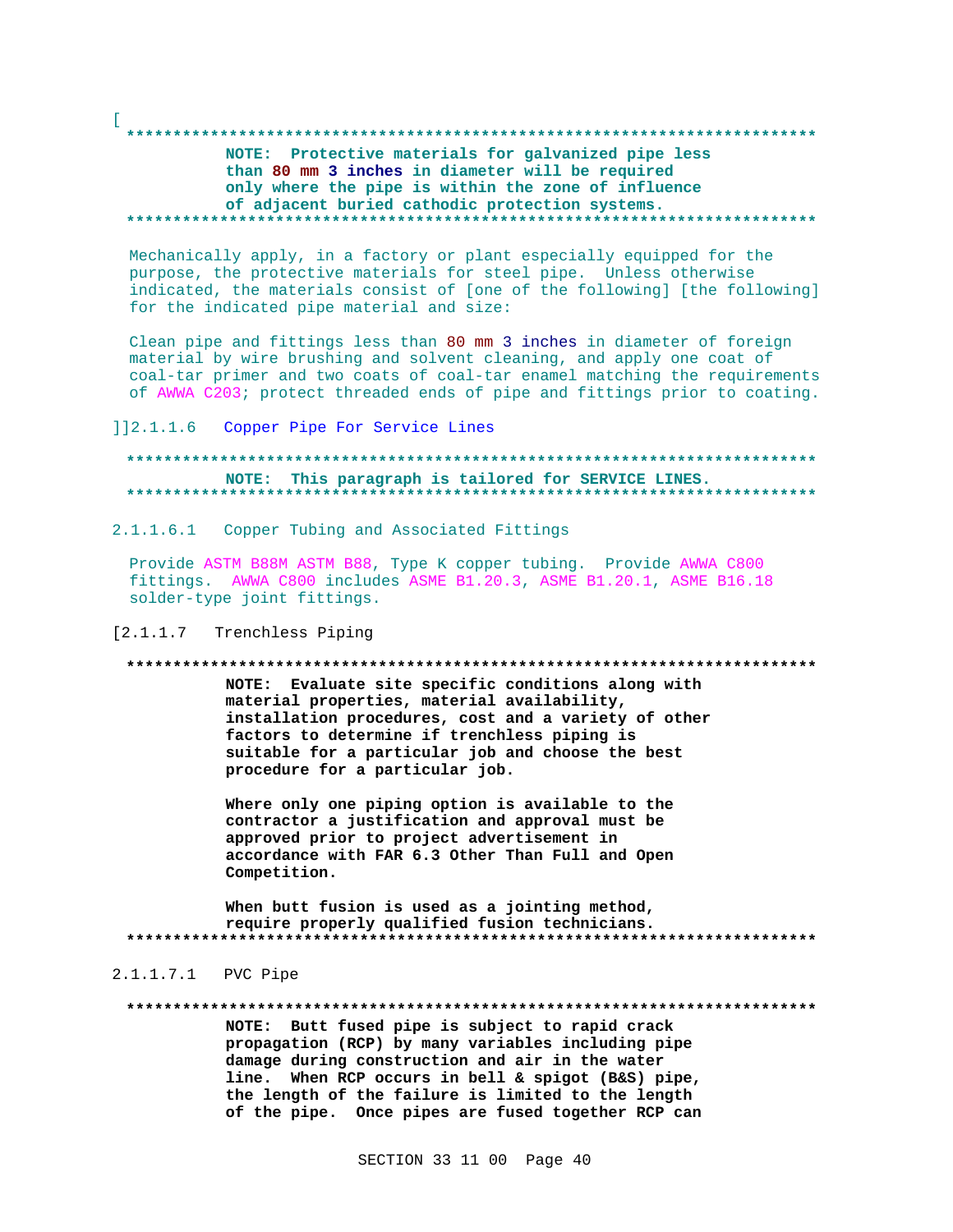[

**************************************************************************

**NOTE: Protective materials for galvanized pipe less than 80 mm 3 inches in diameter will be required only where the pipe is within the zone of influence of adjacent buried cathodic protection systems.**

**************************************************************************

Mechanically apply, in a factory or plant especially equipped for the purpose, the protective materials for steel pipe. Unless otherwise indicated, the materials consist of [one of the following] [the following] for the indicated pipe material and size:

Clean pipe and fittings less than 80 mm 3 inches in diameter of foreign material by wire brushing and solvent cleaning, and apply one coat of coal-tar primer and two coats of coal-tar enamel matching the requirements of AWWA C203; protect threaded ends of pipe and fittings prior to coating.

]]2.1.1.6 Copper Pipe For Service Lines

**************************************************************************

**NOTE: This paragraph is tailored for SERVICE LINES.**

**************************************************************************

2.1.1.6.1 Copper Tubing and Associated Fittings

Provide ASTM B88M ASTM B88, Type K copper tubing. Provide AWWA C800 fittings. AWWA C800 includes ASME B1.20.3, ASME B1.20.1, ASME B16.18 solder-type joint fittings.

[2.1.1.7 Trenchless Piping

**************************************************************************

**NOTE: Evaluate site specific conditions along with material properties, material availability, installation procedures, cost and a variety of other factors to determine if trenchless piping is suitable for a particular job and choose the best procedure for a particular job.**

**Where only one piping option is available to the contractor a justification and approval must be approved prior to project advertisement in accordance with FAR 6.3 Other Than Full and Open Competition.**

**When butt fusion is used as a jointing method, require properly qualified fusion technicians.**

**************************************************************************

2.1.1.7.1 PVC Pipe

**************************************************************************

**NOTE: Butt fused pipe is subject to rapid crack propagation (RCP) by many variables including pipe damage during construction and air in the water line. When RCP occurs in bell & spigot (B&S) pipe, the length of the failure is limited to the length of the pipe. Once pipes are fused together RCP can**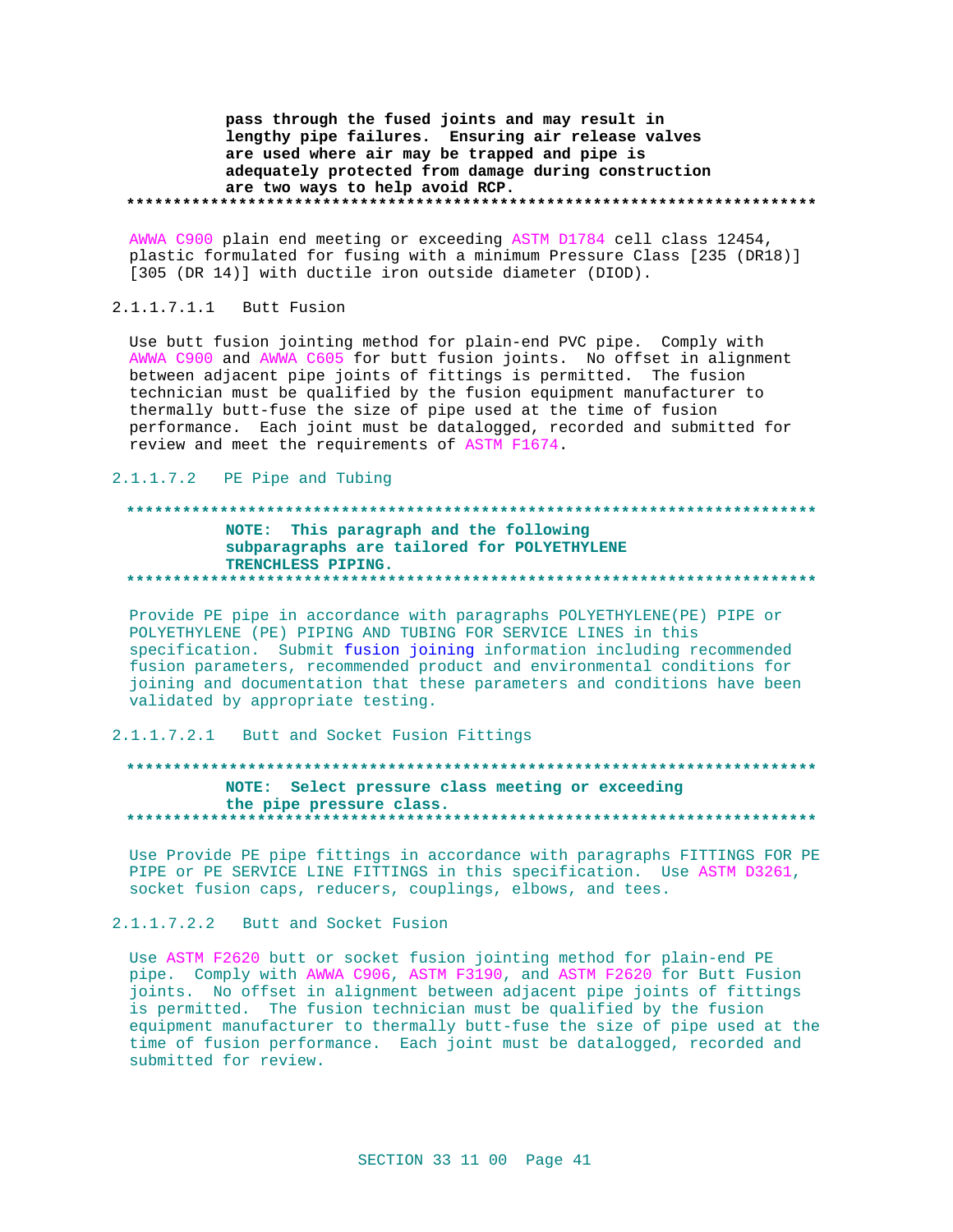pass through the fused joints and may result in lengthy pipe failures. Ensuring air release valves are used where air may be trapped and pipe is adequately protected from damage during construction are two ways to help avoid RCP.
**************************************************************************

AWWA C900 plain end meeting or exceeding ASTM D1784 cell class 12454, plastic formulated for fusing with a minimum Pressure Class [235 (DR18)] [305 (DR 14)] with ductile iron outside diameter (DIOD).

2.1.1.7.1.1 Butt Fusion

Use butt fusion jointing method for plain-end PVC pipe. Comply with AWWA C900 and AWWA C605 for butt fusion joints. No offset in alignment between adjacent pipe joints of fittings is permitted. The fusion technician must be qualified by the fusion equipment manufacturer to thermally butt-fuse the size of pipe used at the time of fusion performance. Each joint must be datalogged, recorded and submitted for review and meet the requirements of ASTM F1674.

2.1.1.7.2 PE Pipe and Tubing

**************************************************************************
**NOTE: This paragraph and the following subparagraphs are tailored for POLYETHYLENE TRENCHLESS PIPING.**
**************************************************************************

Provide PE pipe in accordance with paragraphs POLYETHYLENE(PE) PIPE or POLYETHYLENE (PE) PIPING AND TUBING FOR SERVICE LINES in this specification. Submit fusion joining information including recommended fusion parameters, recommended product and environmental conditions for joining and documentation that these parameters and conditions have been validated by appropriate testing.

2.1.1.7.2.1 Butt and Socket Fusion Fittings

**************************************************************************
**NOTE: Select pressure class meeting or exceeding the pipe pressure class.**
**************************************************************************

Use Provide PE pipe fittings in accordance with paragraphs FITTINGS FOR PE PIPE or PE SERVICE LINE FITTINGS in this specification. Use ASTM D3261, socket fusion caps, reducers, couplings, elbows, and tees.

2.1.1.7.2.2 Butt and Socket Fusion

Use ASTM F2620 butt or socket fusion jointing method for plain-end PE pipe. Comply with AWWA C906, ASTM F3190, and ASTM F2620 for Butt Fusion joints. No offset in alignment between adjacent pipe joints of fittings is permitted. The fusion technician must be qualified by the fusion equipment manufacturer to thermally butt-fuse the size of pipe used at the time of fusion performance. Each joint must be datalogged, recorded and submitted for review.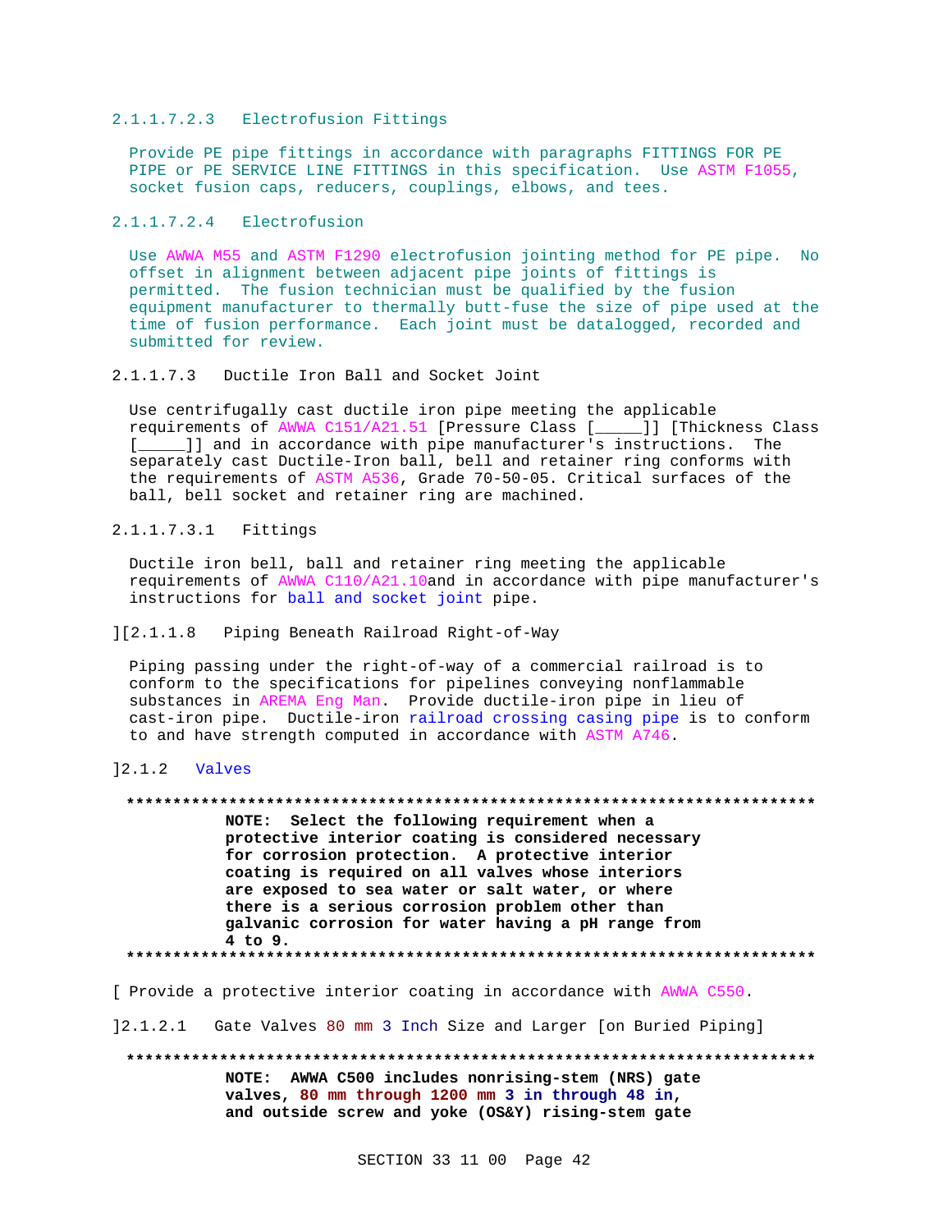2.1.1.7.2.3   Electrofusion Fittings

Provide PE pipe fittings in accordance with paragraphs FITTINGS FOR PE PIPE or PE SERVICE LINE FITTINGS in this specification.  Use ASTM F1055, socket fusion caps, reducers, couplings, elbows, and tees.

2.1.1.7.2.4   Electrofusion

Use AWWA M55 and ASTM F1290 electrofusion jointing method for PE pipe.  No offset in alignment between adjacent pipe joints of fittings is permitted.  The fusion technician must be qualified by the fusion equipment manufacturer to thermally butt-fuse the size of pipe used at the time of fusion performance.  Each joint must be datalogged, recorded and submitted for review.

2.1.1.7.3   Ductile Iron Ball and Socket Joint

Use centrifugally cast ductile iron pipe meeting the applicable requirements of AWWA C151/A21.51 [Pressure Class [_____]] [Thickness Class [_____]] and in accordance with pipe manufacturer's instructions.  The separately cast Ductile-Iron ball, bell and retainer ring conforms with the requirements of ASTM A536, Grade 70-50-05. Critical surfaces of the ball, bell socket and retainer ring are machined.

2.1.1.7.3.1   Fittings

Ductile iron bell, ball and retainer ring meeting the applicable requirements of AWWA C110/A21.10and in accordance with pipe manufacturer's instructions for ball and socket joint pipe.

][2.1.1.8   Piping Beneath Railroad Right-of-Way

Piping passing under the right-of-way of a commercial railroad is to conform to the specifications for pipelines conveying nonflammable substances in AREMA Eng Man.  Provide ductile-iron pipe in lieu of cast-iron pipe.  Ductile-iron railroad crossing casing pipe is to conform to and have strength computed in accordance with ASTM A746.

]2.1.2   Valves

**************************************************************************
**NOTE:  Select the following requirement when a protective interior coating is considered necessary for corrosion protection.  A protective interior coating is required on all valves whose interiors are exposed to sea water or salt water, or where there is a serious corrosion problem other than galvanic corrosion for water having a pH range from 4 to 9.**
**************************************************************************

[ Provide a protective interior coating in accordance with AWWA C550.

]2.1.2.1   Gate Valves 80 mm 3 Inch Size and Larger [on Buried Piping]

**************************************************************************
**NOTE:  AWWA C500 includes nonrising-stem (NRS) gate valves, 80 mm through 1200 mm 3 in through 48 in, and outside screw and yoke (OS&Y) rising-stem gate**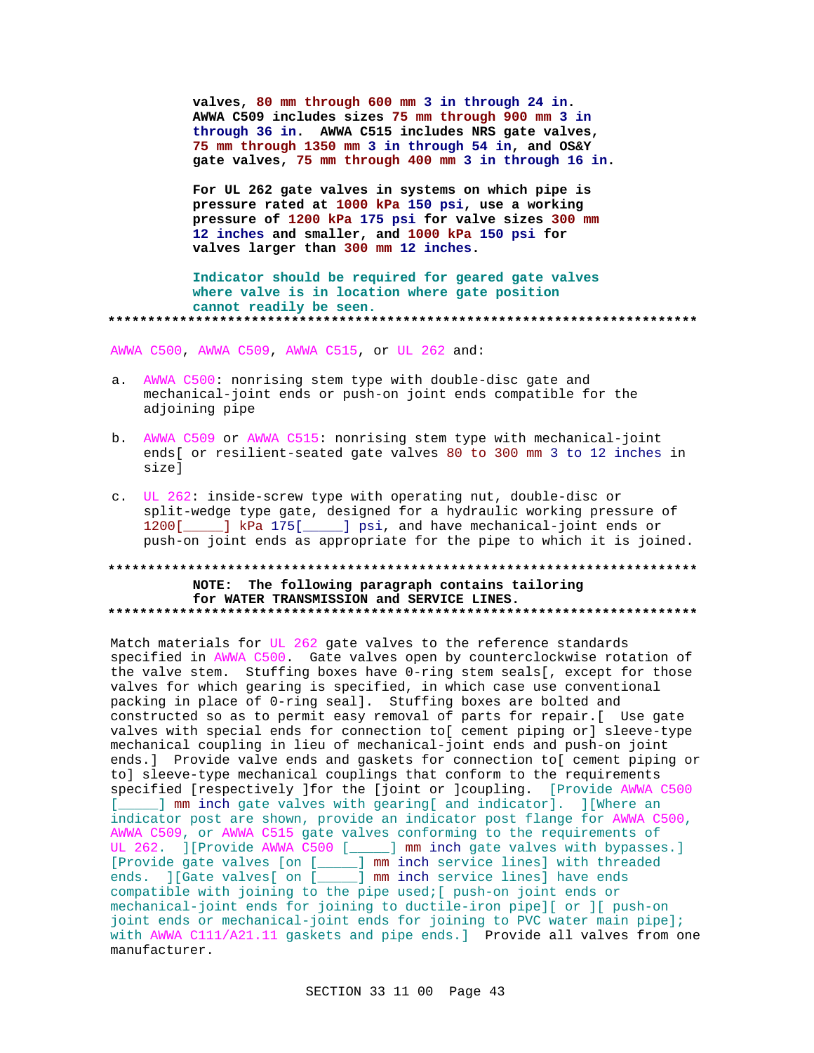valves, 80 mm through 600 mm 3 in through 24 in. AWWA C509 includes sizes 75 mm through 900 mm 3 in through 36 in. AWWA C515 includes NRS gate valves, 75 mm through 1350 mm 3 in through 54 in, and OS&Y gate valves, 75 mm through 400 mm 3 in through 16 in.

For UL 262 gate valves in systems on which pipe is pressure rated at 1000 kPa 150 psi, use a working pressure of 1200 kPa 175 psi for valve sizes 300 mm 12 inches and smaller, and 1000 kPa 150 psi for valves larger than 300 mm 12 inches.

Indicator should be required for geared gate valves where valve is in location where gate position cannot readily be seen.

**************************************************************************

AWWA C500, AWWA C509, AWWA C515, or UL 262 and:

a. AWWA C500: nonrising stem type with double-disc gate and mechanical-joint ends or push-on joint ends compatible for the adjoining pipe

b. AWWA C509 or AWWA C515: nonrising stem type with mechanical-joint ends[ or resilient-seated gate valves 80 to 300 mm 3 to 12 inches in size]

c. UL 262: inside-screw type with operating nut, double-disc or split-wedge type gate, designed for a hydraulic working pressure of 1200[_____] kPa 175[_____] psi, and have mechanical-joint ends or push-on joint ends as appropriate for the pipe to which it is joined.

**************************************************************************

**NOTE: The following paragraph contains tailoring for WATER TRANSMISSION and SERVICE LINES.**

**************************************************************************

Match materials for UL 262 gate valves to the reference standards specified in AWWA C500. Gate valves open by counterclockwise rotation of the valve stem. Stuffing boxes have O-ring stem seals[, except for those valves for which gearing is specified, in which case use conventional packing in place of O-ring seal]. Stuffing boxes are bolted and constructed so as to permit easy removal of parts for repair.[ Use gate valves with special ends for connection to[ cement piping or] sleeve-type mechanical coupling in lieu of mechanical-joint ends and push-on joint ends.] Provide valve ends and gaskets for connection to[ cement piping or to] sleeve-type mechanical couplings that conform to the requirements specified [respectively ]for the [joint or ]coupling. [Provide AWWA C500 [_____] mm inch gate valves with gearing[ and indicator]. ][Where an indicator post are shown, provide an indicator post flange for AWWA C500, AWWA C509, or AWWA C515 gate valves conforming to the requirements of UL 262. ][Provide AWWA C500 [_____] mm inch gate valves with bypasses.] [Provide gate valves [on [_____] mm inch service lines] with threaded ends. ][Gate valves[ on [_____] mm inch service lines] have ends compatible with joining to the pipe used;[ push-on joint ends or mechanical-joint ends for joining to ductile-iron pipe][ or ][ push-on joint ends or mechanical-joint ends for joining to PVC water main pipe]; with AWWA C111/A21.11 gaskets and pipe ends.] Provide all valves from one manufacturer.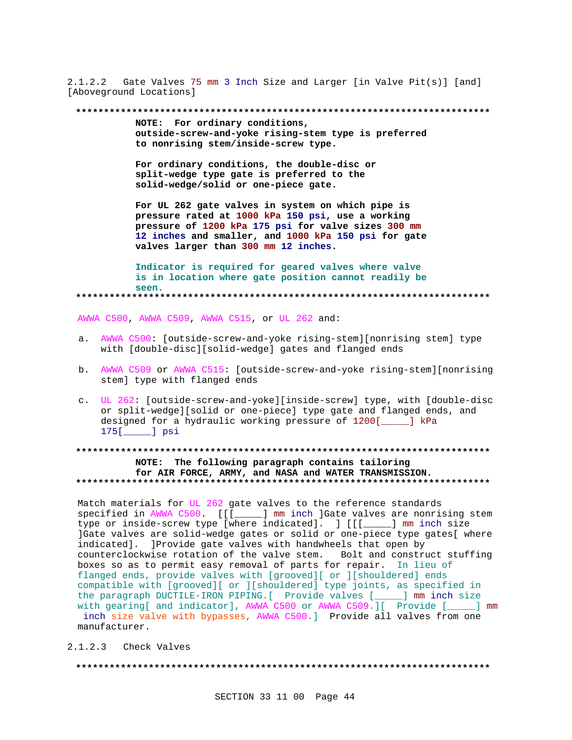#### 2.1.2.2 Gate Valves 75 mm 3 Inch Size and Larger [in Valve Pit(s)] [and] [Aboveground Locations]

**************************************************************************

**NOTE: For ordinary conditions, outside-screw-and-yoke rising-stem type is preferred to nonrising stem/inside-screw type.**

**For ordinary conditions, the double-disc or split-wedge type gate is preferred to the solid-wedge/solid or one-piece gate.**

**For UL 262 gate valves in system on which pipe is pressure rated at 1000 kPa 150 psi, use a working pressure of 1200 kPa 175 psi for valve sizes 300 mm 12 inches and smaller, and 1000 kPa 150 psi for gate valves larger than 300 mm 12 inches.**

**Indicator is required for geared valves where valve is in location where gate position cannot readily be seen.**

**************************************************************************

AWWA C500, AWWA C509, AWWA C515, or UL 262 and:

a. AWWA C500: [outside-screw-and-yoke rising-stem][nonrising stem] type with [double-disc][solid-wedge] gates and flanged ends

b. AWWA C509 or AWWA C515: [outside-screw-and-yoke rising-stem][nonrising stem] type with flanged ends

c. UL 262: [outside-screw-and-yoke][inside-screw] type, with [double-disc or split-wedge][solid or one-piece] type gate and flanged ends, and designed for a hydraulic working pressure of 1200[_____] kPa 175[_____] psi

**************************************************************************

**NOTE: The following paragraph contains tailoring for AIR FORCE, ARMY, and NASA and WATER TRANSMISSION.**

**************************************************************************

Match materials for UL 262 gate valves to the reference standards specified in AWWA C500. [[[_____] mm inch ]Gate valves are nonrising stem type or inside-screw type [where indicated]. ] [[[_____] mm inch size ]Gate valves are solid-wedge gates or solid or one-piece type gates[ where indicated]. ]Provide gate valves with handwheels that open by counterclockwise rotation of the valve stem. Bolt and construct stuffing boxes so as to permit easy removal of parts for repair. In lieu of flanged ends, provide valves with [grooved][ or ][shouldered] ends compatible with [grooved][ or ][shouldered] type joints, as specified in the paragraph DUCTILE-IRON PIPING.[ Provide valves [_____] mm inch size with gearing[ and indicator], AWWA C500 or AWWA C509.][ Provide [_____] mm inch size valve with bypasses, AWWA C500.] Provide all valves from one manufacturer.

#### 2.1.2.3 Check Valves

**************************************************************************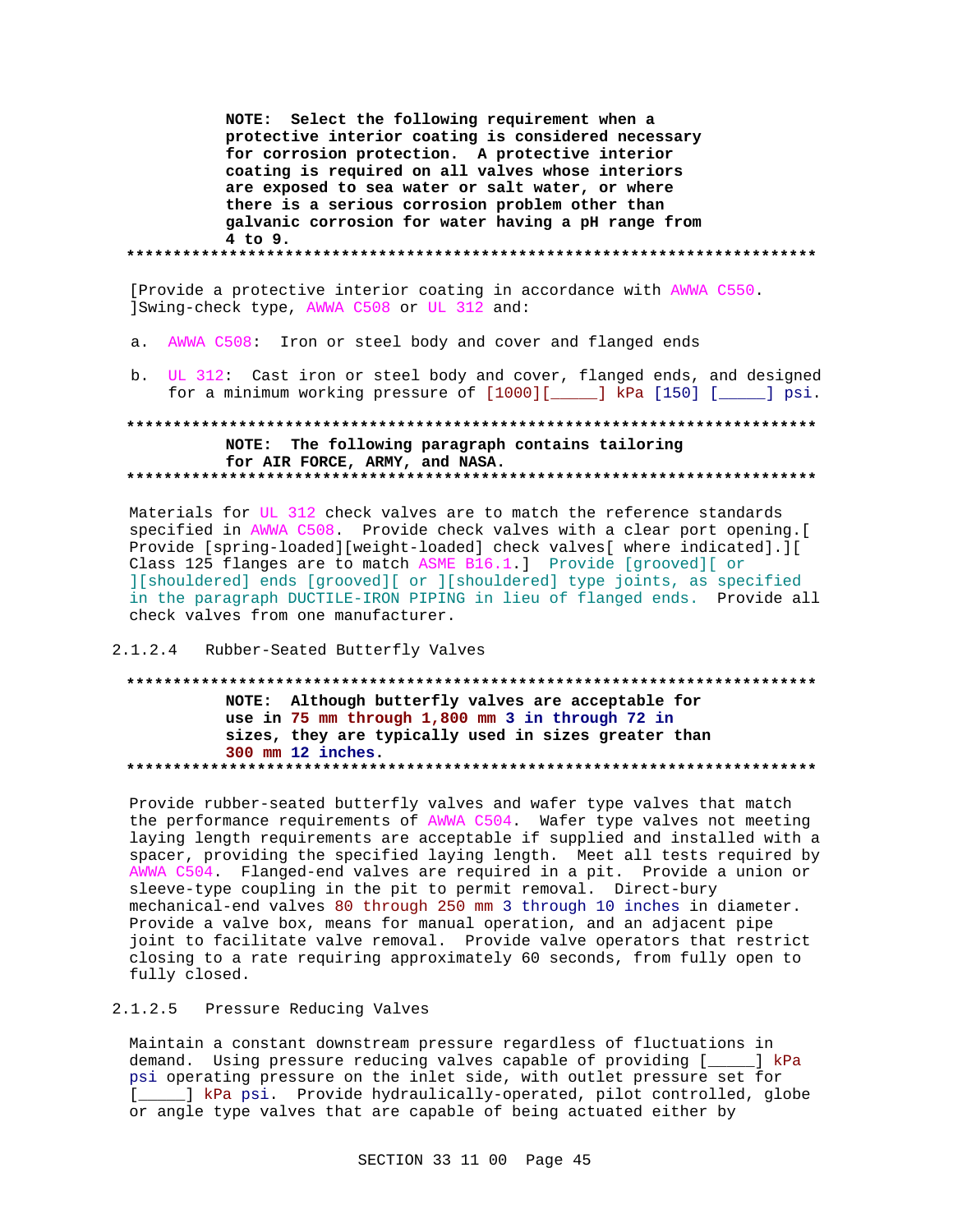**NOTE: Select the following requirement when a protective interior coating is considered necessary for corrosion protection. A protective interior coating is required on all valves whose interiors are exposed to sea water or salt water, or where there is a serious corrosion problem other than galvanic corrosion for water having a pH range from 4 to 9.**

**************************************************************************

[Provide a protective interior coating in accordance with AWWA C550. ]Swing-check type, AWWA C508 or UL 312 and:

a. AWWA C508: Iron or steel body and cover and flanged ends

b. UL 312: Cast iron or steel body and cover, flanged ends, and designed for a minimum working pressure of [1000][_____] kPa [150] [_____] psi.

**************************************************************************

**NOTE: The following paragraph contains tailoring for AIR FORCE, ARMY, and NASA.**

**************************************************************************

Materials for UL 312 check valves are to match the reference standards specified in AWWA C508. Provide check valves with a clear port opening.[ Provide [spring-loaded][weight-loaded] check valves[ where indicated].][ Class 125 flanges are to match ASME B16.1.] Provide [grooved][ or ][shouldered] ends [grooved][ or ][shouldered] type joints, as specified in the paragraph DUCTILE-IRON PIPING in lieu of flanged ends. Provide all check valves from one manufacturer.

#### 2.1.2.4 Rubber-Seated Butterfly Valves

**************************************************************************

**NOTE: Although butterfly valves are acceptable for use in 75 mm through 1,800 mm 3 in through 72 in sizes, they are typically used in sizes greater than 300 mm 12 inches.**

**************************************************************************

Provide rubber-seated butterfly valves and wafer type valves that match the performance requirements of AWWA C504. Wafer type valves not meeting laying length requirements are acceptable if supplied and installed with a spacer, providing the specified laying length. Meet all tests required by AWWA C504. Flanged-end valves are required in a pit. Provide a union or sleeve-type coupling in the pit to permit removal. Direct-bury mechanical-end valves 80 through 250 mm 3 through 10 inches in diameter. Provide a valve box, means for manual operation, and an adjacent pipe joint to facilitate valve removal. Provide valve operators that restrict closing to a rate requiring approximately 60 seconds, from fully open to fully closed.

#### 2.1.2.5 Pressure Reducing Valves

Maintain a constant downstream pressure regardless of fluctuations in demand. Using pressure reducing valves capable of providing [_____] kPa psi operating pressure on the inlet side, with outlet pressure set for [_____] kPa psi. Provide hydraulically-operated, pilot controlled, globe or angle type valves that are capable of being actuated either by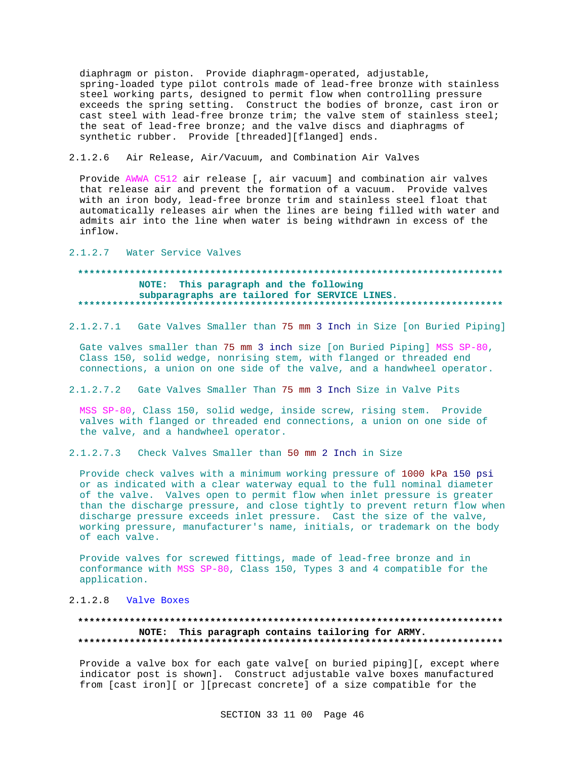diaphragm or piston. Provide diaphragm-operated, adjustable, spring-loaded type pilot controls made of lead-free bronze with stainless steel working parts, designed to permit flow when controlling pressure exceeds the spring setting. Construct the bodies of bronze, cast iron or cast steel with lead-free bronze trim; the valve stem of stainless steel; the seat of lead-free bronze; and the valve discs and diaphragms of synthetic rubber. Provide [threaded][flanged] ends.

#### 2.1.2.6 Air Release, Air/Vacuum, and Combination Air Valves

Provide AWWA C512 air release [, air vacuum] and combination air valves that release air and prevent the formation of a vacuum. Provide valves with an iron body, lead-free bronze trim and stainless steel float that automatically releases air when the lines are being filled with water and admits air into the line when water is being withdrawn in excess of the inflow.

#### 2.1.2.7 Water Service Valves

**************************************************************************
**NOTE: This paragraph and the following subparagraphs are tailored for SERVICE LINES.**
**************************************************************************

##### 2.1.2.7.1 Gate Valves Smaller than 75 mm 3 Inch in Size [on Buried Piping]

Gate valves smaller than 75 mm 3 inch size [on Buried Piping] MSS SP-80, Class 150, solid wedge, nonrising stem, with flanged or threaded end connections, a union on one side of the valve, and a handwheel operator.

##### 2.1.2.7.2 Gate Valves Smaller Than 75 mm 3 Inch Size in Valve Pits

MSS SP-80, Class 150, solid wedge, inside screw, rising stem. Provide valves with flanged or threaded end connections, a union on one side of the valve, and a handwheel operator.

##### 2.1.2.7.3 Check Valves Smaller than 50 mm 2 Inch in Size

Provide check valves with a minimum working pressure of 1000 kPa 150 psi or as indicated with a clear waterway equal to the full nominal diameter of the valve. Valves open to permit flow when inlet pressure is greater than the discharge pressure, and close tightly to prevent return flow when discharge pressure exceeds inlet pressure. Cast the size of the valve, working pressure, manufacturer's name, initials, or trademark on the body of each valve.

Provide valves for screwed fittings, made of lead-free bronze and in conformance with MSS SP-80, Class 150, Types 3 and 4 compatible for the application.

#### 2.1.2.8 Valve Boxes

**************************************************************************
**NOTE: This paragraph contains tailoring for ARMY.**
**************************************************************************

Provide a valve box for each gate valve[ on buried piping][, except where indicator post is shown]. Construct adjustable valve boxes manufactured from [cast iron][ or ][precast concrete] of a size compatible for the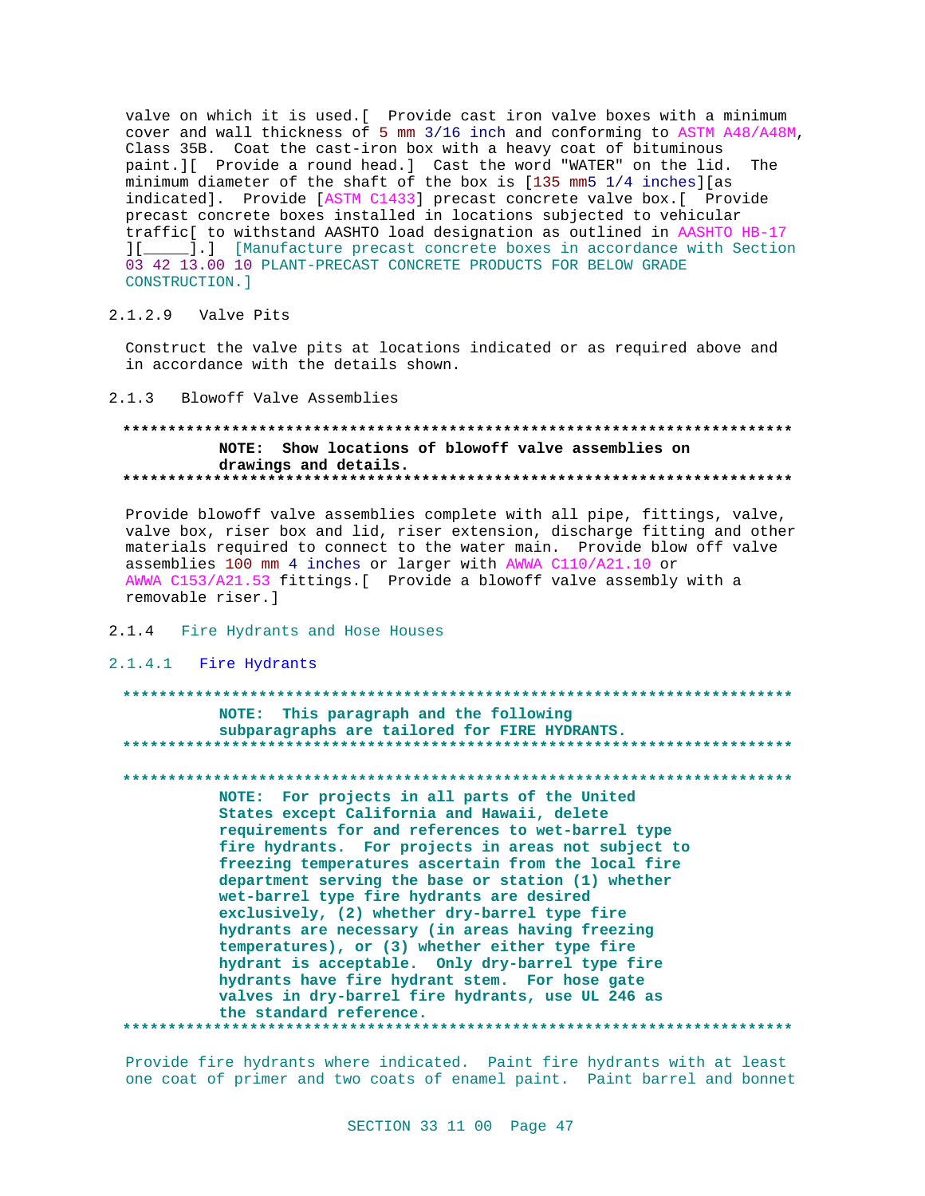valve on which it is used.[ Provide cast iron valve boxes with a minimum cover and wall thickness of 5 mm 3/16 inch and conforming to ASTM A48/A48M, Class 35B. Coat the cast-iron box with a heavy coat of bituminous paint.][ Provide a round head.] Cast the word "WATER" on the lid. The minimum diameter of the shaft of the box is [135 mm5 1/4 inches][as indicated]. Provide [ASTM C1433] precast concrete valve box.[ Provide precast concrete boxes installed in locations subjected to vehicular traffic[ to withstand AASHTO load designation as outlined in AASHTO HB-17 ][_____].] [Manufacture precast concrete boxes in accordance with Section 03 42 13.00 10 PLANT-PRECAST CONCRETE PRODUCTS FOR BELOW GRADE CONSTRUCTION.]

#### 2.1.2.9 Valve Pits

Construct the valve pits at locations indicated or as required above and in accordance with the details shown.

### 2.1.3 Blowoff Valve Assemblies

**************************************************************************
**NOTE: Show locations of blowoff valve assemblies on drawings and details.**
**************************************************************************

Provide blowoff valve assemblies complete with all pipe, fittings, valve, valve box, riser box and lid, riser extension, discharge fitting and other materials required to connect to the water main. Provide blow off valve assemblies 100 mm 4 inches or larger with AWWA C110/A21.10 or AWWA C153/A21.53 fittings.[ Provide a blowoff valve assembly with a removable riser.]

### 2.1.4 Fire Hydrants and Hose Houses

#### 2.1.4.1 Fire Hydrants

**************************************************************************
**NOTE: This paragraph and the following subparagraphs are tailored for FIRE HYDRANTS.**
**************************************************************************

**************************************************************************
**NOTE: For projects in all parts of the United States except California and Hawaii, delete requirements for and references to wet-barrel type fire hydrants. For projects in areas not subject to freezing temperatures ascertain from the local fire department serving the base or station (1) whether wet-barrel type fire hydrants are desired exclusively, (2) whether dry-barrel type fire hydrants are necessary (in areas having freezing temperatures), or (3) whether either type fire hydrant is acceptable. Only dry-barrel type fire hydrants have fire hydrant stem. For hose gate valves in dry-barrel fire hydrants, use UL 246 as the standard reference.**
**************************************************************************

Provide fire hydrants where indicated. Paint fire hydrants with at least one coat of primer and two coats of enamel paint. Paint barrel and bonnet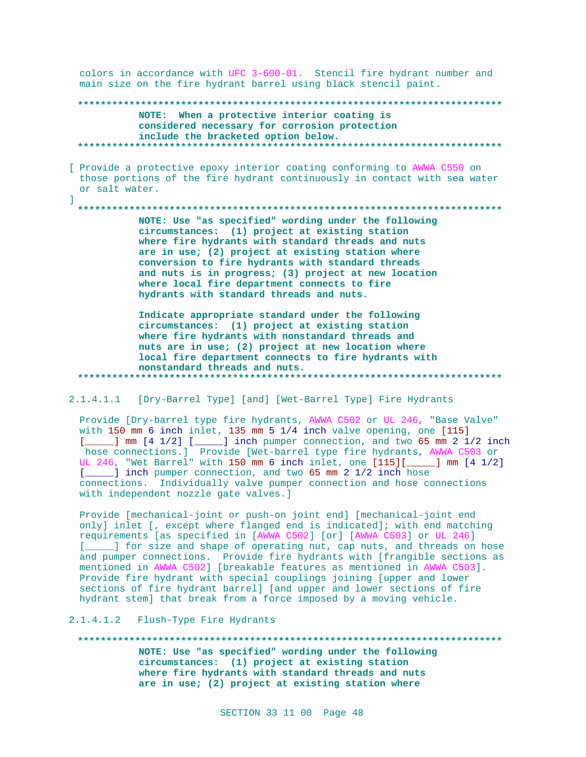colors in accordance with UFC 3-600-01. Stencil fire hydrant number and main size on the fire hydrant barrel using black stencil paint.

**************************************************************************
**NOTE: When a protective interior coating is considered necessary for corrosion protection include the bracketed option below.**
**************************************************************************

[ Provide a protective epoxy interior coating conforming to AWWA C550 on those portions of the fire hydrant continuously in contact with sea water or salt water.
]

**************************************************************************
**NOTE: Use "as specified" wording under the following circumstances: (1) project at existing station where fire hydrants with standard threads and nuts are in use; (2) project at existing station where conversion to fire hydrants with standard threads and nuts is in progress; (3) project at new location where local fire department connects to fire hydrants with standard threads and nuts.**

**Indicate appropriate standard under the following circumstances: (1) project at existing station where fire hydrants with nonstandard threads and nuts are in use; (2) project at new location where local fire department connects to fire hydrants with nonstandard threads and nuts.**
**************************************************************************

2.1.4.1.1 [Dry-Barrel Type] [and] [Wet-Barrel Type] Fire Hydrants

Provide [Dry-barrel type fire hydrants, AWWA C502 or UL 246, "Base Valve" with 150 mm 6 inch inlet, 135 mm 5 1/4 inch valve opening, one [115] [_____] mm [4 1/2] [_____] inch pumper connection, and two 65 mm 2 1/2 inch hose connections.] Provide [Wet-barrel type fire hydrants, AWWA C503 or UL 246, "Wet Barrel" with 150 mm 6 inch inlet, one [115][_____] mm [4 1/2] [_____] inch pumper connection, and two 65 mm 2 1/2 inch hose connections. Individually valve pumper connection and hose connections with independent nozzle gate valves.]

Provide [mechanical-joint or push-on joint end] [mechanical-joint end only] inlet [, except where flanged end is indicated]; with end matching requirements [as specified in [AWWA C502] [or] [AWWA C503] or UL 246] [_____] for size and shape of operating nut, cap nuts, and threads on hose and pumper connections. Provide fire hydrants with [frangible sections as mentioned in AWWA C502] [breakable features as mentioned in AWWA C503]. Provide fire hydrant with special couplings joining [upper and lower sections of fire hydrant barrel] [and upper and lower sections of fire hydrant stem] that break from a force imposed by a moving vehicle.

2.1.4.1.2 Flush-Type Fire Hydrants

**************************************************************************
**NOTE: Use "as specified" wording under the following circumstances: (1) project at existing station where fire hydrants with standard threads and nuts are in use; (2) project at existing station where**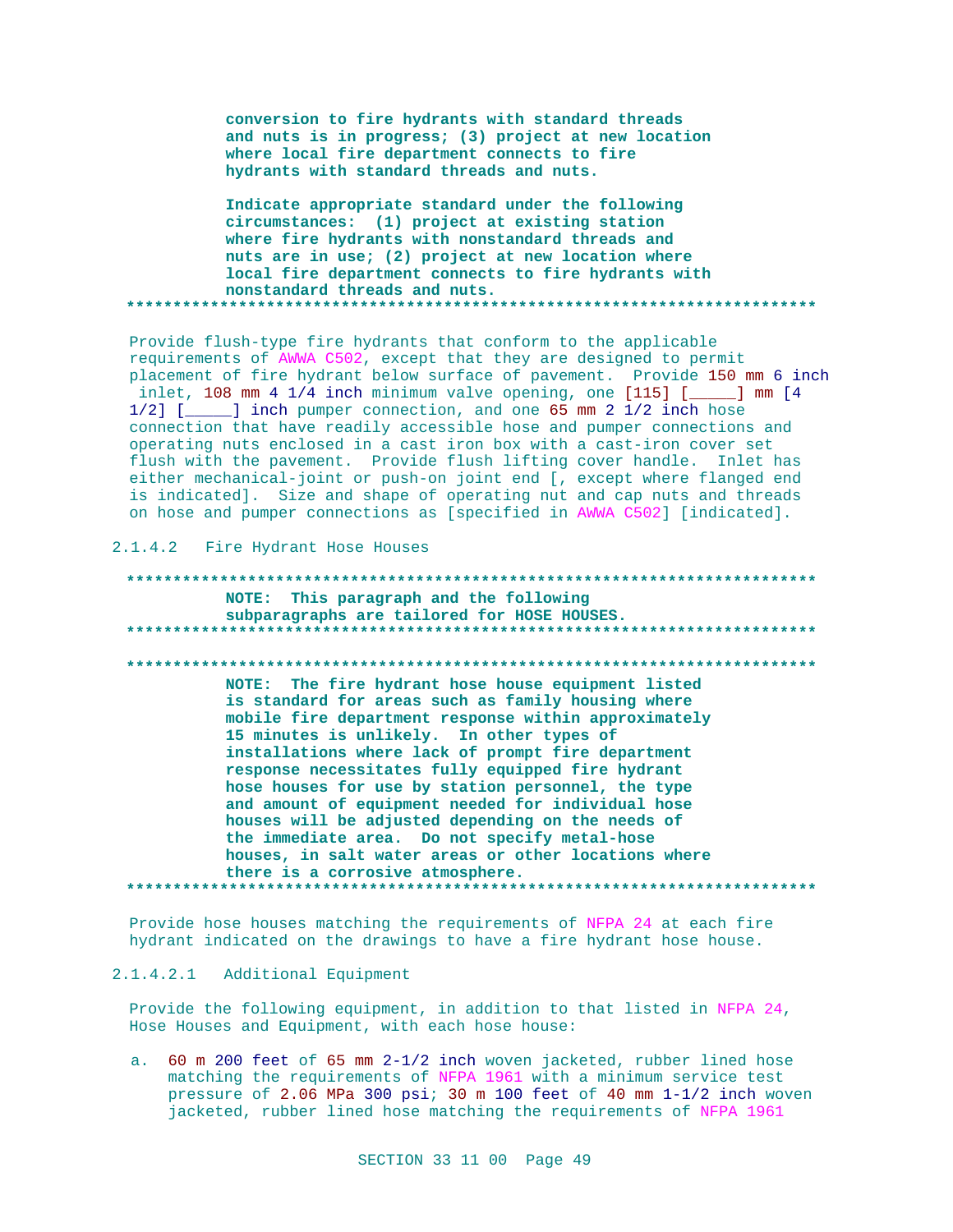conversion to fire hydrants with standard threads and nuts is in progress; (3) project at new location where local fire department connects to fire hydrants with standard threads and nuts.

Indicate appropriate standard under the following circumstances: (1) project at existing station where fire hydrants with nonstandard threads and nuts are in use; (2) project at new location where local fire department connects to fire hydrants with nonstandard threads and nuts.

**************************************************************************

Provide flush-type fire hydrants that conform to the applicable requirements of AWWA C502, except that they are designed to permit placement of fire hydrant below surface of pavement. Provide 150 mm 6 inch inlet, 108 mm 4 1/4 inch minimum valve opening, one [115] [_____] mm [4 1/2] [_____] inch pumper connection, and one 65 mm 2 1/2 inch hose connection that have readily accessible hose and pumper connections and operating nuts enclosed in a cast iron box with a cast-iron cover set flush with the pavement. Provide flush lifting cover handle. Inlet has either mechanical-joint or push-on joint end [, except where flanged end is indicated]. Size and shape of operating nut and cap nuts and threads on hose and pumper connections as [specified in AWWA C502] [indicated].

2.1.4.2 Fire Hydrant Hose Houses

**************************************************************************

**NOTE: This paragraph and the following subparagraphs are tailored for HOSE HOUSES.**

**************************************************************************

**************************************************************************

**NOTE: The fire hydrant hose house equipment listed is standard for areas such as family housing where mobile fire department response within approximately 15 minutes is unlikely. In other types of installations where lack of prompt fire department response necessitates fully equipped fire hydrant hose houses for use by station personnel, the type and amount of equipment needed for individual hose houses will be adjusted depending on the needs of the immediate area. Do not specify metal-hose houses, in salt water areas or other locations where there is a corrosive atmosphere.**

**************************************************************************

Provide hose houses matching the requirements of NFPA 24 at each fire hydrant indicated on the drawings to have a fire hydrant hose house.

2.1.4.2.1 Additional Equipment

Provide the following equipment, in addition to that listed in NFPA 24, Hose Houses and Equipment, with each hose house:

a. 60 m 200 feet of 65 mm 2-1/2 inch woven jacketed, rubber lined hose matching the requirements of NFPA 1961 with a minimum service test pressure of 2.06 MPa 300 psi; 30 m 100 feet of 40 mm 1-1/2 inch woven jacketed, rubber lined hose matching the requirements of NFPA 1961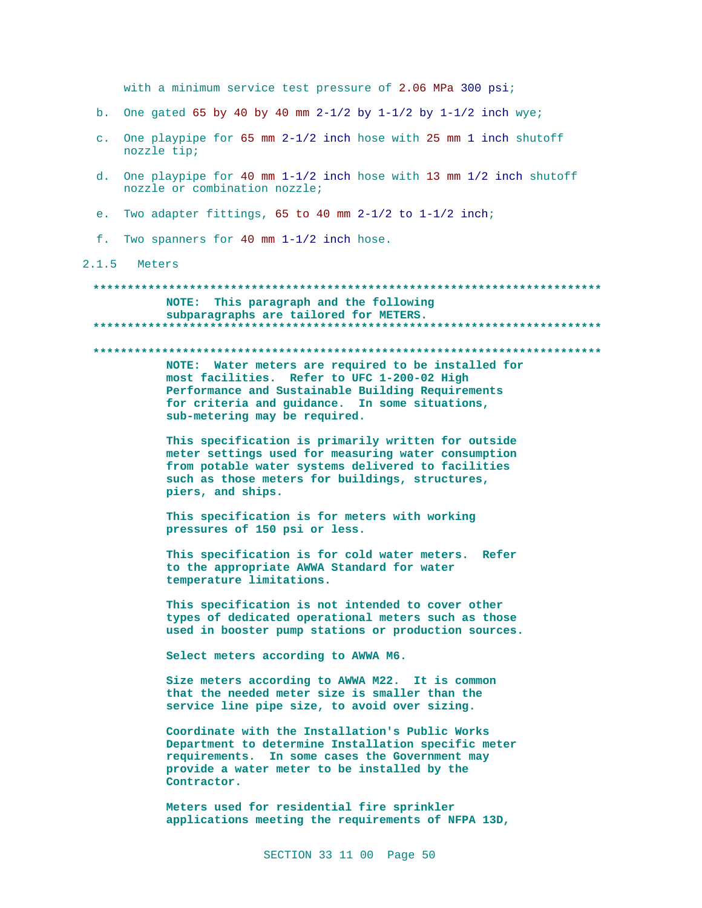with a minimum service test pressure of 2.06 MPa 300 psi;

b. One gated 65 by 40 by 40 mm 2-1/2 by 1-1/2 by 1-1/2 inch wye;

c. One playpipe for 65 mm 2-1/2 inch hose with 25 mm 1 inch shutoff nozzle tip;

d. One playpipe for 40 mm 1-1/2 inch hose with 13 mm 1/2 inch shutoff nozzle or combination nozzle;

e. Two adapter fittings, 65 to 40 mm 2-1/2 to 1-1/2 inch;

f. Two spanners for 40 mm 1-1/2 inch hose.

2.1.5 Meters

**************************************************************************

**NOTE: This paragraph and the following subparagraphs are tailored for METERS.**

**************************************************************************

**************************************************************************

**NOTE: Water meters are required to be installed for most facilities. Refer to UFC 1-200-02 High Performance and Sustainable Building Requirements for criteria and guidance. In some situations, sub-metering may be required.**

**This specification is primarily written for outside meter settings used for measuring water consumption from potable water systems delivered to facilities such as those meters for buildings, structures, piers, and ships.**

**This specification is for meters with working pressures of 150 psi or less.**

**This specification is for cold water meters. Refer to the appropriate AWWA Standard for water temperature limitations.**

**This specification is not intended to cover other types of dedicated operational meters such as those used in booster pump stations or production sources.**

**Select meters according to AWWA M6.**

**Size meters according to AWWA M22. It is common that the needed meter size is smaller than the service line pipe size, to avoid over sizing.**

**Coordinate with the Installation's Public Works Department to determine Installation specific meter requirements. In some cases the Government may provide a water meter to be installed by the Contractor.**

**Meters used for residential fire sprinkler applications meeting the requirements of NFPA 13D,**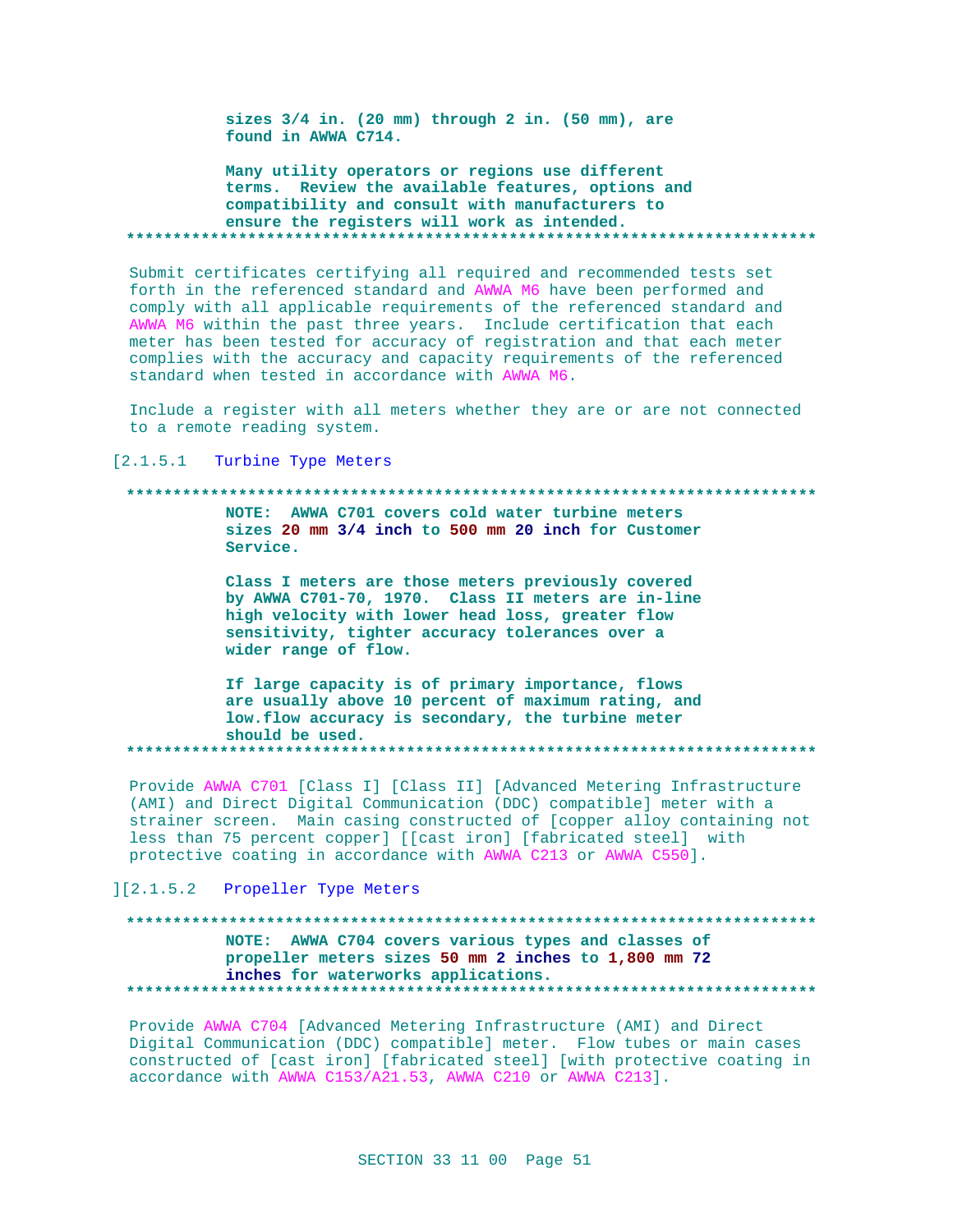sizes 3/4 in. (20 mm) through 2 in. (50 mm), are found in AWWA C714.

Many utility operators or regions use different terms. Review the available features, options and compatibility and consult with manufacturers to ensure the registers will work as intended.

**************************************************************************

Submit certificates certifying all required and recommended tests set forth in the referenced standard and AWWA M6 have been performed and comply with all applicable requirements of the referenced standard and AWWA M6 within the past three years. Include certification that each meter has been tested for accuracy of registration and that each meter complies with the accuracy and capacity requirements of the referenced standard when tested in accordance with AWWA M6.

Include a register with all meters whether they are or are not connected to a remote reading system.

[2.1.5.1 Turbine Type Meters

**************************************************************************

NOTE: AWWA C701 covers cold water turbine meters sizes 20 mm 3/4 inch to 500 mm 20 inch for Customer Service.

Class I meters are those meters previously covered by AWWA C701-70, 1970. Class II meters are in-line high velocity with lower head loss, greater flow sensitivity, tighter accuracy tolerances over a wider range of flow.

If large capacity is of primary importance, flows are usually above 10 percent of maximum rating, and low.flow accuracy is secondary, the turbine meter should be used.

**************************************************************************

Provide AWWA C701 [Class I] [Class II] [Advanced Metering Infrastructure (AMI) and Direct Digital Communication (DDC) compatible] meter with a strainer screen. Main casing constructed of [copper alloy containing not less than 75 percent copper] [[cast iron] [fabricated steel] with protective coating in accordance with AWWA C213 or AWWA C550].

][2.1.5.2 Propeller Type Meters

**************************************************************************

NOTE: AWWA C704 covers various types and classes of propeller meters sizes 50 mm 2 inches to 1,800 mm 72 inches for waterworks applications.

**************************************************************************

Provide AWWA C704 [Advanced Metering Infrastructure (AMI) and Direct Digital Communication (DDC) compatible] meter. Flow tubes or main cases constructed of [cast iron] [fabricated steel] [with protective coating in accordance with AWWA C153/A21.53, AWWA C210 or AWWA C213].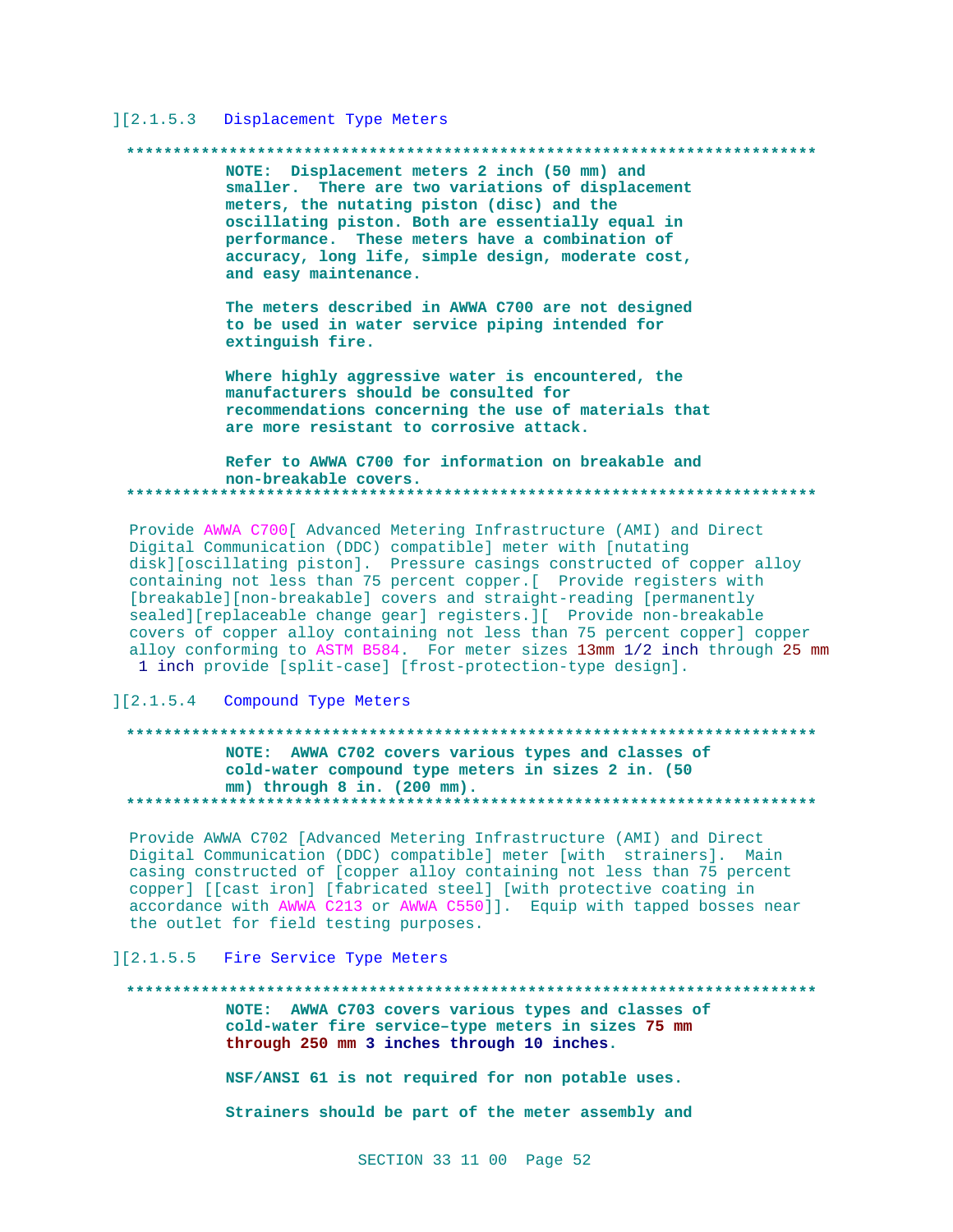][2.1.5.3 Displacement Type Meters

**************************************************************************

**NOTE: Displacement meters 2 inch (50 mm) and smaller. There are two variations of displacement meters, the nutating piston (disc) and the oscillating piston. Both are essentially equal in performance. These meters have a combination of accuracy, long life, simple design, moderate cost, and easy maintenance.**

**The meters described in AWWA C700 are not designed to be used in water service piping intended for extinguish fire.**

**Where highly aggressive water is encountered, the manufacturers should be consulted for recommendations concerning the use of materials that are more resistant to corrosive attack.**

**Refer to AWWA C700 for information on breakable and non-breakable covers.**

**************************************************************************

Provide AWWA C700[ Advanced Metering Infrastructure (AMI) and Direct Digital Communication (DDC) compatible] meter with [nutating disk][oscillating piston]. Pressure casings constructed of copper alloy containing not less than 75 percent copper.[ Provide registers with [breakable][non-breakable] covers and straight-reading [permanently sealed][replaceable change gear] registers.][ Provide non-breakable covers of copper alloy containing not less than 75 percent copper] copper alloy conforming to ASTM B584. For meter sizes 13mm 1/2 inch through 25 mm 1 inch provide [split-case] [frost-protection-type design].

][2.1.5.4 Compound Type Meters

**************************************************************************

**NOTE: AWWA C702 covers various types and classes of cold-water compound type meters in sizes 2 in. (50 mm) through 8 in. (200 mm).**

**************************************************************************

Provide AWWA C702 [Advanced Metering Infrastructure (AMI) and Direct Digital Communication (DDC) compatible] meter [with strainers]. Main casing constructed of [copper alloy containing not less than 75 percent copper] [[cast iron] [fabricated steel] [with protective coating in accordance with AWWA C213 or AWWA C550]]. Equip with tapped bosses near the outlet for field testing purposes.

][2.1.5.5 Fire Service Type Meters

**************************************************************************

**NOTE: AWWA C703 covers various types and classes of cold-water fire service–type meters in sizes 75 mm through 250 mm 3 inches through 10 inches.**

**NSF/ANSI 61 is not required for non potable uses.**

**Strainers should be part of the meter assembly and**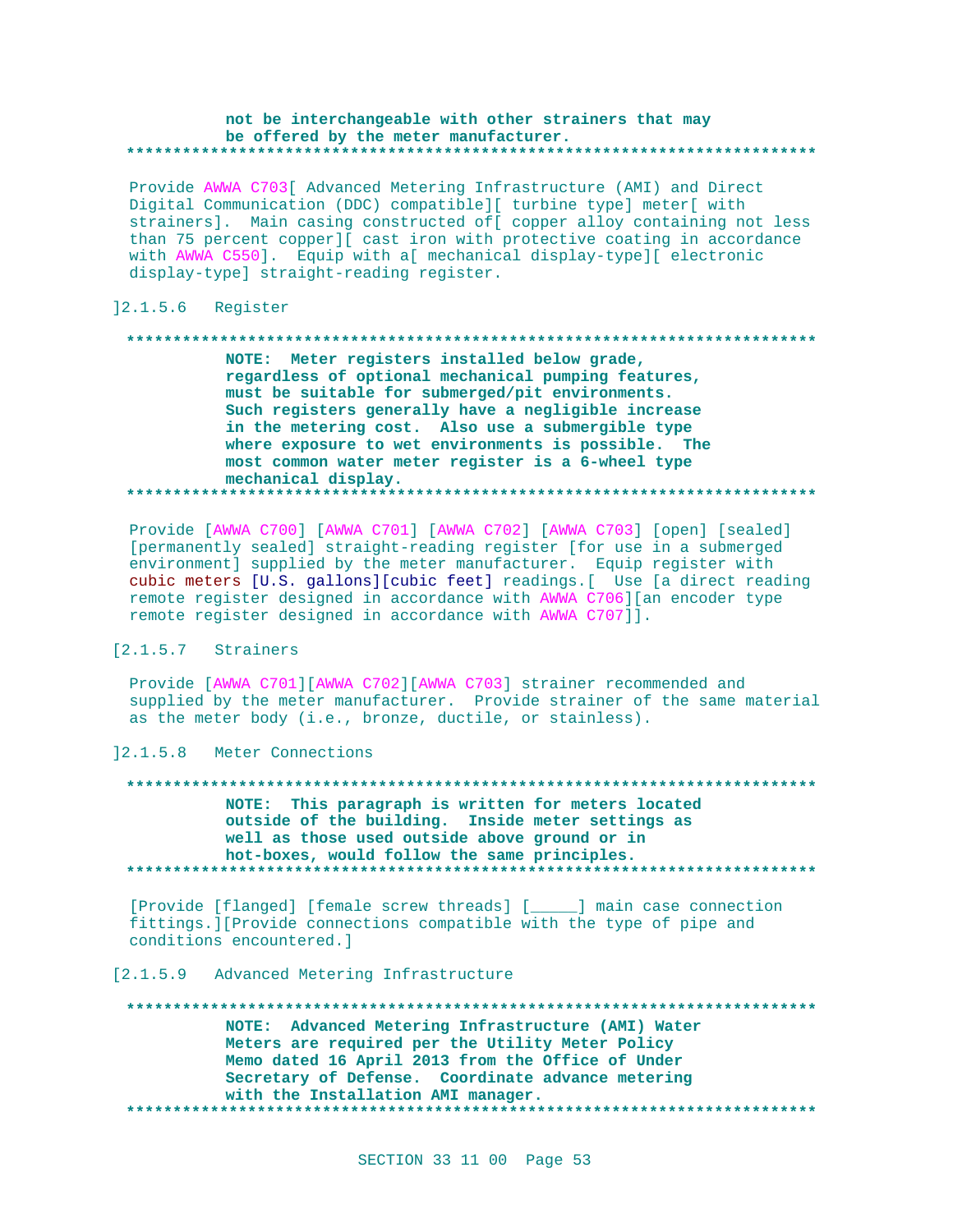not be interchangeable with other strainers that may be offered by the meter manufacturer.
**************************************************************************

Provide AWWA C703[ Advanced Metering Infrastructure (AMI) and Direct Digital Communication (DDC) compatible][ turbine type] meter[ with strainers]. Main casing constructed of[ copper alloy containing not less than 75 percent copper][ cast iron with protective coating in accordance with AWWA C550]. Equip with a[ mechanical display-type][ electronic display-type] straight-reading register.

]2.1.5.6 Register

**************************************************************************
**NOTE: Meter registers installed below grade, regardless of optional mechanical pumping features, must be suitable for submerged/pit environments. Such registers generally have a negligible increase in the metering cost. Also use a submergible type where exposure to wet environments is possible. The most common water meter register is a 6-wheel type mechanical display.**
**************************************************************************

Provide [AWWA C700] [AWWA C701] [AWWA C702] [AWWA C703] [open] [sealed] [permanently sealed] straight-reading register [for use in a submerged environment] supplied by the meter manufacturer. Equip register with cubic meters [U.S. gallons][cubic feet] readings.[ Use [a direct reading remote register designed in accordance with AWWA C706][an encoder type remote register designed in accordance with AWWA C707]].

[2.1.5.7 Strainers

Provide [AWWA C701][AWWA C702][AWWA C703] strainer recommended and supplied by the meter manufacturer. Provide strainer of the same material as the meter body (i.e., bronze, ductile, or stainless).

]2.1.5.8 Meter Connections

**************************************************************************
**NOTE: This paragraph is written for meters located outside of the building. Inside meter settings as well as those used outside above ground or in hot-boxes, would follow the same principles.**
**************************************************************************

[Provide [flanged] [female screw threads] [_____] main case connection fittings.][Provide connections compatible with the type of pipe and conditions encountered.]

[2.1.5.9 Advanced Metering Infrastructure

**************************************************************************
**NOTE: Advanced Metering Infrastructure (AMI) Water Meters are required per the Utility Meter Policy Memo dated 16 April 2013 from the Office of Under Secretary of Defense. Coordinate advance metering with the Installation AMI manager.**
**************************************************************************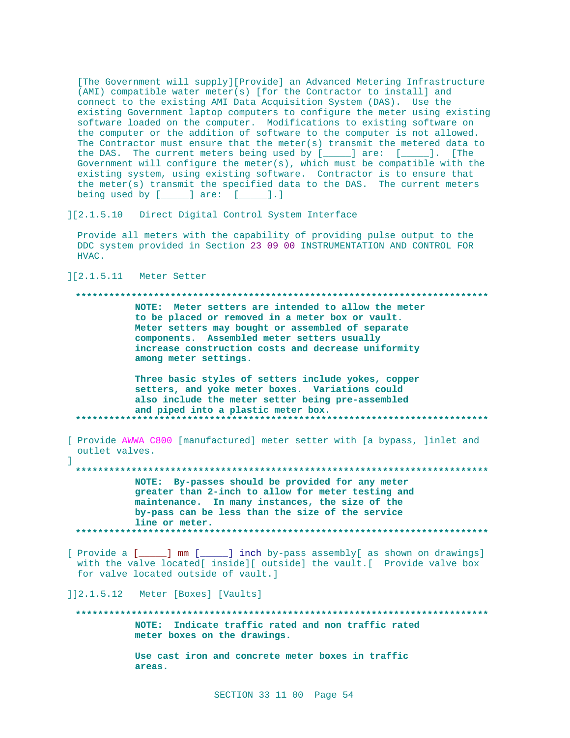[The Government will supply][Provide] an Advanced Metering Infrastructure (AMI) compatible water meter(s) [for the Contractor to install] and connect to the existing AMI Data Acquisition System (DAS). Use the existing Government laptop computers to configure the meter using existing software loaded on the computer. Modifications to existing software on the computer or the addition of software to the computer is not allowed. The Contractor must ensure that the meter(s) transmit the metered data to the DAS. The current meters being used by [_____] are: [_____]. [The Government will configure the meter(s), which must be compatible with the existing system, using existing software. Contractor is to ensure that the meter(s) transmit the specified data to the DAS. The current meters being used by [_____] are: [_____].]

][2.1.5.10 Direct Digital Control System Interface

Provide all meters with the capability of providing pulse output to the DDC system provided in Section 23 09 00 INSTRUMENTATION AND CONTROL FOR HVAC.

][2.1.5.11 Meter Setter

**************************************************************************

**NOTE: Meter setters are intended to allow the meter to be placed or removed in a meter box or vault. Meter setters may bought or assembled of separate components. Assembled meter setters usually increase construction costs and decrease uniformity among meter settings.**

**Three basic styles of setters include yokes, copper setters, and yoke meter boxes. Variations could also include the meter setter being pre-assembled and piped into a plastic meter box.**

**************************************************************************

[ Provide AWWA C800 [manufactured] meter setter with [a bypass, ]inlet and outlet valves.
]

**************************************************************************

**NOTE: By-passes should be provided for any meter greater than 2-inch to allow for meter testing and maintenance. In many instances, the size of the by-pass can be less than the size of the service line or meter.**

**************************************************************************

[ Provide a [_____] mm [_____] inch by-pass assembly[ as shown on drawings] with the valve located[ inside][ outside] the vault.[ Provide valve box for valve located outside of vault.]

]]2.1.5.12 Meter [Boxes] [Vaults]

**************************************************************************

**NOTE: Indicate traffic rated and non traffic rated meter boxes on the drawings.**

**Use cast iron and concrete meter boxes in traffic areas.**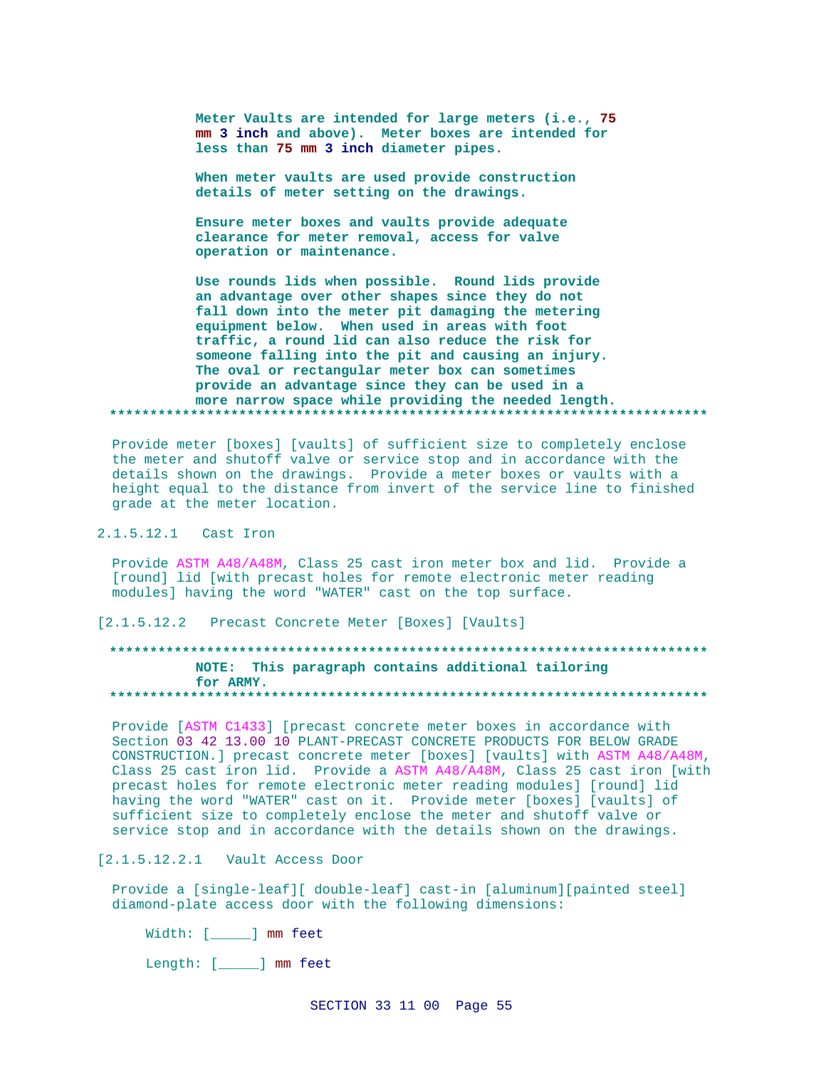**Meter Vaults are intended for large meters (i.e., 75 mm 3 inch and above). Meter boxes are intended for less than 75 mm 3 inch diameter pipes.**

**When meter vaults are used provide construction details of meter setting on the drawings.**

**Ensure meter boxes and vaults provide adequate clearance for meter removal, access for valve operation or maintenance.**

**Use rounds lids when possible. Round lids provide an advantage over other shapes since they do not fall down into the meter pit damaging the metering equipment below. When used in areas with foot traffic, a round lid can also reduce the risk for someone falling into the pit and causing an injury. The oval or rectangular meter box can sometimes provide an advantage since they can be used in a more narrow space while providing the needed length.**

**************************************************************************

Provide meter [boxes] [vaults] of sufficient size to completely enclose the meter and shutoff valve or service stop and in accordance with the details shown on the drawings. Provide a meter boxes or vaults with a height equal to the distance from invert of the service line to finished grade at the meter location.

2.1.5.12.1 Cast Iron

Provide ASTM A48/A48M, Class 25 cast iron meter box and lid. Provide a [round] lid [with precast holes for remote electronic meter reading modules] having the word "WATER" cast on the top surface.

[2.1.5.12.2 Precast Concrete Meter [Boxes] [Vaults]

**************************************************************************

**NOTE: This paragraph contains additional tailoring for ARMY.**

**************************************************************************

Provide [ASTM C1433] [precast concrete meter boxes in accordance with Section 03 42 13.00 10 PLANT-PRECAST CONCRETE PRODUCTS FOR BELOW GRADE CONSTRUCTION.] precast concrete meter [boxes] [vaults] with ASTM A48/A48M, Class 25 cast iron lid. Provide a ASTM A48/A48M, Class 25 cast iron [with precast holes for remote electronic meter reading modules] [round] lid having the word "WATER" cast on it. Provide meter [boxes] [vaults] of sufficient size to completely enclose the meter and shutoff valve or service stop and in accordance with the details shown on the drawings.

[2.1.5.12.2.1 Vault Access Door

Provide a [single-leaf][ double-leaf] cast-in [aluminum][painted steel] diamond-plate access door with the following dimensions:

Width: [_____] mm feet

Length: [_____] mm feet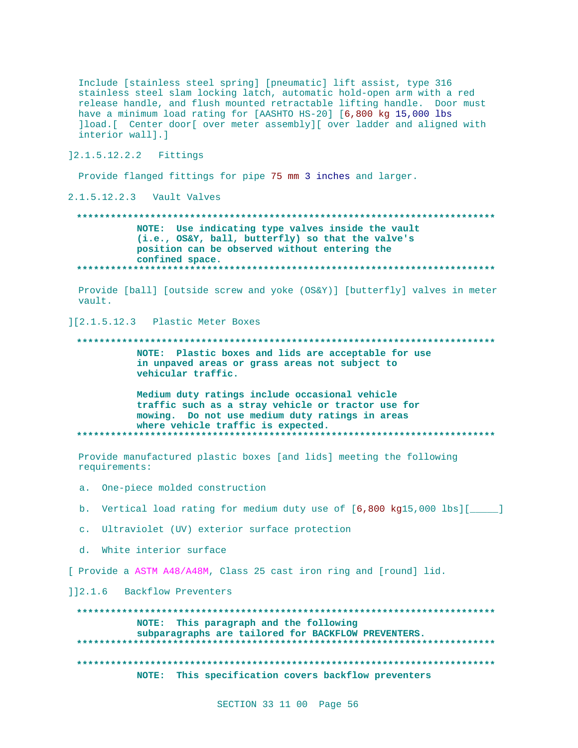Include [stainless steel spring] [pneumatic] lift assist, type 316 stainless steel slam locking latch, automatic hold-open arm with a red release handle, and flush mounted retractable lifting handle. Door must have a minimum load rating for [AASHTO HS-20] [6,800 kg 15,000 lbs ]load.[ Center door[ over meter assembly][ over ladder and aligned with interior wall].]

]2.1.5.12.2.2 Fittings

Provide flanged fittings for pipe 75 mm 3 inches and larger.

2.1.5.12.2.3 Vault Valves

**************************************************************************

**NOTE: Use indicating type valves inside the vault (i.e., OS&Y, ball, butterfly) so that the valve's position can be observed without entering the confined space.**

**************************************************************************

Provide [ball] [outside screw and yoke (OS&Y)] [butterfly] valves in meter vault.

][2.1.5.12.3 Plastic Meter Boxes

**************************************************************************

**NOTE: Plastic boxes and lids are acceptable for use in unpaved areas or grass areas not subject to vehicular traffic.**

**Medium duty ratings include occasional vehicle traffic such as a stray vehicle or tractor use for mowing. Do not use medium duty ratings in areas where vehicle traffic is expected.**

**************************************************************************

Provide manufactured plastic boxes [and lids] meeting the following requirements:

a. One-piece molded construction

b. Vertical load rating for medium duty use of [6,800 kg15,000 lbs][_____]

c. Ultraviolet (UV) exterior surface protection

d. White interior surface

[ Provide a ASTM A48/A48M, Class 25 cast iron ring and [round] lid.

]]2.1.6 Backflow Preventers

**************************************************************************

**NOTE: This paragraph and the following subparagraphs are tailored for BACKFLOW PREVENTERS.**

**************************************************************************

**************************************************************************

**NOTE: This specification covers backflow preventers**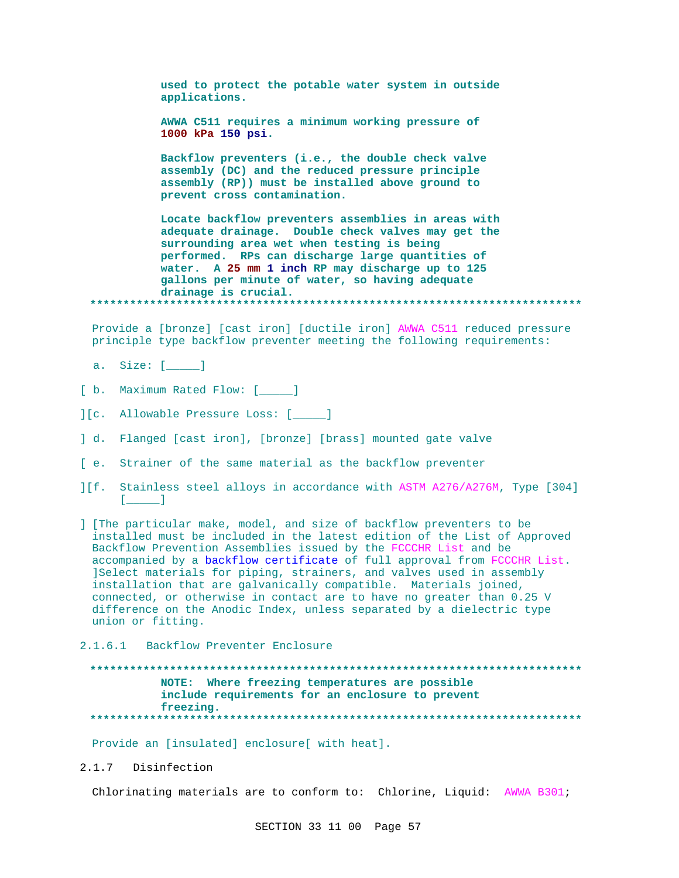used to protect the potable water system in outside applications.

AWWA C511 requires a minimum working pressure of 1000 kPa 150 psi.

Backflow preventers (i.e., the double check valve assembly (DC) and the reduced pressure principle assembly (RP)) must be installed above ground to prevent cross contamination.

Locate backflow preventers assemblies in areas with adequate drainage. Double check valves may get the surrounding area wet when testing is being performed. RPs can discharge large quantities of water. A 25 mm 1 inch RP may discharge up to 125 gallons per minute of water, so having adequate drainage is crucial.

**************************************************************************

Provide a [bronze] [cast iron] [ductile iron] AWWA C511 reduced pressure principle type backflow preventer meeting the following requirements:

a. Size: [_____]

[ b. Maximum Rated Flow: [_____]

][c. Allowable Pressure Loss: [_____]

] d. Flanged [cast iron], [bronze] [brass] mounted gate valve

[ e. Strainer of the same material as the backflow preventer

][f. Stainless steel alloys in accordance with ASTM A276/A276M, Type [304] [_____]

] [The particular make, model, and size of backflow preventers to be installed must be included in the latest edition of the List of Approved Backflow Prevention Assemblies issued by the FCCCHR List and be accompanied by a backflow certificate of full approval from FCCCHR List. ]Select materials for piping, strainers, and valves used in assembly installation that are galvanically compatible. Materials joined, connected, or otherwise in contact are to have no greater than 0.25 V difference on the Anodic Index, unless separated by a dielectric type union or fitting.

2.1.6.1 Backflow Preventer Enclosure

**************************************************************************

NOTE: Where freezing temperatures are possible include requirements for an enclosure to prevent freezing.

**************************************************************************

Provide an [insulated] enclosure[ with heat].

2.1.7 Disinfection

Chlorinating materials are to conform to: Chlorine, Liquid: AWWA B301;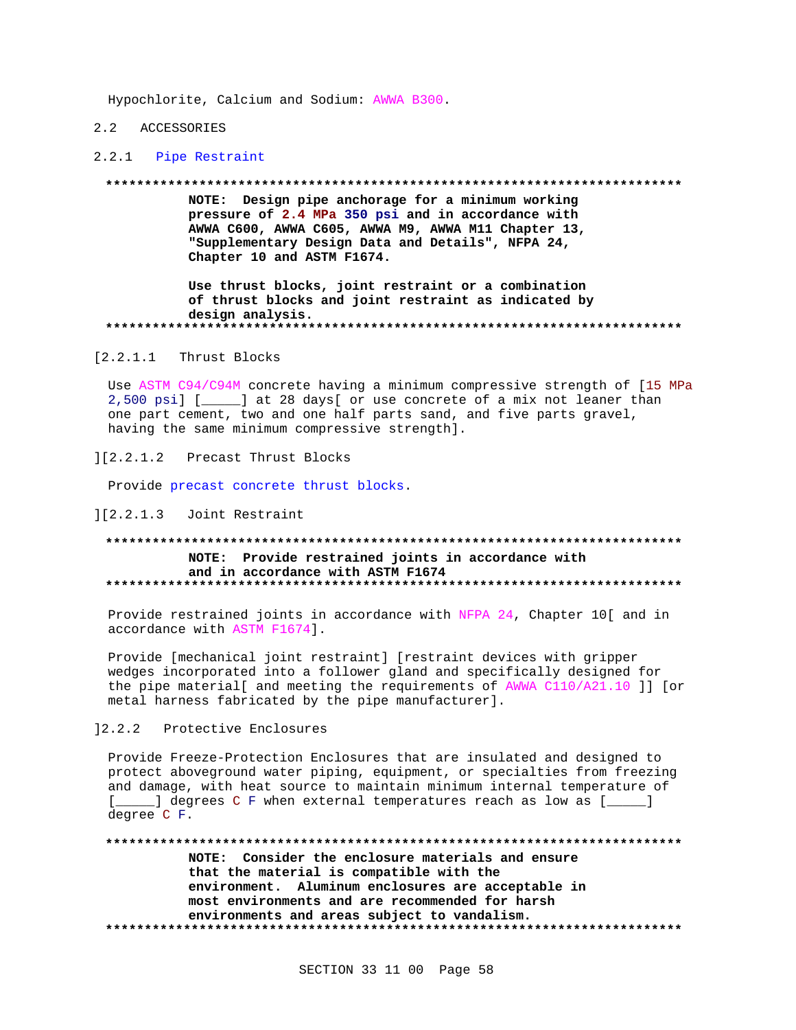Hypochlorite, Calcium and Sodium: AWWA B300.

## 2.2 ACCESSORIES

### 2.2.1 Pipe Restraint

**************************************************************************

**NOTE: Design pipe anchorage for a minimum working pressure of 2.4 MPa 350 psi and in accordance with AWWA C600, AWWA C605, AWWA M9, AWWA M11 Chapter 13, "Supplementary Design Data and Details", NFPA 24, Chapter 10 and ASTM F1674.**

**Use thrust blocks, joint restraint or a combination of thrust blocks and joint restraint as indicated by design analysis.**

**************************************************************************

[2.2.1.1 Thrust Blocks

Use ASTM C94/C94M concrete having a minimum compressive strength of [15 MPa 2,500 psi] [_____] at 28 days[ or use concrete of a mix not leaner than one part cement, two and one half parts sand, and five parts gravel, having the same minimum compressive strength].

][2.2.1.2 Precast Thrust Blocks

Provide precast concrete thrust blocks.

][2.2.1.3 Joint Restraint

**************************************************************************

**NOTE: Provide restrained joints in accordance with and in accordance with ASTM F1674**

**************************************************************************

Provide restrained joints in accordance with NFPA 24, Chapter 10[ and in accordance with ASTM F1674].

Provide [mechanical joint restraint] [restraint devices with gripper wedges incorporated into a follower gland and specifically designed for the pipe material[ and meeting the requirements of AWWA C110/A21.10 ]] [or metal harness fabricated by the pipe manufacturer].

]2.2.2 Protective Enclosures

Provide Freeze-Protection Enclosures that are insulated and designed to protect aboveground water piping, equipment, or specialties from freezing and damage, with heat source to maintain minimum internal temperature of [_____] degrees C F when external temperatures reach as low as [_____] degree C F.

**************************************************************************

**NOTE: Consider the enclosure materials and ensure that the material is compatible with the environment. Aluminum enclosures are acceptable in most environments and are recommended for harsh environments and areas subject to vandalism.**

**************************************************************************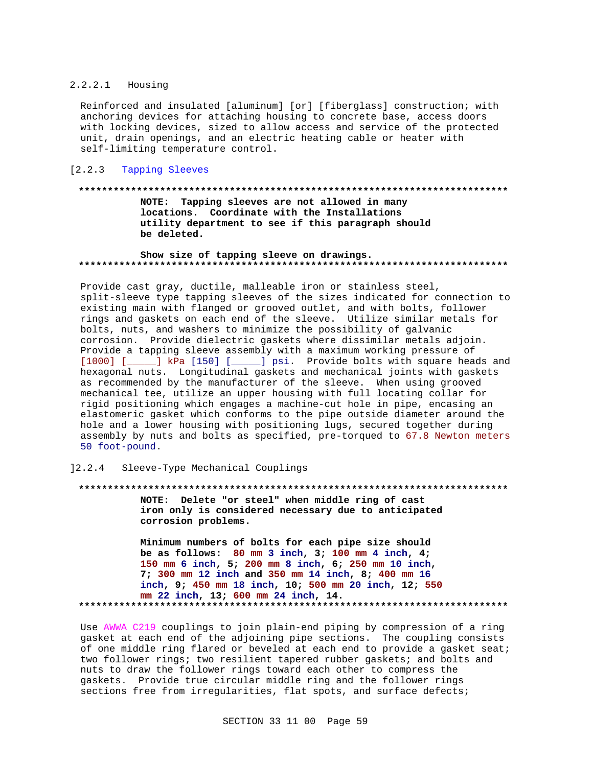#### 2.2.2.1 Housing

Reinforced and insulated [aluminum] [or] [fiberglass] construction; with anchoring devices for attaching housing to concrete base, access doors with locking devices, sized to allow access and service of the protected unit, drain openings, and an electric heating cable or heater with self-limiting temperature control.

### [2.2.3 Tapping Sleeves

**************************************************************************

**NOTE: Tapping sleeves are not allowed in many locations. Coordinate with the Installations utility department to see if this paragraph should be deleted.**

**Show size of tapping sleeve on drawings.**

**************************************************************************

Provide cast gray, ductile, malleable iron or stainless steel, split-sleeve type tapping sleeves of the sizes indicated for connection to existing main with flanged or grooved outlet, and with bolts, follower rings and gaskets on each end of the sleeve. Utilize similar metals for bolts, nuts, and washers to minimize the possibility of galvanic corrosion. Provide dielectric gaskets where dissimilar metals adjoin. Provide a tapping sleeve assembly with a maximum working pressure of [1000] [_____] kPa [150] [_____] psi. Provide bolts with square heads and hexagonal nuts. Longitudinal gaskets and mechanical joints with gaskets as recommended by the manufacturer of the sleeve. When using grooved mechanical tee, utilize an upper housing with full locating collar for rigid positioning which engages a machine-cut hole in pipe, encasing an elastomeric gasket which conforms to the pipe outside diameter around the hole and a lower housing with positioning lugs, secured together during assembly by nuts and bolts as specified, pre-torqued to 67.8 Newton meters 50 foot-pound.

### ]2.2.4 Sleeve-Type Mechanical Couplings

**************************************************************************

**NOTE: Delete "or steel" when middle ring of cast iron only is considered necessary due to anticipated corrosion problems.**

**Minimum numbers of bolts for each pipe size should be as follows: 80 mm 3 inch, 3; 100 mm 4 inch, 4; 150 mm 6 inch, 5; 200 mm 8 inch, 6; 250 mm 10 inch, 7; 300 mm 12 inch and 350 mm 14 inch, 8; 400 mm 16 inch, 9; 450 mm 18 inch, 10; 500 mm 20 inch, 12; 550 mm 22 inch, 13; 600 mm 24 inch, 14.**

**************************************************************************

Use AWWA C219 couplings to join plain-end piping by compression of a ring gasket at each end of the adjoining pipe sections. The coupling consists of one middle ring flared or beveled at each end to provide a gasket seat; two follower rings; two resilient tapered rubber gaskets; and bolts and nuts to draw the follower rings toward each other to compress the gaskets. Provide true circular middle ring and the follower rings sections free from irregularities, flat spots, and surface defects;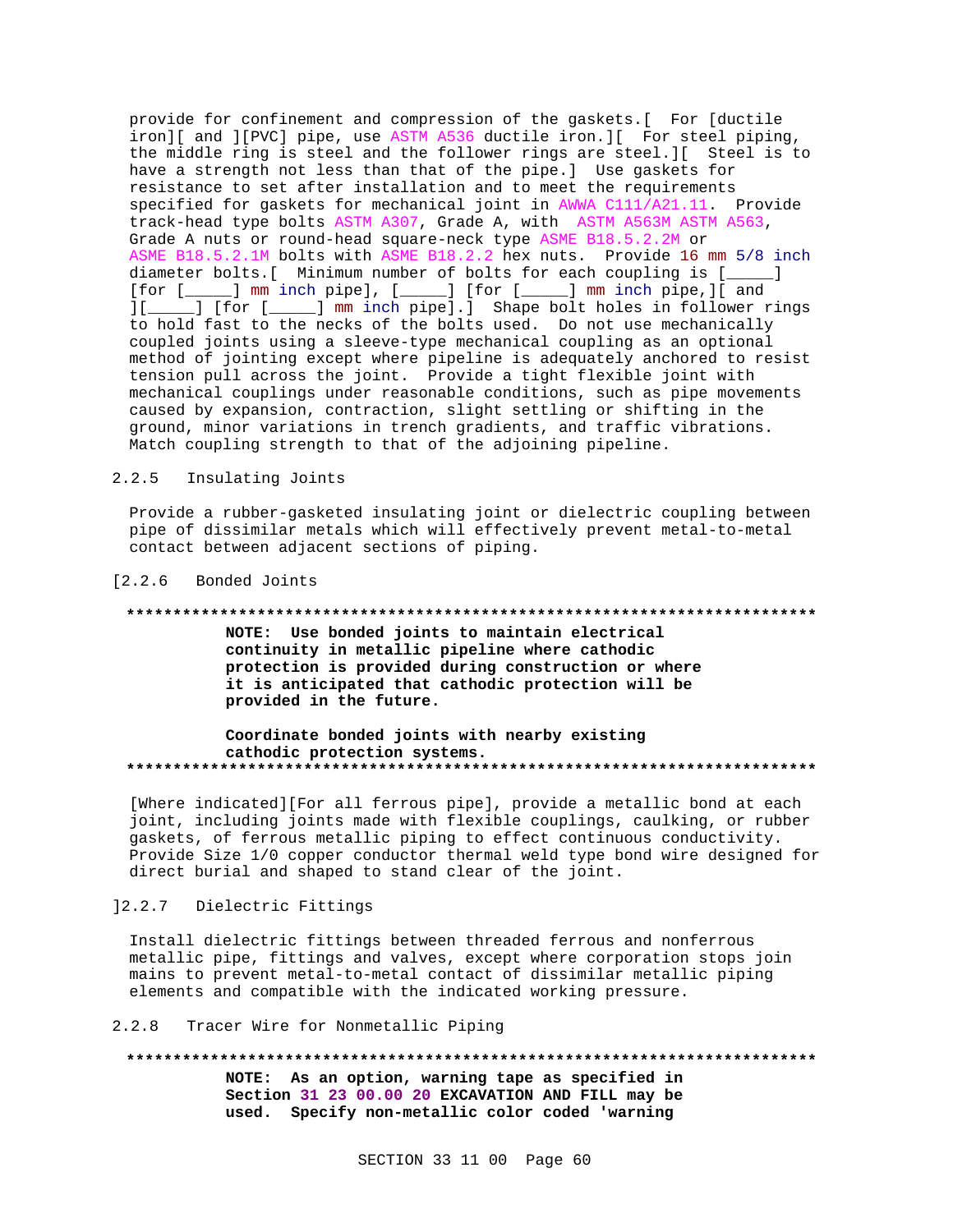provide for confinement and compression of the gaskets.[ For [ductile iron][ and ][PVC] pipe, use ASTM A536 ductile iron.][ For steel piping, the middle ring is steel and the follower rings are steel.][ Steel is to have a strength not less than that of the pipe.] Use gaskets for resistance to set after installation and to meet the requirements specified for gaskets for mechanical joint in AWWA C111/A21.11. Provide track-head type bolts ASTM A307, Grade A, with ASTM A563M ASTM A563, Grade A nuts or round-head square-neck type ASME B18.5.2.2M or ASME B18.5.2.1M bolts with ASME B18.2.2 hex nuts. Provide 16 mm 5/8 inch diameter bolts.[ Minimum number of bolts for each coupling is [_____] [for [_____] mm inch pipe], [_____] [for [_____] mm inch pipe,][ and ][_____] [for [_____] mm inch pipe].] Shape bolt holes in follower rings to hold fast to the necks of the bolts used. Do not use mechanically coupled joints using a sleeve-type mechanical coupling as an optional method of jointing except where pipeline is adequately anchored to resist tension pull across the joint. Provide a tight flexible joint with mechanical couplings under reasonable conditions, such as pipe movements caused by expansion, contraction, slight settling or shifting in the ground, minor variations in trench gradients, and traffic vibrations. Match coupling strength to that of the adjoining pipeline.

2.2.5 Insulating Joints

Provide a rubber-gasketed insulating joint or dielectric coupling between pipe of dissimilar metals which will effectively prevent metal-to-metal contact between adjacent sections of piping.

[2.2.6 Bonded Joints

**************************************************************************

**NOTE: Use bonded joints to maintain electrical continuity in metallic pipeline where cathodic protection is provided during construction or where it is anticipated that cathodic protection will be provided in the future.**

**Coordinate bonded joints with nearby existing cathodic protection systems.**

**************************************************************************

[Where indicated][For all ferrous pipe], provide a metallic bond at each joint, including joints made with flexible couplings, caulking, or rubber gaskets, of ferrous metallic piping to effect continuous conductivity. Provide Size 1/0 copper conductor thermal weld type bond wire designed for direct burial and shaped to stand clear of the joint.

]2.2.7 Dielectric Fittings

Install dielectric fittings between threaded ferrous and nonferrous metallic pipe, fittings and valves, except where corporation stops join mains to prevent metal-to-metal contact of dissimilar metallic piping elements and compatible with the indicated working pressure.

2.2.8 Tracer Wire for Nonmetallic Piping

**************************************************************************

**NOTE: As an option, warning tape as specified in Section 31 23 00.00 20 EXCAVATION AND FILL may be used. Specify non-metallic color coded 'warning**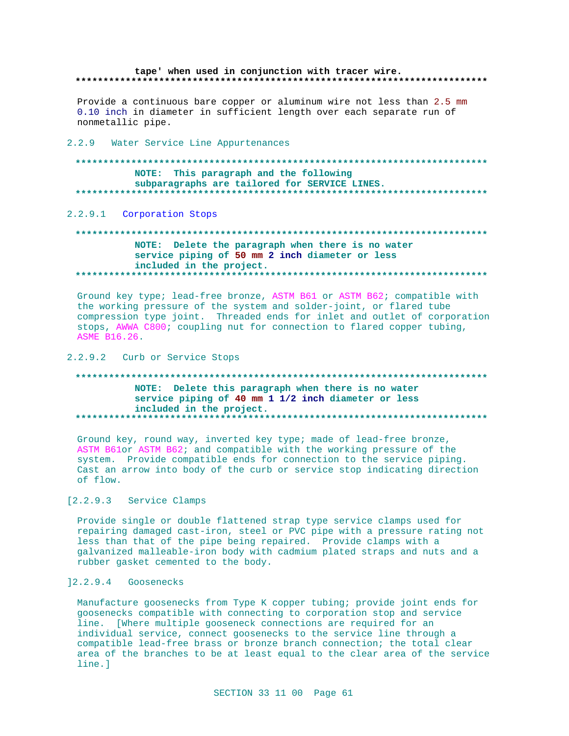tape' when used in conjunction with tracer wire.
**************************************************************************

Provide a continuous bare copper or aluminum wire not less than 2.5 mm 0.10 inch in diameter in sufficient length over each separate run of nonmetallic pipe.

2.2.9 Water Service Line Appurtenances

**************************************************************************
**NOTE: This paragraph and the following subparagraphs are tailored for SERVICE LINES.**
**************************************************************************

2.2.9.1 Corporation Stops

**************************************************************************
**NOTE: Delete the paragraph when there is no water service piping of 50 mm 2 inch diameter or less included in the project.**
**************************************************************************

Ground key type; lead-free bronze, ASTM B61 or ASTM B62; compatible with the working pressure of the system and solder-joint, or flared tube compression type joint. Threaded ends for inlet and outlet of corporation stops, AWWA C800; coupling nut for connection to flared copper tubing, ASME B16.26.

2.2.9.2 Curb or Service Stops

**************************************************************************
**NOTE: Delete this paragraph when there is no water service piping of 40 mm 1 1/2 inch diameter or less included in the project.**
**************************************************************************

Ground key, round way, inverted key type; made of lead-free bronze, ASTM B61or ASTM B62; and compatible with the working pressure of the system. Provide compatible ends for connection to the service piping. Cast an arrow into body of the curb or service stop indicating direction of flow.

[2.2.9.3 Service Clamps

Provide single or double flattened strap type service clamps used for repairing damaged cast-iron, steel or PVC pipe with a pressure rating not less than that of the pipe being repaired. Provide clamps with a galvanized malleable-iron body with cadmium plated straps and nuts and a rubber gasket cemented to the body.

]2.2.9.4 Goosenecks

Manufacture goosenecks from Type K copper tubing; provide joint ends for goosenecks compatible with connecting to corporation stop and service line. [Where multiple gooseneck connections are required for an individual service, connect goosenecks to the service line through a compatible lead-free brass or bronze branch connection; the total clear area of the branches to be at least equal to the clear area of the service line.]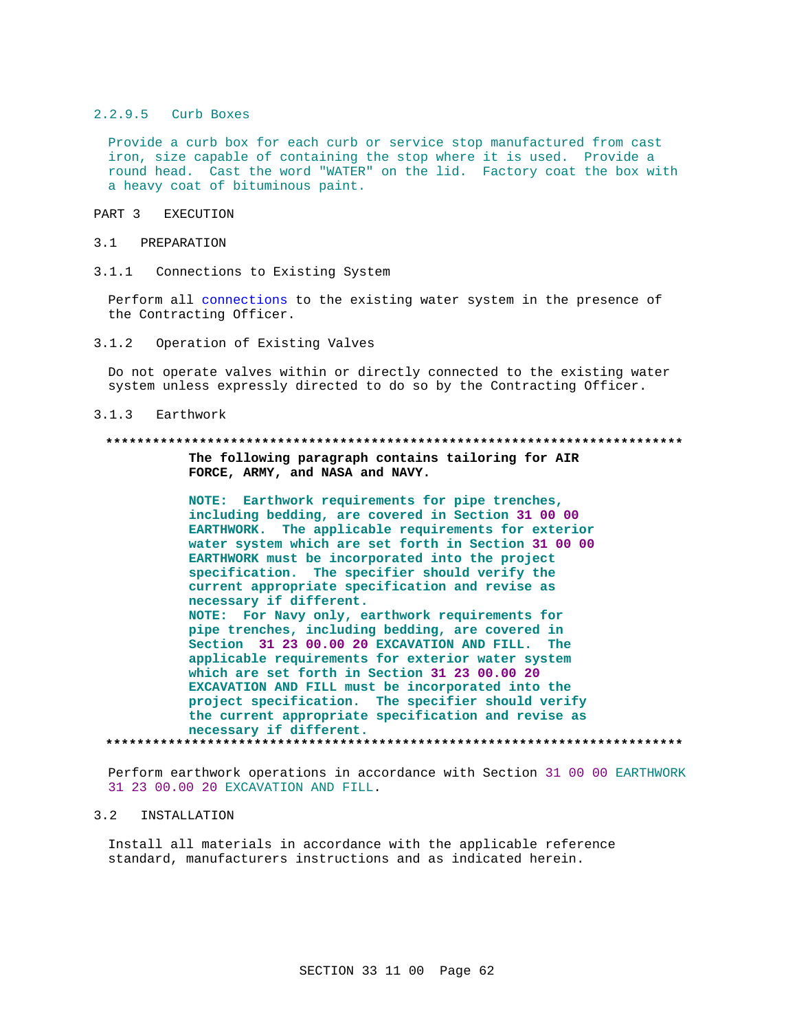#### 2.2.9.5 Curb Boxes

Provide a curb box for each curb or service stop manufactured from cast iron, size capable of containing the stop where it is used. Provide a round head. Cast the word "WATER" on the lid. Factory coat the box with a heavy coat of bituminous paint.

## PART 3 EXECUTION

### 3.1 PREPARATION

#### 3.1.1 Connections to Existing System

Perform all connections to the existing water system in the presence of the Contracting Officer.

#### 3.1.2 Operation of Existing Valves

Do not operate valves within or directly connected to the existing water system unless expressly directed to do so by the Contracting Officer.

#### 3.1.3 Earthwork

**************************************************************************

**The following paragraph contains tailoring for AIR FORCE, ARMY, and NASA and NAVY.**

**NOTE: Earthwork requirements for pipe trenches, including bedding, are covered in Section 31 00 00 EARTHWORK. The applicable requirements for exterior water system which are set forth in Section 31 00 00 EARTHWORK must be incorporated into the project specification. The specifier should verify the current appropriate specification and revise as necessary if different.**
**NOTE: For Navy only, earthwork requirements for pipe trenches, including bedding, are covered in Section 31 23 00.00 20 EXCAVATION AND FILL. The applicable requirements for exterior water system which are set forth in Section 31 23 00.00 20 EXCAVATION AND FILL must be incorporated into the project specification. The specifier should verify the current appropriate specification and revise as necessary if different.**

**************************************************************************

Perform earthwork operations in accordance with Section 31 00 00 EARTHWORK 31 23 00.00 20 EXCAVATION AND FILL.

### 3.2 INSTALLATION

Install all materials in accordance with the applicable reference standard, manufacturers instructions and as indicated herein.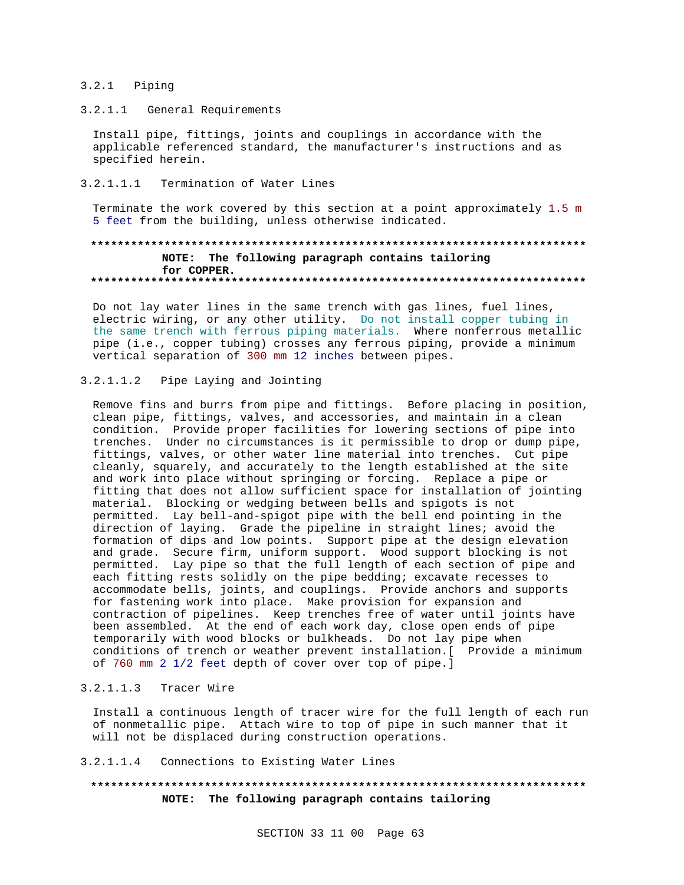### 3.2.1 Piping

#### 3.2.1.1 General Requirements

Install pipe, fittings, joints and couplings in accordance with the applicable referenced standard, the manufacturer's instructions and as specified herein.

##### 3.2.1.1.1 Termination of Water Lines

Terminate the work covered by this section at a point approximately 1.5 m 5 feet from the building, unless otherwise indicated.

**************************************************************************

**NOTE: The following paragraph contains tailoring for COPPER.**

**************************************************************************

Do not lay water lines in the same trench with gas lines, fuel lines, electric wiring, or any other utility. Do not install copper tubing in the same trench with ferrous piping materials. Where nonferrous metallic pipe (i.e., copper tubing) crosses any ferrous piping, provide a minimum vertical separation of 300 mm 12 inches between pipes.

##### 3.2.1.1.2 Pipe Laying and Jointing

Remove fins and burrs from pipe and fittings. Before placing in position, clean pipe, fittings, valves, and accessories, and maintain in a clean condition. Provide proper facilities for lowering sections of pipe into trenches. Under no circumstances is it permissible to drop or dump pipe, fittings, valves, or other water line material into trenches. Cut pipe cleanly, squarely, and accurately to the length established at the site and work into place without springing or forcing. Replace a pipe or fitting that does not allow sufficient space for installation of jointing material. Blocking or wedging between bells and spigots is not permitted. Lay bell-and-spigot pipe with the bell end pointing in the direction of laying. Grade the pipeline in straight lines; avoid the formation of dips and low points. Support pipe at the design elevation and grade. Secure firm, uniform support. Wood support blocking is not permitted. Lay pipe so that the full length of each section of pipe and each fitting rests solidly on the pipe bedding; excavate recesses to accommodate bells, joints, and couplings. Provide anchors and supports for fastening work into place. Make provision for expansion and contraction of pipelines. Keep trenches free of water until joints have been assembled. At the end of each work day, close open ends of pipe temporarily with wood blocks or bulkheads. Do not lay pipe when conditions of trench or weather prevent installation.[ Provide a minimum of 760 mm 2 1/2 feet depth of cover over top of pipe.]

##### 3.2.1.1.3 Tracer Wire

Install a continuous length of tracer wire for the full length of each run of nonmetallic pipe. Attach wire to top of pipe in such manner that it will not be displaced during construction operations.

##### 3.2.1.1.4 Connections to Existing Water Lines

**************************************************************************

**NOTE: The following paragraph contains tailoring**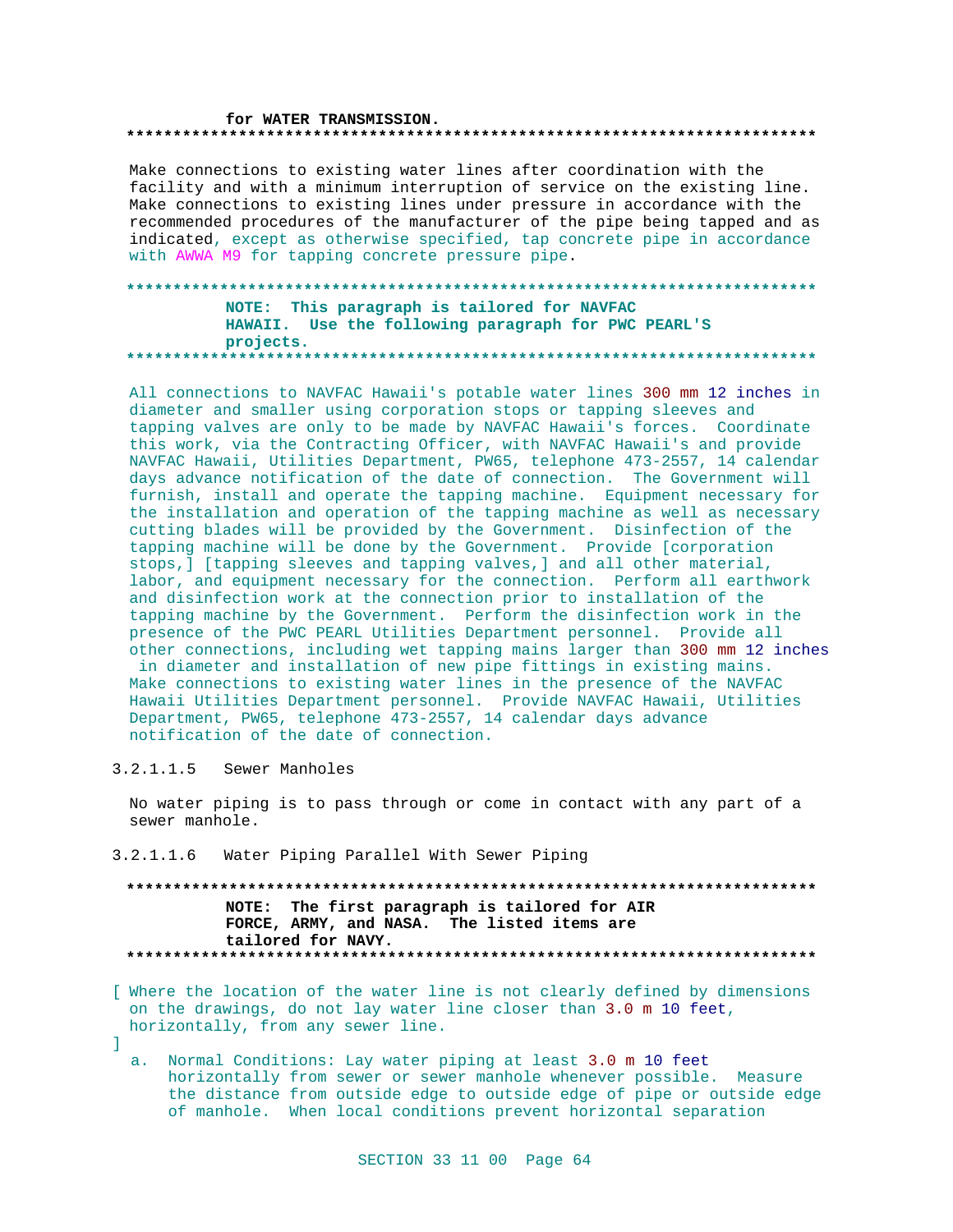for WATER TRANSMISSION.
**************************************************************************

Make connections to existing water lines after coordination with the facility and with a minimum interruption of service on the existing line. Make connections to existing lines under pressure in accordance with the recommended procedures of the manufacturer of the pipe being tapped and as indicated, except as otherwise specified, tap concrete pipe in accordance with AWWA M9 for tapping concrete pressure pipe.

**************************************************************************
**NOTE: This paragraph is tailored for NAVFAC HAWAII. Use the following paragraph for PWC PEARL'S projects.**
**************************************************************************

All connections to NAVFAC Hawaii's potable water lines 300 mm 12 inches in diameter and smaller using corporation stops or tapping sleeves and tapping valves are only to be made by NAVFAC Hawaii's forces. Coordinate this work, via the Contracting Officer, with NAVFAC Hawaii's and provide NAVFAC Hawaii, Utilities Department, PW65, telephone 473-2557, 14 calendar days advance notification of the date of connection. The Government will furnish, install and operate the tapping machine. Equipment necessary for the installation and operation of the tapping machine as well as necessary cutting blades will be provided by the Government. Disinfection of the tapping machine will be done by the Government. Provide [corporation stops,] [tapping sleeves and tapping valves,] and all other material, labor, and equipment necessary for the connection. Perform all earthwork and disinfection work at the connection prior to installation of the tapping machine by the Government. Perform the disinfection work in the presence of the PWC PEARL Utilities Department personnel. Provide all other connections, including wet tapping mains larger than 300 mm 12 inches in diameter and installation of new pipe fittings in existing mains. Make connections to existing water lines in the presence of the NAVFAC Hawaii Utilities Department personnel. Provide NAVFAC Hawaii, Utilities Department, PW65, telephone 473-2557, 14 calendar days advance notification of the date of connection.

3.2.1.1.5 Sewer Manholes

No water piping is to pass through or come in contact with any part of a sewer manhole.

3.2.1.1.6 Water Piping Parallel With Sewer Piping

**************************************************************************
**NOTE: The first paragraph is tailored for AIR FORCE, ARMY, and NASA. The listed items are tailored for NAVY.**
**************************************************************************

[ Where the location of the water line is not clearly defined by dimensions on the drawings, do not lay water line closer than 3.0 m 10 feet, horizontally, from any sewer line.
]

a. Normal Conditions: Lay water piping at least 3.0 m 10 feet horizontally from sewer or sewer manhole whenever possible. Measure the distance from outside edge to outside edge of pipe or outside edge of manhole. When local conditions prevent horizontal separation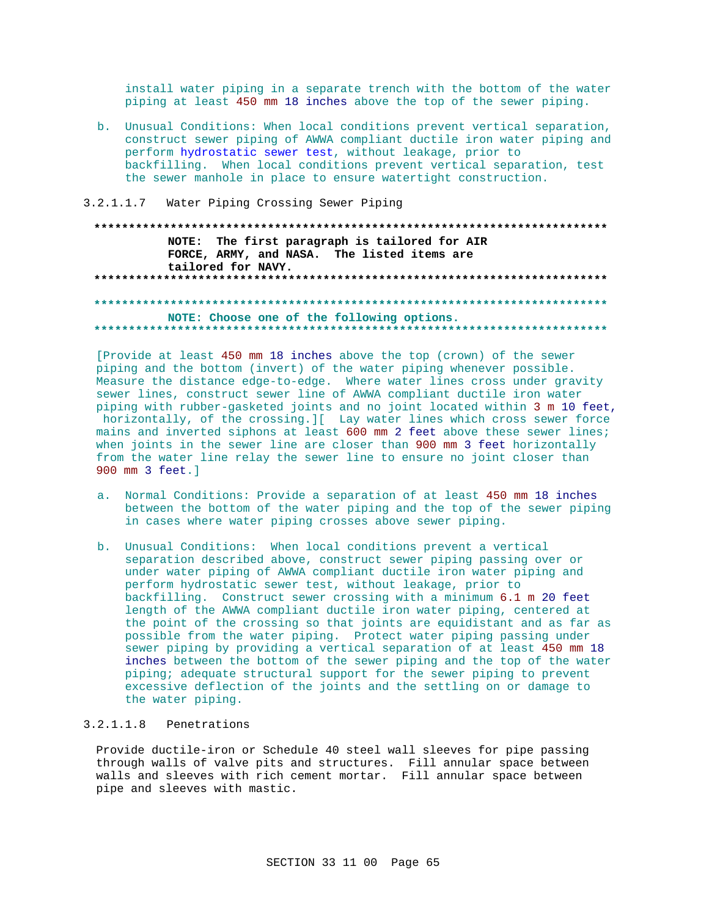install water piping in a separate trench with the bottom of the water piping at least 450 mm 18 inches above the top of the sewer piping.

b. Unusual Conditions: When local conditions prevent vertical separation, construct sewer piping of AWWA compliant ductile iron water piping and perform hydrostatic sewer test, without leakage, prior to backfilling. When local conditions prevent vertical separation, test the sewer manhole in place to ensure watertight construction.

3.2.1.1.7 Water Piping Crossing Sewer Piping

**************************************************************************

**NOTE: The first paragraph is tailored for AIR FORCE, ARMY, and NASA. The listed items are tailored for NAVY.**

**************************************************************************

**************************************************************************

**NOTE: Choose one of the following options.**

**************************************************************************

[Provide at least 450 mm 18 inches above the top (crown) of the sewer piping and the bottom (invert) of the water piping whenever possible. Measure the distance edge-to-edge. Where water lines cross under gravity sewer lines, construct sewer line of AWWA compliant ductile iron water piping with rubber-gasketed joints and no joint located within 3 m 10 feet, horizontally, of the crossing.][ Lay water lines which cross sewer force mains and inverted siphons at least 600 mm 2 feet above these sewer lines; when joints in the sewer line are closer than 900 mm 3 feet horizontally from the water line relay the sewer line to ensure no joint closer than 900 mm 3 feet.]

a. Normal Conditions: Provide a separation of at least 450 mm 18 inches between the bottom of the water piping and the top of the sewer piping in cases where water piping crosses above sewer piping.

b. Unusual Conditions: When local conditions prevent a vertical separation described above, construct sewer piping passing over or under water piping of AWWA compliant ductile iron water piping and perform hydrostatic sewer test, without leakage, prior to backfilling. Construct sewer crossing with a minimum 6.1 m 20 feet length of the AWWA compliant ductile iron water piping, centered at the point of the crossing so that joints are equidistant and as far as possible from the water piping. Protect water piping passing under sewer piping by providing a vertical separation of at least 450 mm 18 inches between the bottom of the sewer piping and the top of the water piping; adequate structural support for the sewer piping to prevent excessive deflection of the joints and the settling on or damage to the water piping.

3.2.1.1.8 Penetrations

Provide ductile-iron or Schedule 40 steel wall sleeves for pipe passing through walls of valve pits and structures. Fill annular space between walls and sleeves with rich cement mortar. Fill annular space between pipe and sleeves with mastic.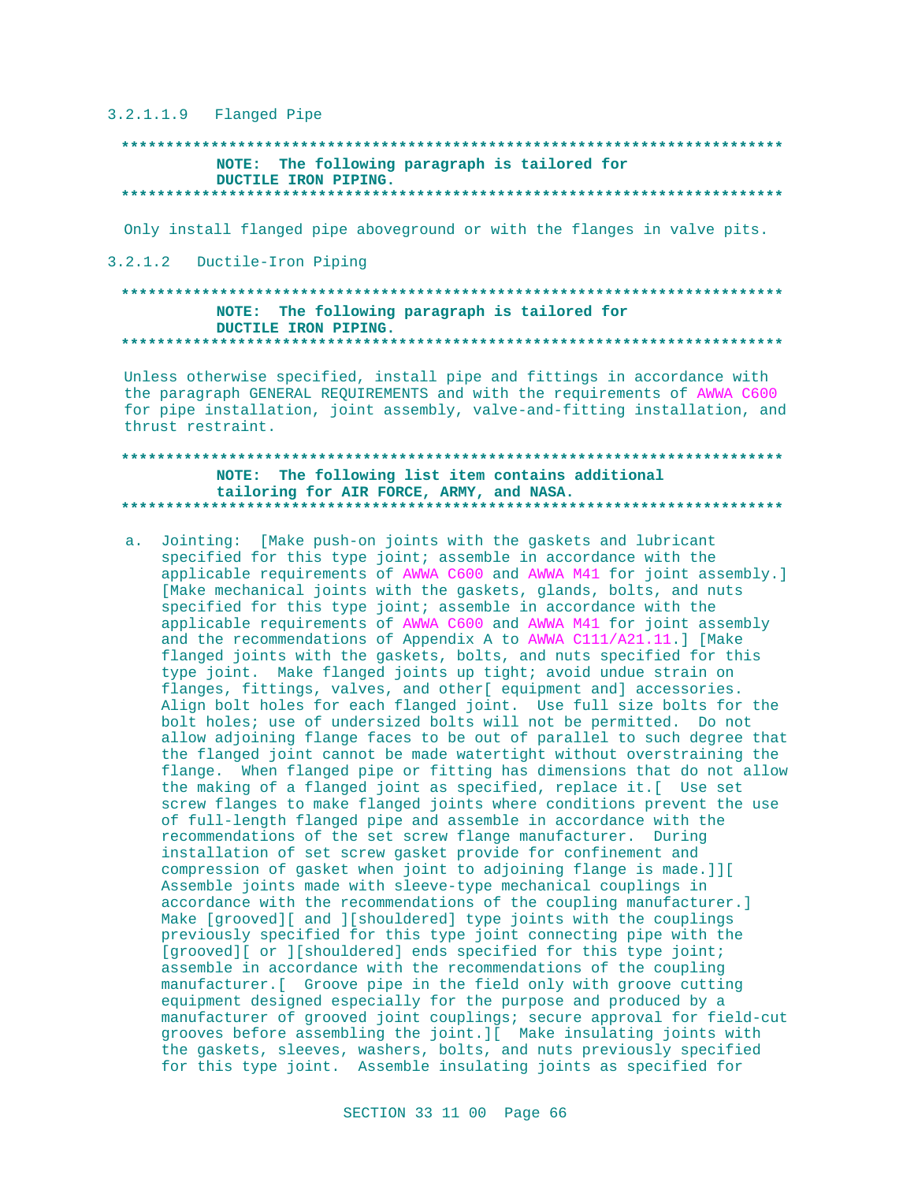3.2.1.1.9 Flanged Pipe

**************************************************************************
**NOTE: The following paragraph is tailored for DUCTILE IRON PIPING.**
**************************************************************************

Only install flanged pipe aboveground or with the flanges in valve pits.

3.2.1.2 Ductile-Iron Piping

**************************************************************************
**NOTE: The following paragraph is tailored for DUCTILE IRON PIPING.**
**************************************************************************

Unless otherwise specified, install pipe and fittings in accordance with the paragraph GENERAL REQUIREMENTS and with the requirements of AWWA C600 for pipe installation, joint assembly, valve-and-fitting installation, and thrust restraint.

**************************************************************************
**NOTE: The following list item contains additional tailoring for AIR FORCE, ARMY, and NASA.**
**************************************************************************

a. Jointing: [Make push-on joints with the gaskets and lubricant specified for this type joint; assemble in accordance with the applicable requirements of AWWA C600 and AWWA M41 for joint assembly.] [Make mechanical joints with the gaskets, glands, bolts, and nuts specified for this type joint; assemble in accordance with the applicable requirements of AWWA C600 and AWWA M41 for joint assembly and the recommendations of Appendix A to AWWA C111/A21.11.] [Make flanged joints with the gaskets, bolts, and nuts specified for this type joint. Make flanged joints up tight; avoid undue strain on flanges, fittings, valves, and other[ equipment and] accessories. Align bolt holes for each flanged joint. Use full size bolts for the bolt holes; use of undersized bolts will not be permitted. Do not allow adjoining flange faces to be out of parallel to such degree that the flanged joint cannot be made watertight without overstraining the flange. When flanged pipe or fitting has dimensions that do not allow the making of a flanged joint as specified, replace it.[ Use set screw flanges to make flanged joints where conditions prevent the use of full-length flanged pipe and assemble in accordance with the recommendations of the set screw flange manufacturer. During installation of set screw gasket provide for confinement and compression of gasket when joint to adjoining flange is made.]][ Assemble joints made with sleeve-type mechanical couplings in accordance with the recommendations of the coupling manufacturer.] Make [grooved][ and ][shouldered] type joints with the couplings previously specified for this type joint connecting pipe with the [grooved][ or ][shouldered] ends specified for this type joint; assemble in accordance with the recommendations of the coupling manufacturer.[ Groove pipe in the field only with groove cutting equipment designed especially for the purpose and produced by a manufacturer of grooved joint couplings; secure approval for field-cut grooves before assembling the joint.][ Make insulating joints with the gaskets, sleeves, washers, bolts, and nuts previously specified for this type joint. Assemble insulating joints as specified for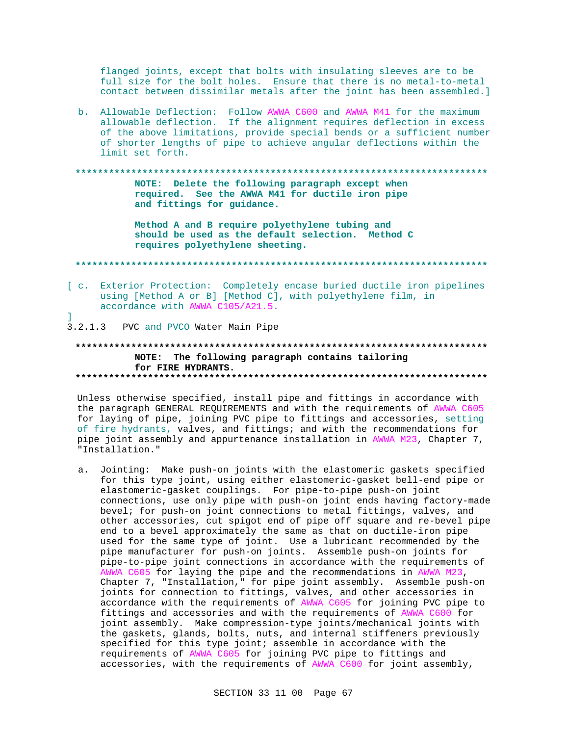flanged joints, except that bolts with insulating sleeves are to be full size for the bolt holes. Ensure that there is no metal-to-metal contact between dissimilar metals after the joint has been assembled.]

b. Allowable Deflection: Follow AWWA C600 and AWWA M41 for the maximum allowable deflection. If the alignment requires deflection in excess of the above limitations, provide special bends or a sufficient number of shorter lengths of pipe to achieve angular deflections within the limit set forth.

**************************************************************************

**NOTE: Delete the following paragraph except when required. See the AWWA M41 for ductile iron pipe and fittings for guidance.**

**Method A and B require polyethylene tubing and should be used as the default selection. Method C requires polyethylene sheeting.**

**************************************************************************

[ c. Exterior Protection: Completely encase buried ductile iron pipelines using [Method A or B] [Method C], with polyethylene film, in accordance with AWWA C105/A21.5.

]

3.2.1.3 PVC and PVCO Water Main Pipe

**************************************************************************

**NOTE: The following paragraph contains tailoring for FIRE HYDRANTS.**

**************************************************************************

Unless otherwise specified, install pipe and fittings in accordance with the paragraph GENERAL REQUIREMENTS and with the requirements of AWWA C605 for laying of pipe, joining PVC pipe to fittings and accessories, setting of fire hydrants, valves, and fittings; and with the recommendations for pipe joint assembly and appurtenance installation in AWWA M23, Chapter 7, "Installation."

a. Jointing: Make push-on joints with the elastomeric gaskets specified for this type joint, using either elastomeric-gasket bell-end pipe or elastomeric-gasket couplings. For pipe-to-pipe push-on joint connections, use only pipe with push-on joint ends having factory-made bevel; for push-on joint connections to metal fittings, valves, and other accessories, cut spigot end of pipe off square and re-bevel pipe end to a bevel approximately the same as that on ductile-iron pipe used for the same type of joint. Use a lubricant recommended by the pipe manufacturer for push-on joints. Assemble push-on joints for pipe-to-pipe joint connections in accordance with the requirements of AWWA C605 for laying the pipe and the recommendations in AWWA M23, Chapter 7, "Installation," for pipe joint assembly. Assemble push-on joints for connection to fittings, valves, and other accessories in accordance with the requirements of AWWA C605 for joining PVC pipe to fittings and accessories and with the requirements of AWWA C600 for joint assembly. Make compression-type joints/mechanical joints with the gaskets, glands, bolts, nuts, and internal stiffeners previously specified for this type joint; assemble in accordance with the requirements of AWWA C605 for joining PVC pipe to fittings and accessories, with the requirements of AWWA C600 for joint assembly,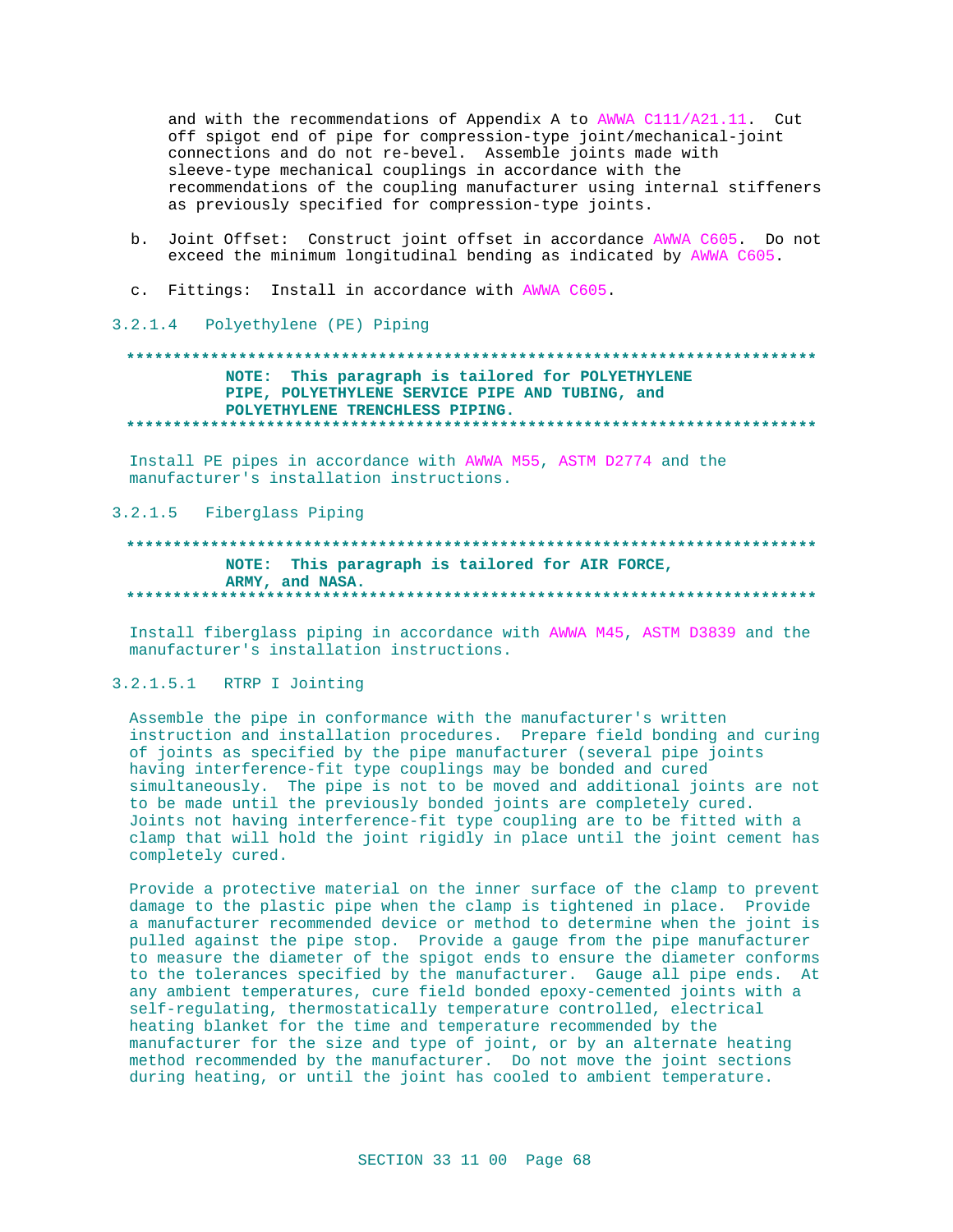and with the recommendations of Appendix A to AWWA C111/A21.11. Cut off spigot end of pipe for compression-type joint/mechanical-joint connections and do not re-bevel. Assemble joints made with sleeve-type mechanical couplings in accordance with the recommendations of the coupling manufacturer using internal stiffeners as previously specified for compression-type joints.

b. Joint Offset: Construct joint offset in accordance AWWA C605. Do not exceed the minimum longitudinal bending as indicated by AWWA C605.

c. Fittings: Install in accordance with AWWA C605.

#### 3.2.1.4 Polyethylene (PE) Piping

**************************************************************************

**NOTE: This paragraph is tailored for POLYETHYLENE PIPE, POLYETHYLENE SERVICE PIPE AND TUBING, and POLYETHYLENE TRENCHLESS PIPING.**

**************************************************************************

Install PE pipes in accordance with AWWA M55, ASTM D2774 and the manufacturer's installation instructions.

#### 3.2.1.5 Fiberglass Piping

**************************************************************************

**NOTE: This paragraph is tailored for AIR FORCE, ARMY, and NASA.**

**************************************************************************

Install fiberglass piping in accordance with AWWA M45, ASTM D3839 and the manufacturer's installation instructions.

##### 3.2.1.5.1 RTRP I Jointing

Assemble the pipe in conformance with the manufacturer's written instruction and installation procedures. Prepare field bonding and curing of joints as specified by the pipe manufacturer (several pipe joints having interference-fit type couplings may be bonded and cured simultaneously. The pipe is not to be moved and additional joints are not to be made until the previously bonded joints are completely cured. Joints not having interference-fit type coupling are to be fitted with a clamp that will hold the joint rigidly in place until the joint cement has completely cured.

Provide a protective material on the inner surface of the clamp to prevent damage to the plastic pipe when the clamp is tightened in place. Provide a manufacturer recommended device or method to determine when the joint is pulled against the pipe stop. Provide a gauge from the pipe manufacturer to measure the diameter of the spigot ends to ensure the diameter conforms to the tolerances specified by the manufacturer. Gauge all pipe ends. At any ambient temperatures, cure field bonded epoxy-cemented joints with a self-regulating, thermostatically temperature controlled, electrical heating blanket for the time and temperature recommended by the manufacturer for the size and type of joint, or by an alternate heating method recommended by the manufacturer. Do not move the joint sections during heating, or until the joint has cooled to ambient temperature.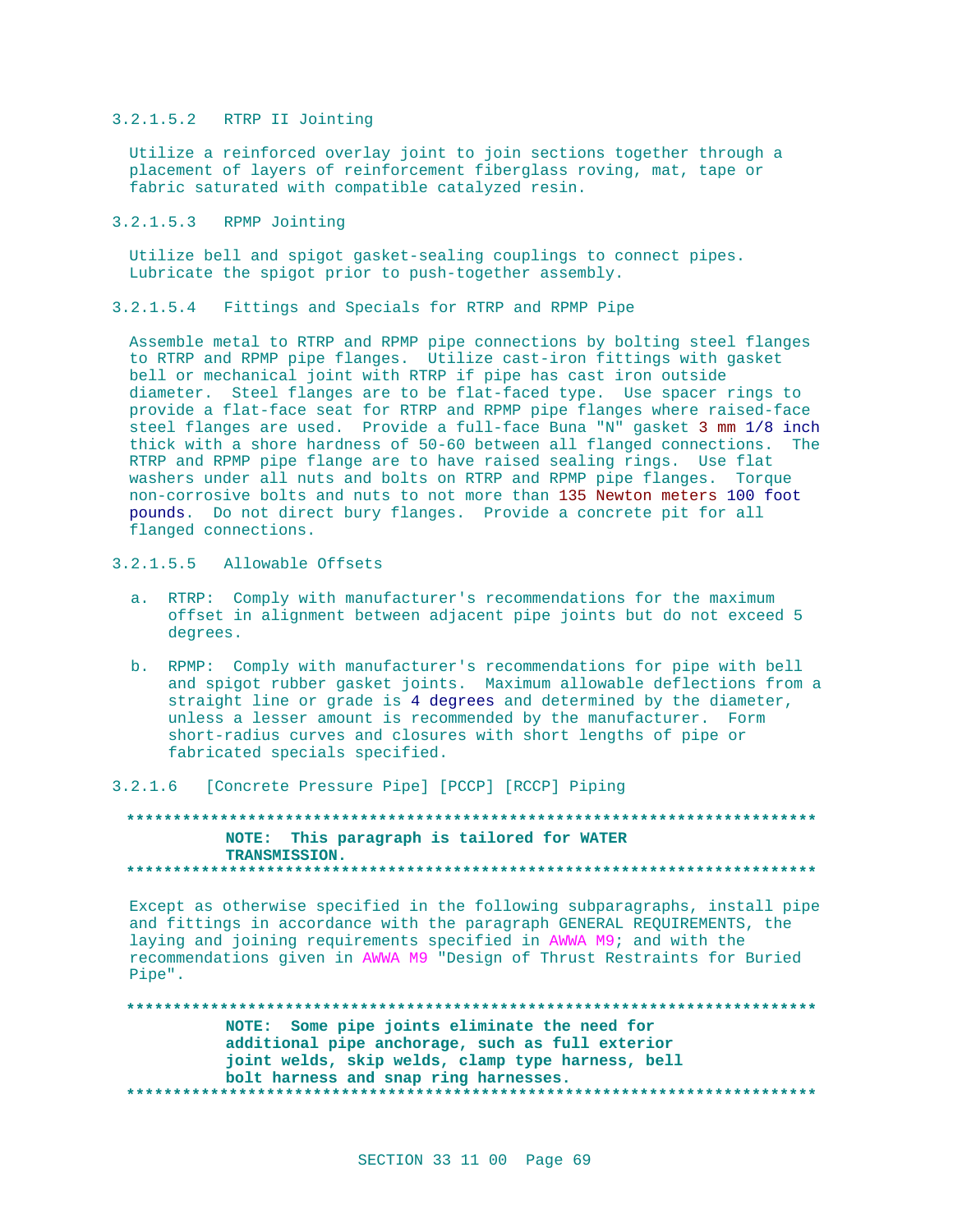#### 3.2.1.5.2 RTRP II Jointing

Utilize a reinforced overlay joint to join sections together through a placement of layers of reinforcement fiberglass roving, mat, tape or fabric saturated with compatible catalyzed resin.

#### 3.2.1.5.3 RPMP Jointing

Utilize bell and spigot gasket-sealing couplings to connect pipes. Lubricate the spigot prior to push-together assembly.

#### 3.2.1.5.4 Fittings and Specials for RTRP and RPMP Pipe

Assemble metal to RTRP and RPMP pipe connections by bolting steel flanges to RTRP and RPMP pipe flanges. Utilize cast-iron fittings with gasket bell or mechanical joint with RTRP if pipe has cast iron outside diameter. Steel flanges are to be flat-faced type. Use spacer rings to provide a flat-face seat for RTRP and RPMP pipe flanges where raised-face steel flanges are used. Provide a full-face Buna "N" gasket 3 mm 1/8 inch thick with a shore hardness of 50-60 between all flanged connections. The RTRP and RPMP pipe flange are to have raised sealing rings. Use flat washers under all nuts and bolts on RTRP and RPMP pipe flanges. Torque non-corrosive bolts and nuts to not more than 135 Newton meters 100 foot pounds. Do not direct bury flanges. Provide a concrete pit for all flanged connections.

#### 3.2.1.5.5 Allowable Offsets

a. RTRP: Comply with manufacturer's recommendations for the maximum offset in alignment between adjacent pipe joints but do not exceed 5 degrees.

b. RPMP: Comply with manufacturer's recommendations for pipe with bell and spigot rubber gasket joints. Maximum allowable deflections from a straight line or grade is 4 degrees and determined by the diameter, unless a lesser amount is recommended by the manufacturer. Form short-radius curves and closures with short lengths of pipe or fabricated specials specified.

### 3.2.1.6 [Concrete Pressure Pipe] [PCCP] [RCCP] Piping

**************************************************************************

**NOTE: This paragraph is tailored for WATER TRANSMISSION.**

**************************************************************************

Except as otherwise specified in the following subparagraphs, install pipe and fittings in accordance with the paragraph GENERAL REQUIREMENTS, the laying and joining requirements specified in AWWA M9; and with the recommendations given in AWWA M9 "Design of Thrust Restraints for Buried Pipe".

**************************************************************************

**NOTE: Some pipe joints eliminate the need for additional pipe anchorage, such as full exterior joint welds, skip welds, clamp type harness, bell bolt harness and snap ring harnesses.**

**************************************************************************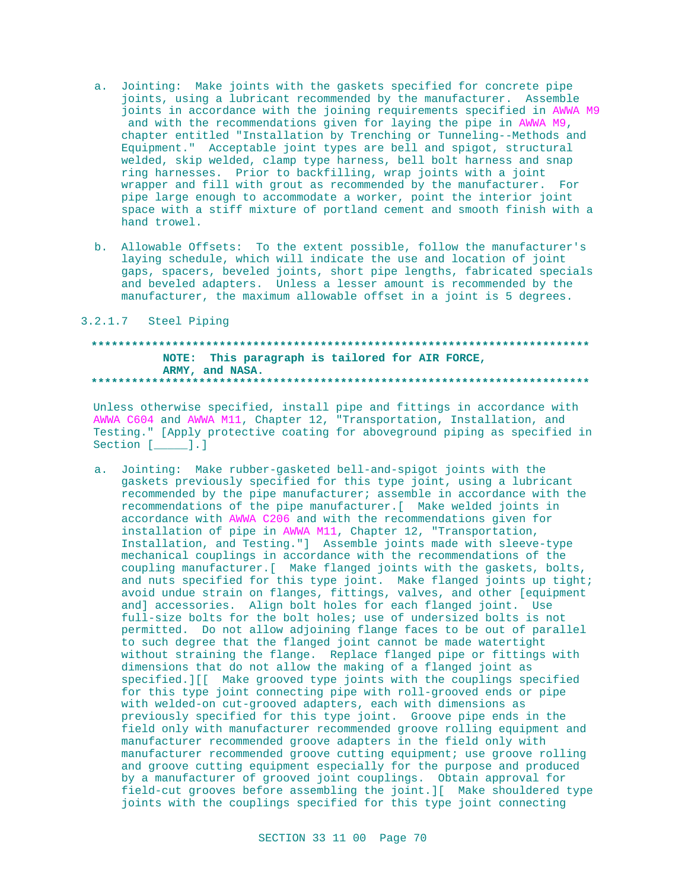a. Jointing: Make joints with the gaskets specified for concrete pipe joints, using a lubricant recommended by the manufacturer. Assemble joints in accordance with the joining requirements specified in AWWA M9 and with the recommendations given for laying the pipe in AWWA M9, chapter entitled "Installation by Trenching or Tunneling--Methods and Equipment." Acceptable joint types are bell and spigot, structural welded, skip welded, clamp type harness, bell bolt harness and snap ring harnesses. Prior to backfilling, wrap joints with a joint wrapper and fill with grout as recommended by the manufacturer. For pipe large enough to accommodate a worker, point the interior joint space with a stiff mixture of portland cement and smooth finish with a hand trowel.

b. Allowable Offsets: To the extent possible, follow the manufacturer's laying schedule, which will indicate the use and location of joint gaps, spacers, beveled joints, short pipe lengths, fabricated specials and beveled adapters. Unless a lesser amount is recommended by the manufacturer, the maximum allowable offset in a joint is 5 degrees.

3.2.1.7 Steel Piping

**************************************************************************
**NOTE: This paragraph is tailored for AIR FORCE, ARMY, and NASA.**
**************************************************************************

Unless otherwise specified, install pipe and fittings in accordance with AWWA C604 and AWWA M11, Chapter 12, "Transportation, Installation, and Testing." [Apply protective coating for aboveground piping as specified in Section [_____].]

a. Jointing: Make rubber-gasketed bell-and-spigot joints with the gaskets previously specified for this type joint, using a lubricant recommended by the pipe manufacturer; assemble in accordance with the recommendations of the pipe manufacturer.[ Make welded joints in accordance with AWWA C206 and with the recommendations given for installation of pipe in AWWA M11, Chapter 12, "Transportation, Installation, and Testing."] Assemble joints made with sleeve-type mechanical couplings in accordance with the recommendations of the coupling manufacturer.[ Make flanged joints with the gaskets, bolts, and nuts specified for this type joint. Make flanged joints up tight; avoid undue strain on flanges, fittings, valves, and other [equipment and] accessories. Align bolt holes for each flanged joint. Use full-size bolts for the bolt holes; use of undersized bolts is not permitted. Do not allow adjoining flange faces to be out of parallel to such degree that the flanged joint cannot be made watertight without straining the flange. Replace flanged pipe or fittings with dimensions that do not allow the making of a flanged joint as specified.][[ Make grooved type joints with the couplings specified for this type joint connecting pipe with roll-grooved ends or pipe with welded-on cut-grooved adapters, each with dimensions as previously specified for this type joint. Groove pipe ends in the field only with manufacturer recommended groove rolling equipment and manufacturer recommended groove adapters in the field only with manufacturer recommended groove cutting equipment; use groove rolling and groove cutting equipment especially for the purpose and produced by a manufacturer of grooved joint couplings. Obtain approval for field-cut grooves before assembling the joint.][ Make shouldered type joints with the couplings specified for this type joint connecting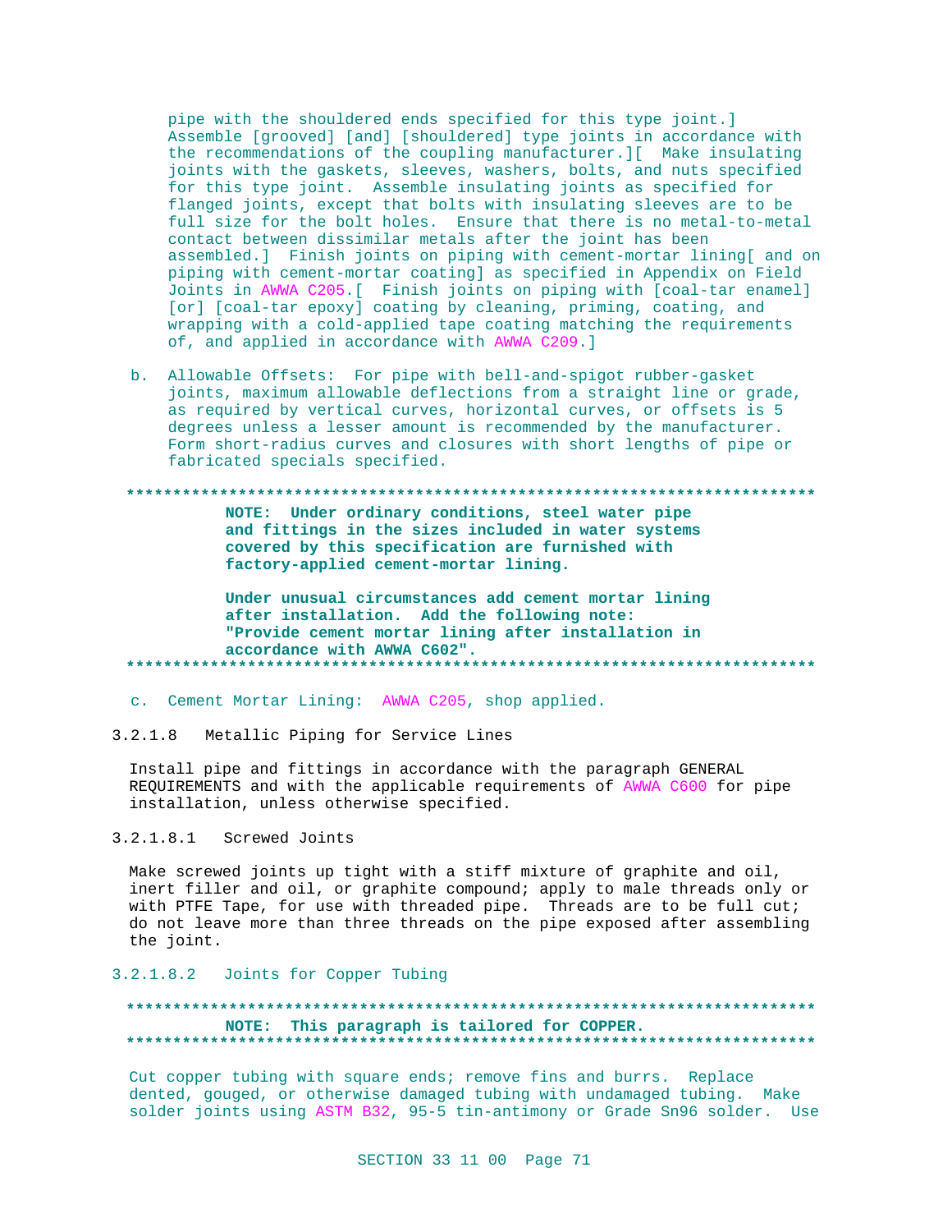pipe with the shouldered ends specified for this type joint.] Assemble [grooved] [and] [shouldered] type joints in accordance with the recommendations of the coupling manufacturer.][ Make insulating joints with the gaskets, sleeves, washers, bolts, and nuts specified for this type joint. Assemble insulating joints as specified for flanged joints, except that bolts with insulating sleeves are to be full size for the bolt holes. Ensure that there is no metal-to-metal contact between dissimilar metals after the joint has been assembled.] Finish joints on piping with cement-mortar lining[ and on piping with cement-mortar coating] as specified in Appendix on Field Joints in AWWA C205.[ Finish joints on piping with [coal-tar enamel] [or] [coal-tar epoxy] coating by cleaning, priming, coating, and wrapping with a cold-applied tape coating matching the requirements of, and applied in accordance with AWWA C209.]

b. Allowable Offsets: For pipe with bell-and-spigot rubber-gasket joints, maximum allowable deflections from a straight line or grade, as required by vertical curves, horizontal curves, or offsets is 5 degrees unless a lesser amount is recommended by the manufacturer. Form short-radius curves and closures with short lengths of pipe or fabricated specials specified.

**************************************************************************

**NOTE: Under ordinary conditions, steel water pipe and fittings in the sizes included in water systems covered by this specification are furnished with factory-applied cement-mortar lining.**

**Under unusual circumstances add cement mortar lining after installation. Add the following note: "Provide cement mortar lining after installation in accordance with AWWA C602".**

**************************************************************************

c. Cement Mortar Lining: AWWA C205, shop applied.

#### 3.2.1.8 Metallic Piping for Service Lines

Install pipe and fittings in accordance with the paragraph GENERAL REQUIREMENTS and with the applicable requirements of AWWA C600 for pipe installation, unless otherwise specified.

##### 3.2.1.8.1 Screwed Joints

Make screwed joints up tight with a stiff mixture of graphite and oil, inert filler and oil, or graphite compound; apply to male threads only or with PTFE Tape, for use with threaded pipe. Threads are to be full cut; do not leave more than three threads on the pipe exposed after assembling the joint.

##### 3.2.1.8.2 Joints for Copper Tubing

**************************************************************************

**NOTE: This paragraph is tailored for COPPER.**

**************************************************************************

Cut copper tubing with square ends; remove fins and burrs. Replace dented, gouged, or otherwise damaged tubing with undamaged tubing. Make solder joints using ASTM B32, 95-5 tin-antimony or Grade Sn96 solder. Use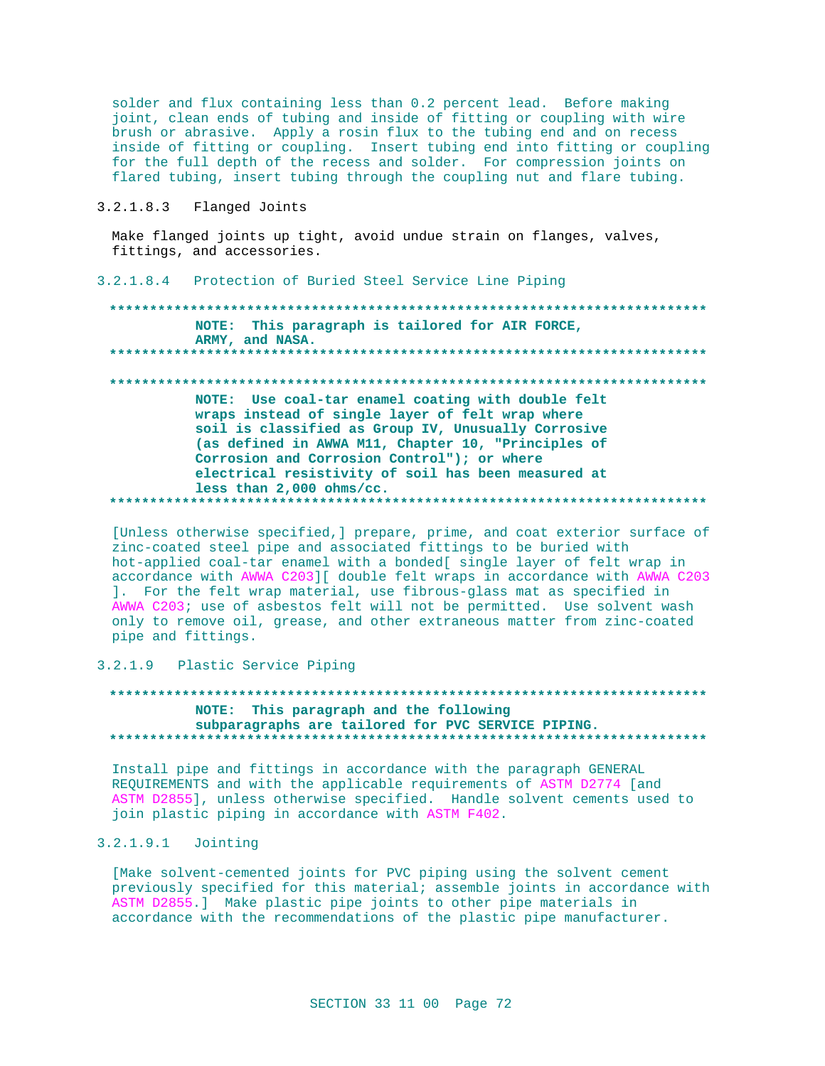solder and flux containing less than 0.2 percent lead. Before making joint, clean ends of tubing and inside of fitting or coupling with wire brush or abrasive. Apply a rosin flux to the tubing end and on recess inside of fitting or coupling. Insert tubing end into fitting or coupling for the full depth of the recess and solder. For compression joints on flared tubing, insert tubing through the coupling nut and flare tubing.

#### 3.2.1.8.3 Flanged Joints

Make flanged joints up tight, avoid undue strain on flanges, valves, fittings, and accessories.

#### 3.2.1.8.4 Protection of Buried Steel Service Line Piping

**************************************************************************

**NOTE: This paragraph is tailored for AIR FORCE, ARMY, and NASA.**

**************************************************************************

**************************************************************************

**NOTE: Use coal-tar enamel coating with double felt wraps instead of single layer of felt wrap where soil is classified as Group IV, Unusually Corrosive (as defined in AWWA M11, Chapter 10, "Principles of Corrosion and Corrosion Control"); or where electrical resistivity of soil has been measured at less than 2,000 ohms/cc.**

**************************************************************************

[Unless otherwise specified,] prepare, prime, and coat exterior surface of zinc-coated steel pipe and associated fittings to be buried with hot-applied coal-tar enamel with a bonded[ single layer of felt wrap in accordance with AWWA C203][ double felt wraps in accordance with AWWA C203 ]. For the felt wrap material, use fibrous-glass mat as specified in AWWA C203; use of asbestos felt will not be permitted. Use solvent wash only to remove oil, grease, and other extraneous matter from zinc-coated pipe and fittings.

### 3.2.1.9 Plastic Service Piping

**************************************************************************

**NOTE: This paragraph and the following subparagraphs are tailored for PVC SERVICE PIPING.**

**************************************************************************

Install pipe and fittings in accordance with the paragraph GENERAL REQUIREMENTS and with the applicable requirements of ASTM D2774 [and ASTM D2855], unless otherwise specified. Handle solvent cements used to join plastic piping in accordance with ASTM F402.

#### 3.2.1.9.1 Jointing

[Make solvent-cemented joints for PVC piping using the solvent cement previously specified for this material; assemble joints in accordance with ASTM D2855.] Make plastic pipe joints to other pipe materials in accordance with the recommendations of the plastic pipe manufacturer.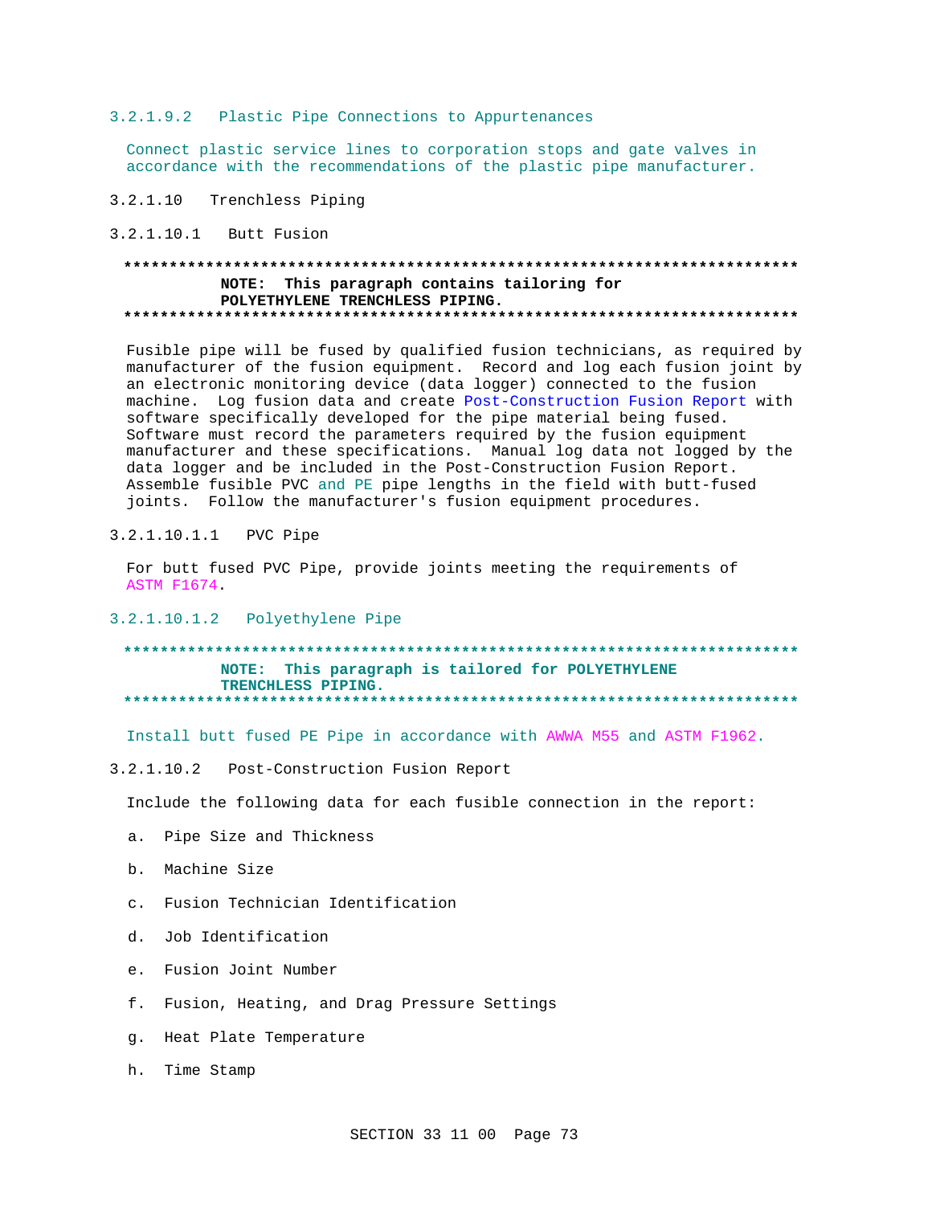#### 3.2.1.9.2 Plastic Pipe Connections to Appurtenances

Connect plastic service lines to corporation stops and gate valves in accordance with the recommendations of the plastic pipe manufacturer.

### 3.2.1.10 Trenchless Piping

#### 3.2.1.10.1 Butt Fusion

**************************************************************************
**NOTE: This paragraph contains tailoring for POLYETHYLENE TRENCHLESS PIPING.**
**************************************************************************

Fusible pipe will be fused by qualified fusion technicians, as required by manufacturer of the fusion equipment. Record and log each fusion joint by an electronic monitoring device (data logger) connected to the fusion machine. Log fusion data and create Post-Construction Fusion Report with software specifically developed for the pipe material being fused. Software must record the parameters required by the fusion equipment manufacturer and these specifications. Manual log data not logged by the data logger and be included in the Post-Construction Fusion Report. Assemble fusible PVC and PE pipe lengths in the field with butt-fused joints. Follow the manufacturer's fusion equipment procedures.

##### 3.2.1.10.1.1 PVC Pipe

For butt fused PVC Pipe, provide joints meeting the requirements of ASTM F1674.

##### 3.2.1.10.1.2 Polyethylene Pipe

**************************************************************************
**NOTE: This paragraph is tailored for POLYETHYLENE TRENCHLESS PIPING.**
**************************************************************************

Install butt fused PE Pipe in accordance with AWWA M55 and ASTM F1962.

#### 3.2.1.10.2 Post-Construction Fusion Report

Include the following data for each fusible connection in the report:

a. Pipe Size and Thickness

b. Machine Size

c. Fusion Technician Identification

d. Job Identification

e. Fusion Joint Number

f. Fusion, Heating, and Drag Pressure Settings

g. Heat Plate Temperature

h. Time Stamp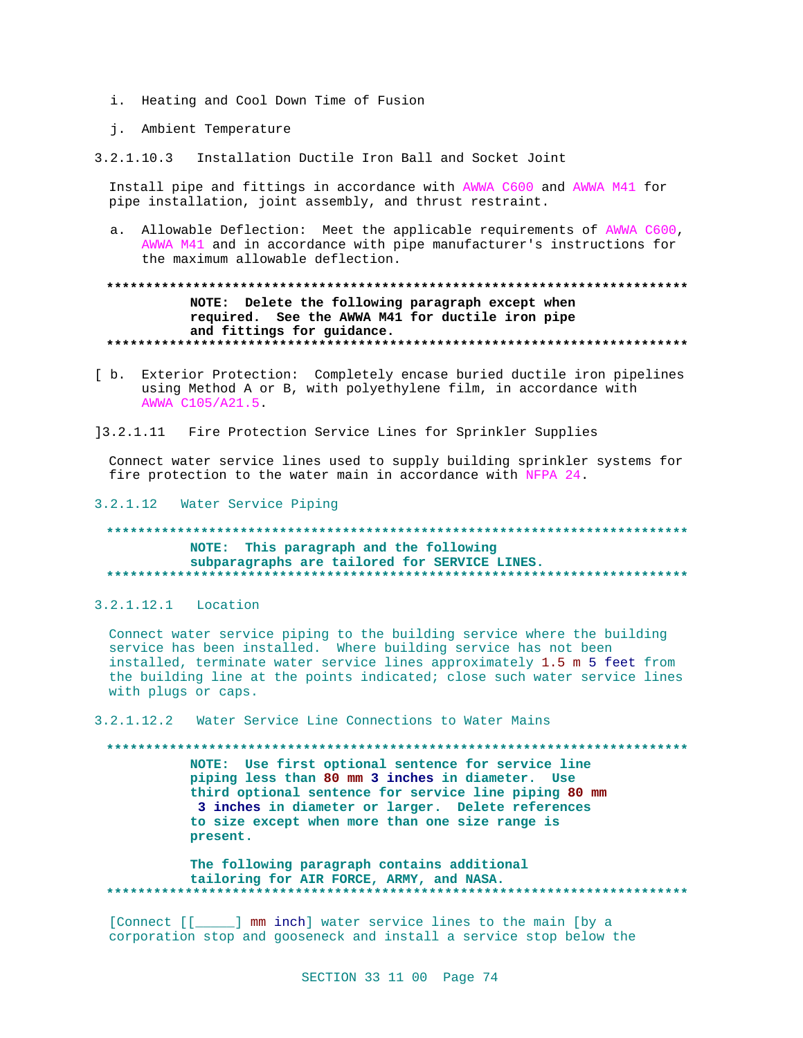i. Heating and Cool Down Time of Fusion

j. Ambient Temperature

3.2.1.10.3 Installation Ductile Iron Ball and Socket Joint

Install pipe and fittings in accordance with AWWA C600 and AWWA M41 for pipe installation, joint assembly, and thrust restraint.

a. Allowable Deflection: Meet the applicable requirements of AWWA C600, AWWA M41 and in accordance with pipe manufacturer's instructions for the maximum allowable deflection.

**************************************************************************

**NOTE: Delete the following paragraph except when required. See the AWWA M41 for ductile iron pipe and fittings for guidance.**

**************************************************************************

[ b. Exterior Protection: Completely encase buried ductile iron pipelines using Method A or B, with polyethylene film, in accordance with AWWA C105/A21.5.

]3.2.1.11 Fire Protection Service Lines for Sprinkler Supplies

Connect water service lines used to supply building sprinkler systems for fire protection to the water main in accordance with NFPA 24.

3.2.1.12 Water Service Piping

**************************************************************************

**NOTE: This paragraph and the following subparagraphs are tailored for SERVICE LINES.**

**************************************************************************

3.2.1.12.1 Location

Connect water service piping to the building service where the building service has been installed. Where building service has not been installed, terminate water service lines approximately 1.5 m 5 feet from the building line at the points indicated; close such water service lines with plugs or caps.

3.2.1.12.2 Water Service Line Connections to Water Mains

**************************************************************************

**NOTE: Use first optional sentence for service line piping less than 80 mm 3 inches in diameter. Use third optional sentence for service line piping 80 mm 3 inches in diameter or larger. Delete references to size except when more than one size range is present.**

**The following paragraph contains additional tailoring for AIR FORCE, ARMY, and NASA.**

**************************************************************************

[Connect [[_____] mm inch] water service lines to the main [by a corporation stop and gooseneck and install a service stop below the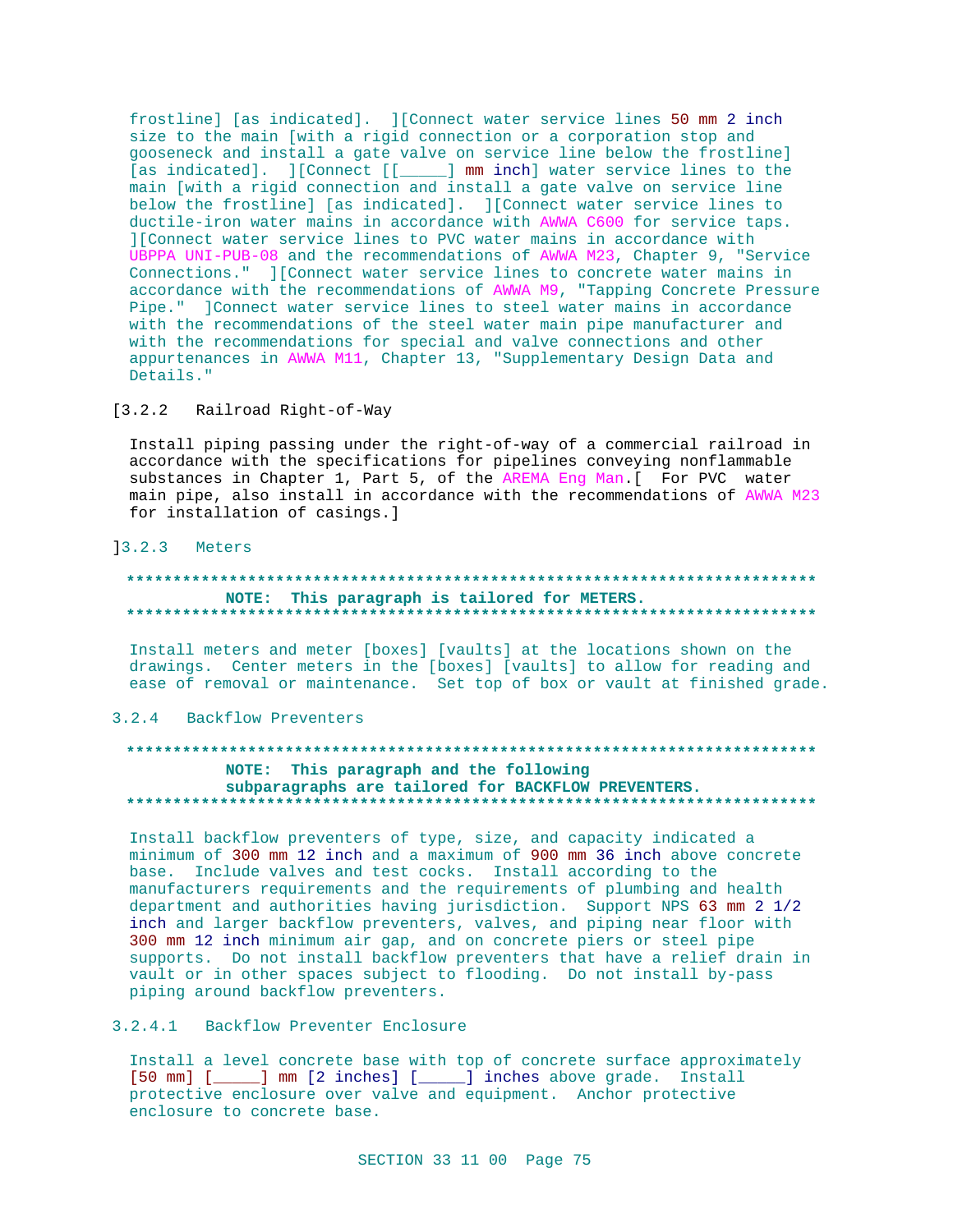frostline] [as indicated].  ][Connect water service lines 50 mm 2 inch size to the main [with a rigid connection or a corporation stop and gooseneck and install a gate valve on service line below the frostline] [as indicated].  ][Connect [[_____] mm inch] water service lines to the main [with a rigid connection and install a gate valve on service line below the frostline] [as indicated].  ][Connect water service lines to ductile-iron water mains in accordance with AWWA C600 for service taps.  ][Connect water service lines to PVC water mains in accordance with UBPPA UNI-PUB-08 and the recommendations of AWWA M23, Chapter 9, "Service Connections."  ][Connect water service lines to concrete water mains in accordance with the recommendations of AWWA M9, "Tapping Concrete Pressure Pipe."  ]Connect water service lines to steel water mains in accordance with the recommendations of the steel water main pipe manufacturer and with the recommendations for special and valve connections and other appurtenances in AWWA M11, Chapter 13, "Supplementary Design Data and Details."

[3.2.2   Railroad Right-of-Way

Install piping passing under the right-of-way of a commercial railroad in accordance with the specifications for pipelines conveying nonflammable substances in Chapter 1, Part 5, of the AREMA Eng Man.[  For PVC  water main pipe, also install in accordance with the recommendations of AWWA M23 for installation of casings.]

]3.2.3   Meters

**NOTE:  This paragraph is tailored for METERS.**

Install meters and meter [boxes] [vaults] at the locations shown on the drawings.  Center meters in the [boxes] [vaults] to allow for reading and ease of removal or maintenance.  Set top of box or vault at finished grade.

3.2.4   Backflow Preventers

**NOTE:  This paragraph and the following subparagraphs are tailored for BACKFLOW PREVENTERS.**

Install backflow preventers of type, size, and capacity indicated a minimum of 300 mm 12 inch and a maximum of 900 mm 36 inch above concrete base.  Include valves and test cocks.  Install according to the manufacturers requirements and the requirements of plumbing and health department and authorities having jurisdiction.  Support NPS 63 mm 2 1/2 inch and larger backflow preventers, valves, and piping near floor with 300 mm 12 inch minimum air gap, and on concrete piers or steel pipe supports.  Do not install backflow preventers that have a relief drain in vault or in other spaces subject to flooding.  Do not install by-pass piping around backflow preventers.

3.2.4.1   Backflow Preventer Enclosure

Install a level concrete base with top of concrete surface approximately [50 mm] [_____] mm [2 inches] [_____] inches above grade.  Install protective enclosure over valve and equipment.  Anchor protective enclosure to concrete base.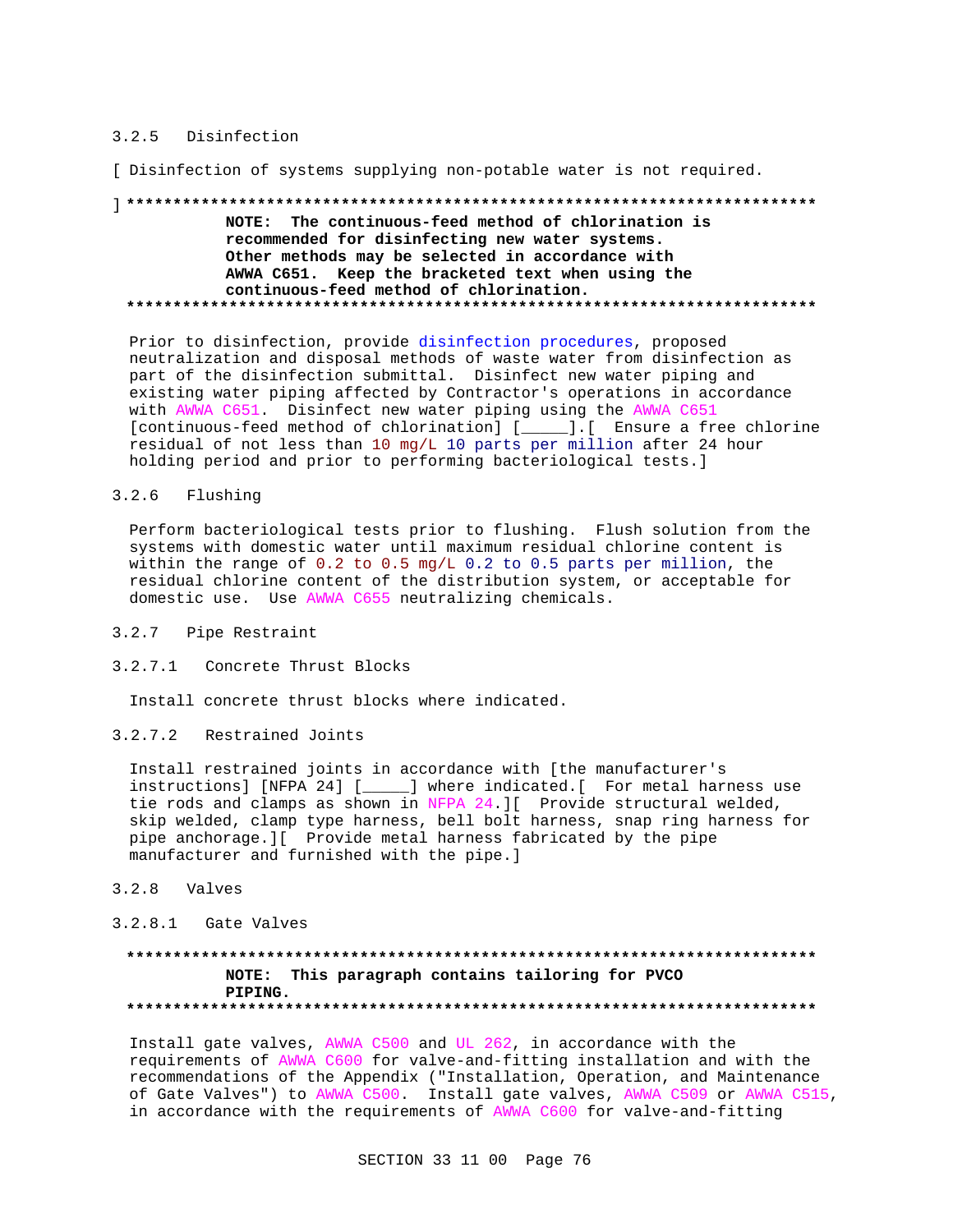### 3.2.5 Disinfection

[ Disinfection of systems supplying non-potable water is not required.

]
**************************************************************************

**NOTE: The continuous-feed method of chlorination is recommended for disinfecting new water systems. Other methods may be selected in accordance with AWWA C651. Keep the bracketed text when using the continuous-feed method of chlorination.**

**************************************************************************

Prior to disinfection, provide disinfection procedures, proposed neutralization and disposal methods of waste water from disinfection as part of the disinfection submittal. Disinfect new water piping and existing water piping affected by Contractor's operations in accordance with AWWA C651. Disinfect new water piping using the AWWA C651 [continuous-feed method of chlorination] [_____].[ Ensure a free chlorine residual of not less than 10 mg/L 10 parts per million after 24 hour holding period and prior to performing bacteriological tests.]

### 3.2.6 Flushing

Perform bacteriological tests prior to flushing. Flush solution from the systems with domestic water until maximum residual chlorine content is within the range of 0.2 to 0.5 mg/L 0.2 to 0.5 parts per million, the residual chlorine content of the distribution system, or acceptable for domestic use. Use AWWA C655 neutralizing chemicals.

### 3.2.7 Pipe Restraint

#### 3.2.7.1 Concrete Thrust Blocks

Install concrete thrust blocks where indicated.

#### 3.2.7.2 Restrained Joints

Install restrained joints in accordance with [the manufacturer's instructions] [NFPA 24] [_____] where indicated.[ For metal harness use tie rods and clamps as shown in NFPA 24.][ Provide structural welded, skip welded, clamp type harness, bell bolt harness, snap ring harness for pipe anchorage.][ Provide metal harness fabricated by the pipe manufacturer and furnished with the pipe.]

### 3.2.8 Valves

#### 3.2.8.1 Gate Valves

**************************************************************************

**NOTE: This paragraph contains tailoring for PVCO PIPING.**

**************************************************************************

Install gate valves, AWWA C500 and UL 262, in accordance with the requirements of AWWA C600 for valve-and-fitting installation and with the recommendations of the Appendix ("Installation, Operation, and Maintenance of Gate Valves") to AWWA C500. Install gate valves, AWWA C509 or AWWA C515, in accordance with the requirements of AWWA C600 for valve-and-fitting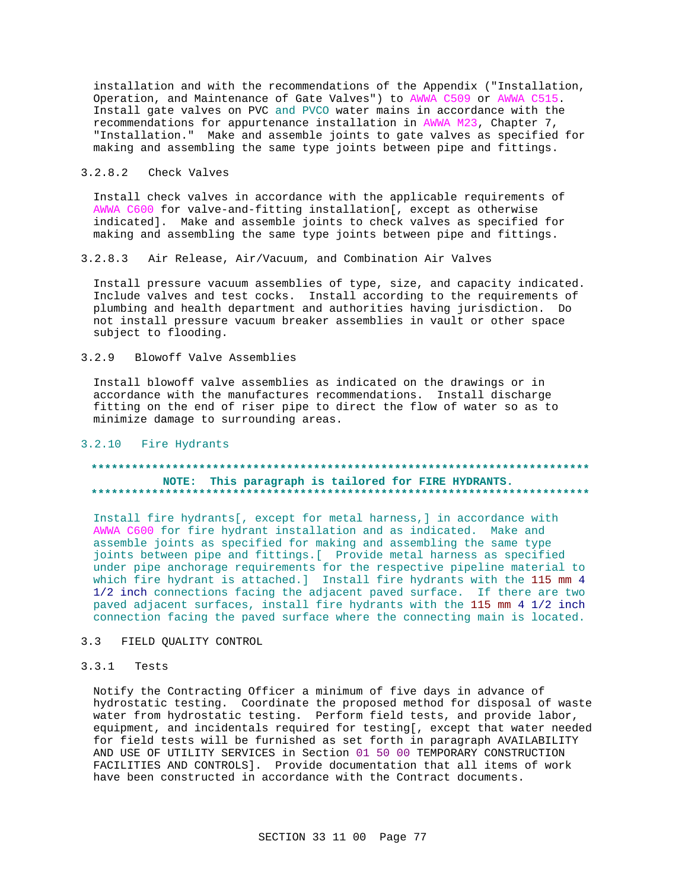installation and with the recommendations of the Appendix ("Installation, Operation, and Maintenance of Gate Valves") to AWWA C509 or AWWA C515. Install gate valves on PVC and PVCO water mains in accordance with the recommendations for appurtenance installation in AWWA M23, Chapter 7, "Installation." Make and assemble joints to gate valves as specified for making and assembling the same type joints between pipe and fittings.

#### 3.2.8.2 Check Valves

Install check valves in accordance with the applicable requirements of AWWA C600 for valve-and-fitting installation[, except as otherwise indicated]. Make and assemble joints to check valves as specified for making and assembling the same type joints between pipe and fittings.

#### 3.2.8.3 Air Release, Air/Vacuum, and Combination Air Valves

Install pressure vacuum assemblies of type, size, and capacity indicated. Include valves and test cocks. Install according to the requirements of plumbing and health department and authorities having jurisdiction. Do not install pressure vacuum breaker assemblies in vault or other space subject to flooding.

### 3.2.9 Blowoff Valve Assemblies

Install blowoff valve assemblies as indicated on the drawings or in accordance with the manufactures recommendations. Install discharge fitting on the end of riser pipe to direct the flow of water so as to minimize damage to surrounding areas.

### 3.2.10 Fire Hydrants

**************************************************************************

**NOTE: This paragraph is tailored for FIRE HYDRANTS.**

**************************************************************************

Install fire hydrants[, except for metal harness,] in accordance with AWWA C600 for fire hydrant installation and as indicated. Make and assemble joints as specified for making and assembling the same type joints between pipe and fittings.[ Provide metal harness as specified under pipe anchorage requirements for the respective pipeline material to which fire hydrant is attached.] Install fire hydrants with the 115 mm 4 1/2 inch connections facing the adjacent paved surface. If there are two paved adjacent surfaces, install fire hydrants with the 115 mm 4 1/2 inch connection facing the paved surface where the connecting main is located.

## 3.3 FIELD QUALITY CONTROL

### 3.3.1 Tests

Notify the Contracting Officer a minimum of five days in advance of hydrostatic testing. Coordinate the proposed method for disposal of waste water from hydrostatic testing. Perform field tests, and provide labor, equipment, and incidentals required for testing[, except that water needed for field tests will be furnished as set forth in paragraph AVAILABILITY AND USE OF UTILITY SERVICES in Section 01 50 00 TEMPORARY CONSTRUCTION FACILITIES AND CONTROLS]. Provide documentation that all items of work have been constructed in accordance with the Contract documents.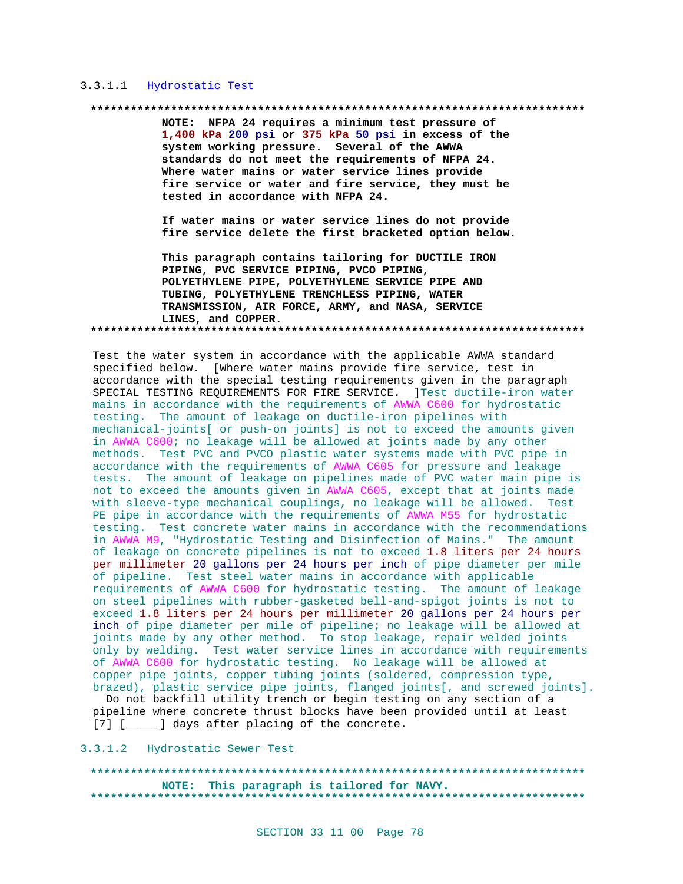#### 3.3.1.1 Hydrostatic Test

**************************************************************************

**NOTE: NFPA 24 requires a minimum test pressure of 1,400 kPa 200 psi or 375 kPa 50 psi in excess of the system working pressure. Several of the AWWA standards do not meet the requirements of NFPA 24. Where water mains or water service lines provide fire service or water and fire service, they must be tested in accordance with NFPA 24.**

**If water mains or water service lines do not provide fire service delete the first bracketed option below.**

**This paragraph contains tailoring for DUCTILE IRON PIPING, PVC SERVICE PIPING, PVCO PIPING, POLYETHYLENE PIPE, POLYETHYLENE SERVICE PIPE AND TUBING, POLYETHYLENE TRENCHLESS PIPING, WATER TRANSMISSION, AIR FORCE, ARMY, and NASA, SERVICE LINES, and COPPER.**

**************************************************************************

Test the water system in accordance with the applicable AWWA standard specified below. [Where water mains provide fire service, test in accordance with the special testing requirements given in the paragraph SPECIAL TESTING REQUIREMENTS FOR FIRE SERVICE. ]Test ductile-iron water mains in accordance with the requirements of AWWA C600 for hydrostatic testing. The amount of leakage on ductile-iron pipelines with mechanical-joints[ or push-on joints] is not to exceed the amounts given in AWWA C600; no leakage will be allowed at joints made by any other methods. Test PVC and PVCO plastic water systems made with PVC pipe in accordance with the requirements of AWWA C605 for pressure and leakage tests. The amount of leakage on pipelines made of PVC water main pipe is not to exceed the amounts given in AWWA C605, except that at joints made with sleeve-type mechanical couplings, no leakage will be allowed. Test PE pipe in accordance with the requirements of AWWA M55 for hydrostatic testing. Test concrete water mains in accordance with the recommendations in AWWA M9, "Hydrostatic Testing and Disinfection of Mains." The amount of leakage on concrete pipelines is not to exceed 1.8 liters per 24 hours per millimeter 20 gallons per 24 hours per inch of pipe diameter per mile of pipeline. Test steel water mains in accordance with applicable requirements of AWWA C600 for hydrostatic testing. The amount of leakage on steel pipelines with rubber-gasketed bell-and-spigot joints is not to exceed 1.8 liters per 24 hours per millimeter 20 gallons per 24 hours per inch of pipe diameter per mile of pipeline; no leakage will be allowed at joints made by any other method. To stop leakage, repair welded joints only by welding. Test water service lines in accordance with requirements of AWWA C600 for hydrostatic testing. No leakage will be allowed at copper pipe joints, copper tubing joints (soldered, compression type, brazed), plastic service pipe joints, flanged joints[, and screwed joints]. Do not backfill utility trench or begin testing on any section of a pipeline where concrete thrust blocks have been provided until at least [7] [_____] days after placing of the concrete.

#### 3.3.1.2 Hydrostatic Sewer Test

**************************************************************************

**NOTE: This paragraph is tailored for NAVY.**

**************************************************************************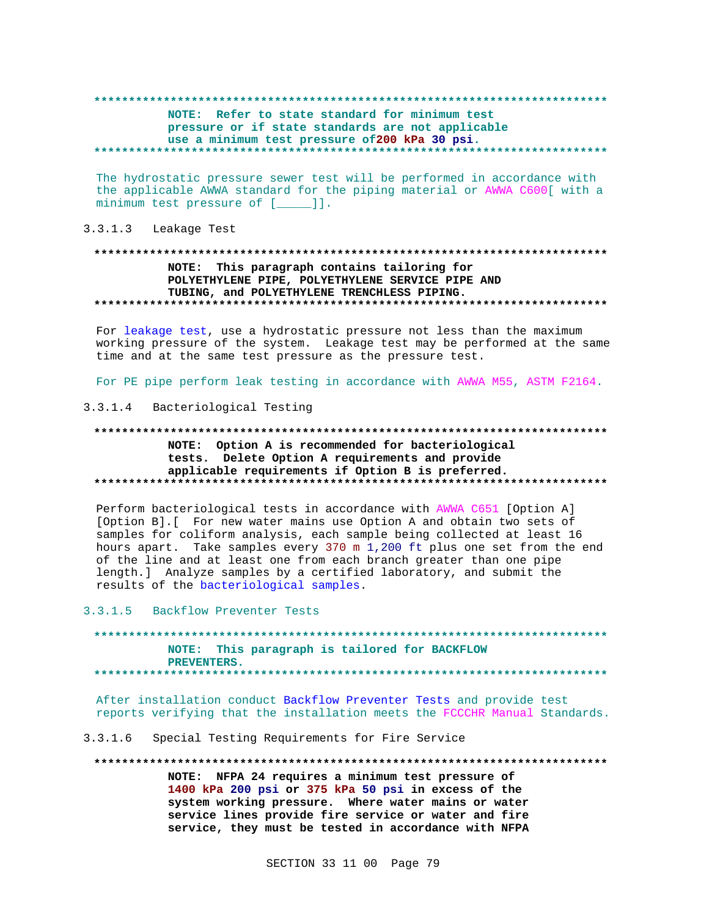**************************************************************************

**NOTE: Refer to state standard for minimum test pressure or if state standards are not applicable use a minimum test pressure of200 kPa 30 psi.**

**************************************************************************

The hydrostatic pressure sewer test will be performed in accordance with the applicable AWWA standard for the piping material or AWWA C600[ with a minimum test pressure of [_____]].

### 3.3.1.3 Leakage Test

**************************************************************************

**NOTE: This paragraph contains tailoring for POLYETHYLENE PIPE, POLYETHYLENE SERVICE PIPE AND TUBING, and POLYETHYLENE TRENCHLESS PIPING.**

**************************************************************************

For leakage test, use a hydrostatic pressure not less than the maximum working pressure of the system. Leakage test may be performed at the same time and at the same test pressure as the pressure test.

For PE pipe perform leak testing in accordance with AWWA M55, ASTM F2164.

### 3.3.1.4 Bacteriological Testing

**************************************************************************

**NOTE: Option A is recommended for bacteriological tests. Delete Option A requirements and provide applicable requirements if Option B is preferred.**

**************************************************************************

Perform bacteriological tests in accordance with AWWA C651 [Option A] [Option B].[ For new water mains use Option A and obtain two sets of samples for coliform analysis, each sample being collected at least 16 hours apart. Take samples every 370 m 1,200 ft plus one set from the end of the line and at least one from each branch greater than one pipe length.] Analyze samples by a certified laboratory, and submit the results of the bacteriological samples.

### 3.3.1.5 Backflow Preventer Tests

**************************************************************************

**NOTE: This paragraph is tailored for BACKFLOW PREVENTERS.**

**************************************************************************

After installation conduct Backflow Preventer Tests and provide test reports verifying that the installation meets the FCCCHR Manual Standards.

### 3.3.1.6 Special Testing Requirements for Fire Service

**************************************************************************

**NOTE: NFPA 24 requires a minimum test pressure of 1400 kPa 200 psi or 375 kPa 50 psi in excess of the system working pressure. Where water mains or water service lines provide fire service or water and fire service, they must be tested in accordance with NFPA**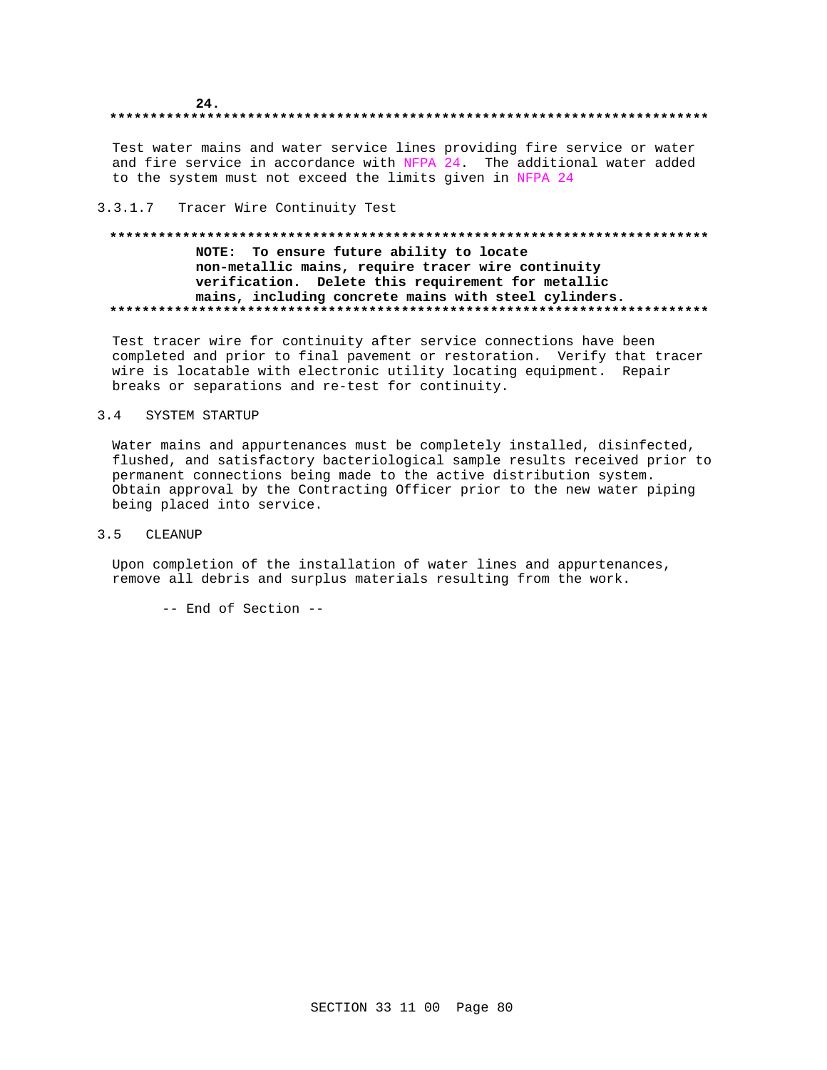**24.**
**************************************************************************

Test water mains and water service lines providing fire service or water and fire service in accordance with NFPA 24. The additional water added to the system must not exceed the limits given in NFPA 24

#### 3.3.1.7 Tracer Wire Continuity Test

**************************************************************************
**NOTE: To ensure future ability to locate non-metallic mains, require tracer wire continuity verification. Delete this requirement for metallic mains, including concrete mains with steel cylinders.**
**************************************************************************

Test tracer wire for continuity after service connections have been completed and prior to final pavement or restoration. Verify that tracer wire is locatable with electronic utility locating equipment. Repair breaks or separations and re-test for continuity.

## 3.4 SYSTEM STARTUP

Water mains and appurtenances must be completely installed, disinfected, flushed, and satisfactory bacteriological sample results received prior to permanent connections being made to the active distribution system. Obtain approval by the Contracting Officer prior to the new water piping being placed into service.

## 3.5 CLEANUP

Upon completion of the installation of water lines and appurtenances, remove all debris and surplus materials resulting from the work.

-- End of Section --